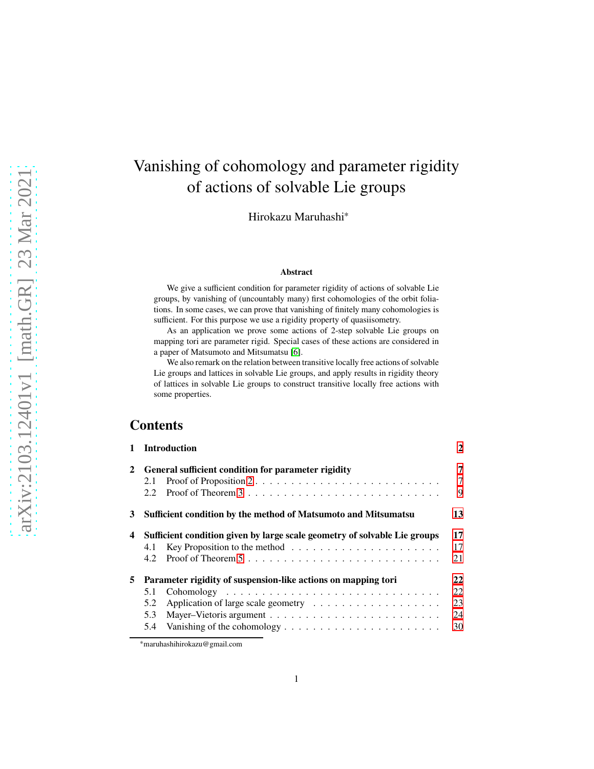# Vanishing of cohomology and parameter rigidity of actions of solvable Lie groups

Hirokazu Maruhashi*

### Abstract

We give a sufficient condition for parameter rigidity of actions of solvable Lie groups, by vanishing of (uncountably many) first cohomologies of the orbit foliations. In some cases, we can prove that vanishing of finitely many cohomologies is sufficient. For this purpose we use a rigidity property of quasiisometry.

As an application we prove some actions of 2-step solvable Lie groups on mapping tori are parameter rigid. Special cases of these actions are considered in a paper of Matsumoto and Mitsumatsu [6].

We also remark on the relation between transitive locally free actions of solvable Lie groups and lattices in solvable Lie groups, and apply results in rigidity theory of lattices in solvable Lie groups to construct transitive locally free actions with some properties.

## Contents

- **1 Introduction** — 2
- **2 General sufficient condition for parameter rigidity** — 7
  - 2.1 Proof of Proposition 2 — 7
  - 2.2 Proof of Theorem 3 — 9
- **3 Sufficient condition by the method of Matsumoto and Mitsumatsu** — 13
- **4 Sufficient condition given by large scale geometry of solvable Lie groups** — 17
  - 4.1 Key Proposition to the method — 17
  - 4.2 Proof of Theorem 5 — 21
- **5 Parameter rigidity of suspension-like actions on mapping tori** — 22
  - 5.1 Cohomology — 22
  - 5.2 Application of large scale geometry — 23
  - 5.3 Mayer–Vietoris argument — 24
  - 5.4 Vanishing of the cohomology — 30

*maruhashihirokazu@gmail.com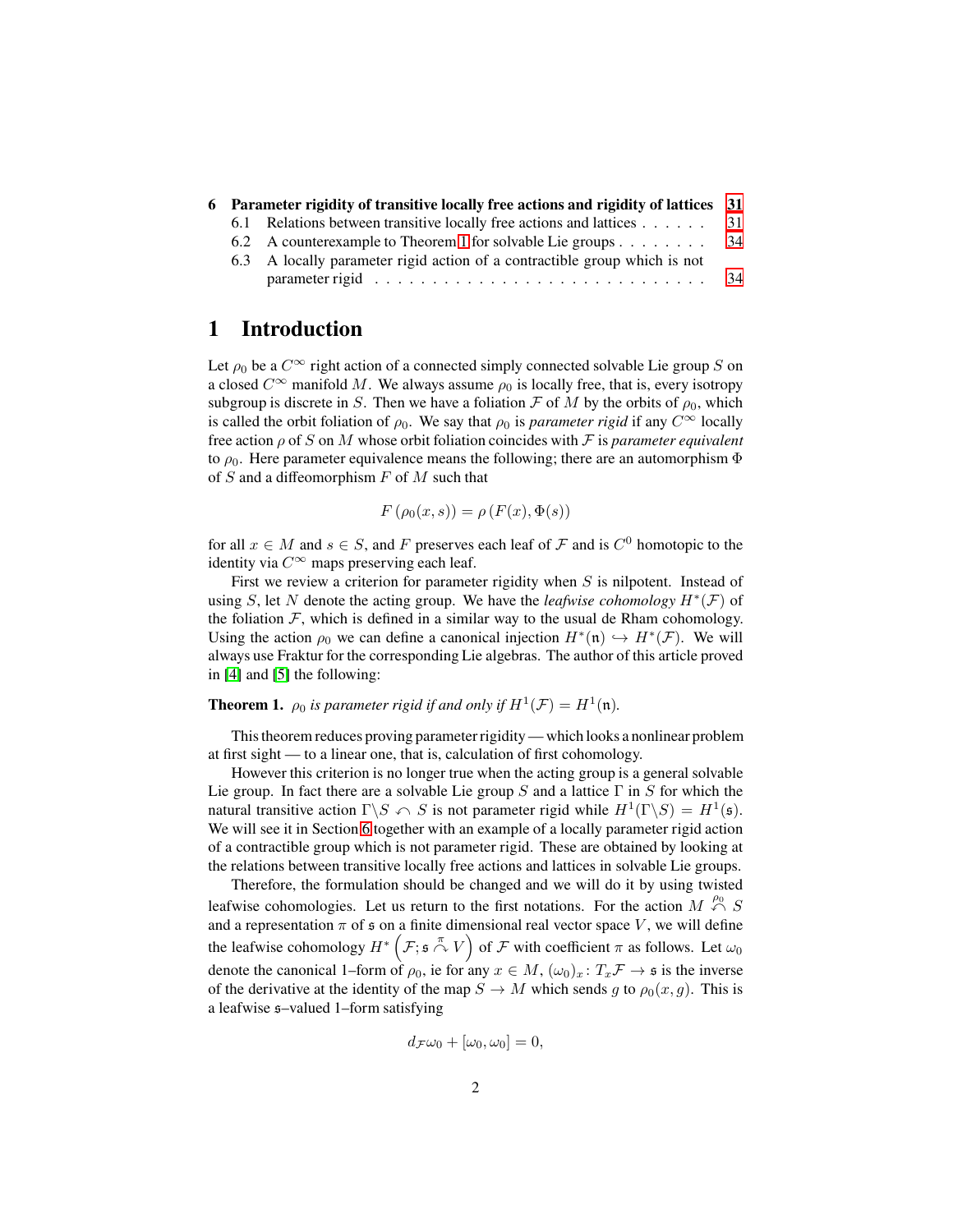6 **Parameter rigidity of transitive locally free actions and rigidity of lattices** 31
  - 6.1 Relations between transitive locally free actions and lattices . . . . . . 31
  - 6.2 A counterexample to Theorem 1 for solvable Lie groups . . . . . . . . 34
  - 6.3 A locally parameter rigid action of a contractible group which is not parameter rigid . . . . . . . . . . . . . . . . . . . . . . . . . . . . 34

# 1 Introduction

Let $\rho_0$ be a $C^\infty$ right action of a connected simply connected solvable Lie group $S$ on a closed $C^\infty$ manifold $M$. We always assume $\rho_0$ is locally free, that is, every isotropy subgroup is discrete in $S$. Then we have a foliation $\mathcal{F}$ of $M$ by the orbits of $\rho_0$, which is called the orbit foliation of $\rho_0$. We say that $\rho_0$ is *parameter rigid* if any $C^\infty$ locally free action $\rho$ of $S$ on $M$ whose orbit foliation coincides with $\mathcal{F}$ is *parameter equivalent* to $\rho_0$. Here parameter equivalence means the following; there are an automorphism $\Phi$ of $S$ and a diffeomorphism $F$ of $M$ such that

$$F(\rho_0(x, s)) = \rho(F(x), \Phi(s))$$

for all $x \in M$ and $s \in S$, and $F$ preserves each leaf of $\mathcal{F}$ and is $C^0$ homotopic to the identity via $C^\infty$ maps preserving each leaf.

First we review a criterion for parameter rigidity when $S$ is nilpotent. Instead of using $S$, let $N$ denote the acting group. We have the *leafwise cohomology* $H^*(\mathcal{F})$ of the foliation $\mathcal{F}$, which is defined in a similar way to the usual de Rham cohomology. Using the action $\rho_0$ we can define a canonical injection $H^*(\mathfrak{n}) \hookrightarrow H^*(\mathcal{F})$. We will always use Fraktur for the corresponding Lie algebras. The author of this article proved in [4] and [5] the following:

**Theorem 1.** *$\rho_0$ is parameter rigid if and only if $H^1(\mathcal{F}) = H^1(\mathfrak{n})$.*

This theorem reduces proving parameter rigidity — which looks a nonlinear problem at first sight — to a linear one, that is, calculation of first cohomology.

However this criterion is no longer true when the acting group is a general solvable Lie group. In fact there are a solvable Lie group $S$ and a lattice $\Gamma$ in $S$ for which the natural transitive action $\Gamma\backslash S \curvearrowleft S$ is not parameter rigid while $H^1(\Gamma\backslash S) = H^1(\mathfrak{s})$. We will see it in Section 6 together with an example of a locally parameter rigid action of a contractible group which is not parameter rigid. These are obtained by looking at the relations between transitive locally free actions and lattices in solvable Lie groups.

Therefore, the formulation should be changed and we will do it by using twisted leafwise cohomologies. Let us return to the first notations. For the action $M \overset{\rho_0}{\curvearrowleft} S$ and a representation $\pi$ of $\mathfrak{s}$ on a finite dimensional real vector space $V$, we will define the leafwise cohomology $H^*\left(\mathcal{F}; \mathfrak{s} \overset{\pi}{\curvearrowright} V\right)$ of $\mathcal{F}$ with coefficient $\pi$ as follows. Let $\omega_0$ denote the canonical 1–form of $\rho_0$, ie for any $x \in M$, $(\omega_0)_x \colon T_x\mathcal{F} \to \mathfrak{s}$ is the inverse of the derivative at the identity of the map $S \to M$ which sends $g$ to $\rho_0(x, g)$. This is a leafwise $\mathfrak{s}$–valued 1–form satisfying

$$d_{\mathcal{F}}\omega_0 + [\omega_0, \omega_0] = 0,$$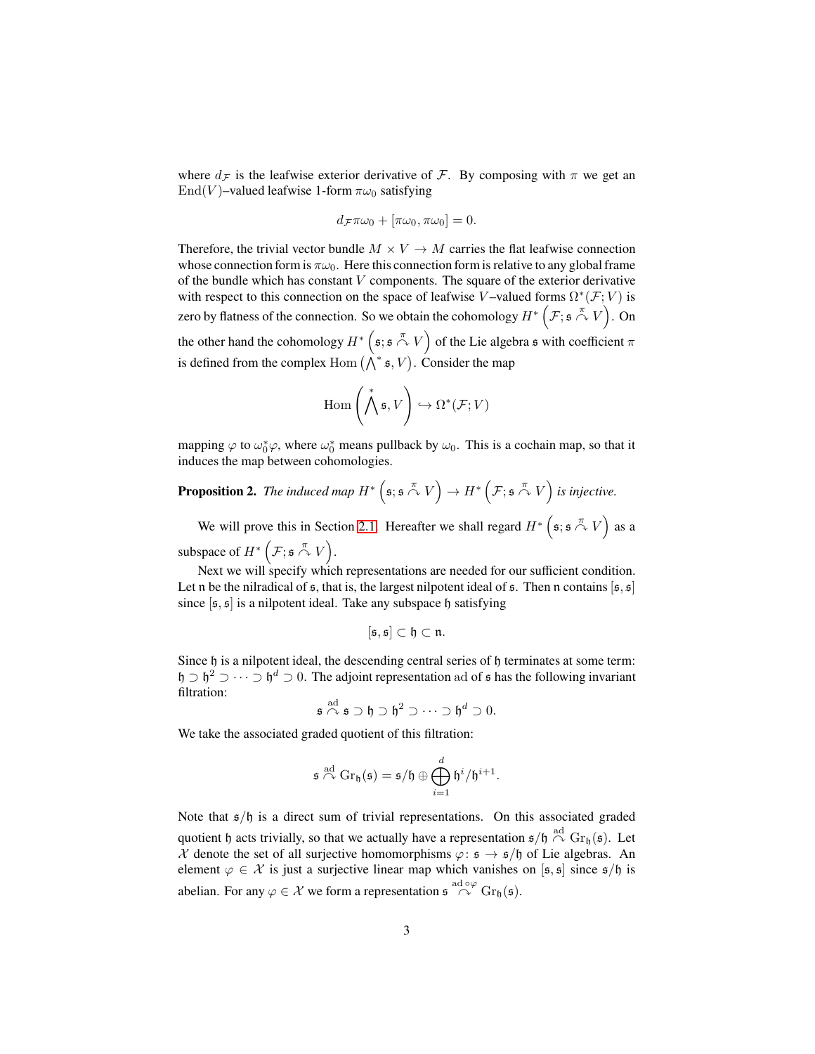where $d_{\mathcal{F}}$ is the leafwise exterior derivative of $\mathcal{F}$. By composing with $\pi$ we get an $\operatorname{End}(V)$–valued leafwise 1-form $\pi\omega_0$ satisfying

$$d_{\mathcal{F}}\pi\omega_0 + [\pi\omega_0, \pi\omega_0] = 0.$$

Therefore, the trivial vector bundle $M \times V \to M$ carries the flat leafwise connection whose connection form is $\pi\omega_0$. Here this connection form is relative to any global frame of the bundle which has constant $V$ components. The square of the exterior derivative with respect to this connection on the space of leafwise $V$–valued forms $\Omega^*(\mathcal{F}; V)$ is zero by flatness of the connection. So we obtain the cohomology $H^*\left(\mathcal{F}; \mathfrak{s} \overset{\pi}{\curvearrowright} V\right)$. On the other hand the cohomology $H^*\left(\mathfrak{s}; \mathfrak{s} \overset{\pi}{\curvearrowright} V\right)$ of the Lie algebra $\mathfrak{s}$ with coefficient $\pi$ is defined from the complex $\operatorname{Hom}\left(\bigwedge^* \mathfrak{s}, V\right)$. Consider the map

$$\operatorname{Hom}\left(\bigwedge^* \mathfrak{s}, V\right) \hookrightarrow \Omega^*(\mathcal{F}; V)$$

mapping $\varphi$ to $\omega_0^*\varphi$, where $\omega_0^*$ means pullback by $\omega_0$. This is a cochain map, so that it induces the map between cohomologies.

**Proposition 2.** *The induced map $H^*\left(\mathfrak{s}; \mathfrak{s} \overset{\pi}{\curvearrowright} V\right) \to H^*\left(\mathcal{F}; \mathfrak{s} \overset{\pi}{\curvearrowright} V\right)$ is injective.*

We will prove this in Section 2.1. Hereafter we shall regard $H^*\left(\mathfrak{s}; \mathfrak{s} \overset{\pi}{\curvearrowright} V\right)$ as a subspace of $H^*\left(\mathcal{F}; \mathfrak{s} \overset{\pi}{\curvearrowright} V\right)$.

Next we will specify which representations are needed for our sufficient condition. Let $\mathfrak{n}$ be the nilradical of $\mathfrak{s}$, that is, the largest nilpotent ideal of $\mathfrak{s}$. Then $\mathfrak{n}$ contains $[\mathfrak{s}, \mathfrak{s}]$ since $[\mathfrak{s}, \mathfrak{s}]$ is a nilpotent ideal. Take any subspace $\mathfrak{h}$ satisfying

$$[\mathfrak{s}, \mathfrak{s}] \subset \mathfrak{h} \subset \mathfrak{n}.$$

Since $\mathfrak{h}$ is a nilpotent ideal, the descending central series of $\mathfrak{h}$ terminates at some term: $\mathfrak{h} \supset \mathfrak{h}^2 \supset \cdots \supset \mathfrak{h}^d \supset 0$. The adjoint representation $\operatorname{ad}$ of $\mathfrak{s}$ has the following invariant filtration:

$$\mathfrak{s} \overset{\operatorname{ad}}{\curvearrowright} \mathfrak{s} \supset \mathfrak{h} \supset \mathfrak{h}^2 \supset \cdots \supset \mathfrak{h}^d \supset 0.$$

We take the associated graded quotient of this filtration:

$$\mathfrak{s} \overset{\operatorname{ad}}{\curvearrowright} \operatorname{Gr}_{\mathfrak{h}}(\mathfrak{s}) = \mathfrak{s}/\mathfrak{h} \oplus \bigoplus_{i=1}^{d} \mathfrak{h}^i/\mathfrak{h}^{i+1}.$$

Note that $\mathfrak{s}/\mathfrak{h}$ is a direct sum of trivial representations. On this associated graded quotient $\mathfrak{h}$ acts trivially, so that we actually have a representation $\mathfrak{s}/\mathfrak{h} \overset{\operatorname{ad}}{\curvearrowright} \operatorname{Gr}_{\mathfrak{h}}(\mathfrak{s})$. Let $\mathcal{X}$ denote the set of all surjective homomorphisms $\varphi\colon \mathfrak{s} \to \mathfrak{s}/\mathfrak{h}$ of Lie algebras. An element $\varphi \in \mathcal{X}$ is just a surjective linear map which vanishes on $[\mathfrak{s}, \mathfrak{s}]$ since $\mathfrak{s}/\mathfrak{h}$ is abelian. For any $\varphi \in \mathcal{X}$ we form a representation $\mathfrak{s} \overset{\operatorname{ad}\circ\varphi}{\curvearrowright} \operatorname{Gr}_{\mathfrak{h}}(\mathfrak{s})$.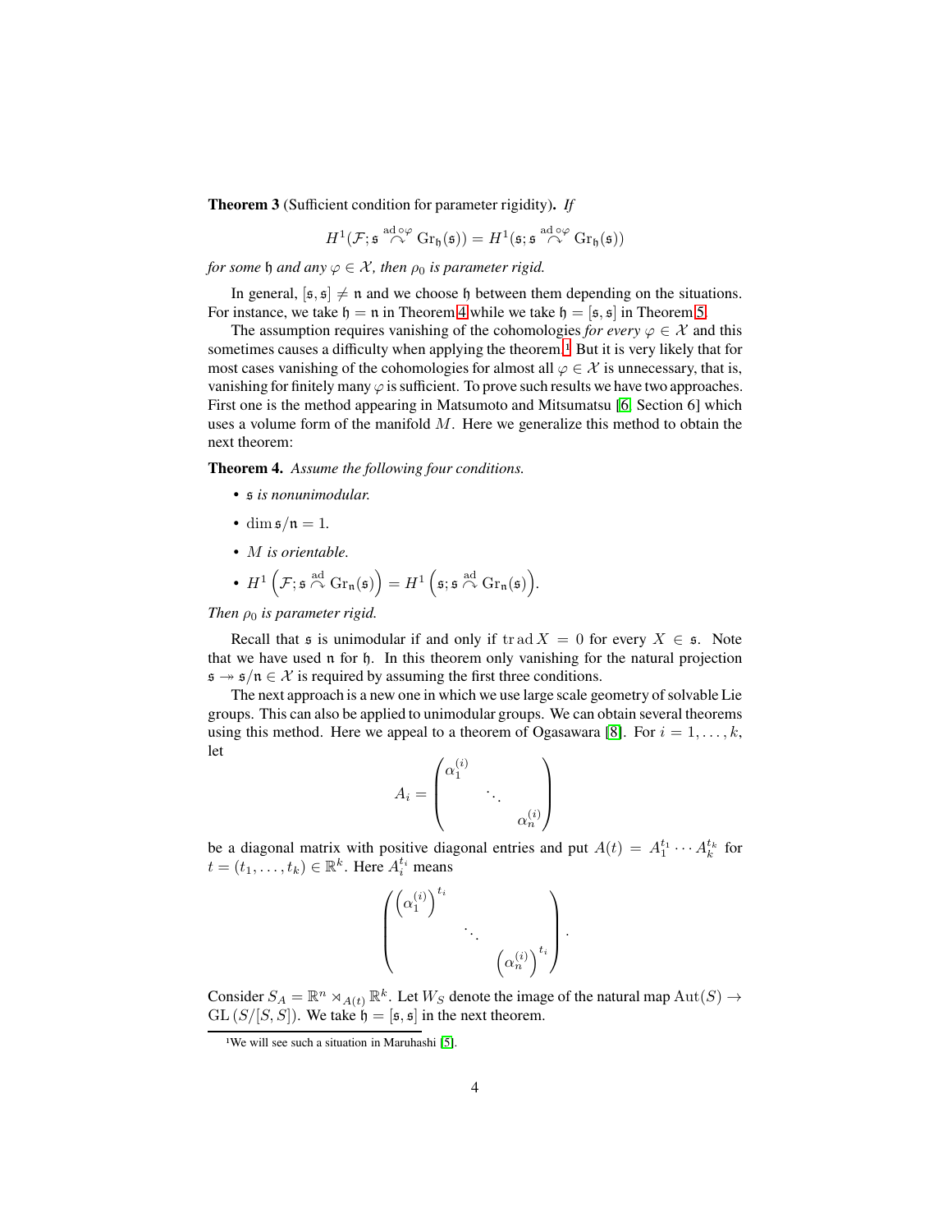**Theorem 3** (Sufficient condition for parameter rigidity)**.** *If*

$$H^1(\mathcal{F}; \mathfrak{s} \overset{\mathrm{ad} \circ \varphi}{\curvearrowright} \mathrm{Gr}_{\mathfrak{h}}(\mathfrak{s})) = H^1(\mathfrak{s}; \mathfrak{s} \overset{\mathrm{ad} \circ \varphi}{\curvearrowright} \mathrm{Gr}_{\mathfrak{h}}(\mathfrak{s}))$$

*for some* $\mathfrak{h}$ *and any* $\varphi \in \mathcal{X}$*, then* $\rho_0$ *is parameter rigid.*

In general, $[\mathfrak{s}, \mathfrak{s}] \neq \mathfrak{n}$ and we choose $\mathfrak{h}$ between them depending on the situations. For instance, we take $\mathfrak{h} = \mathfrak{n}$ in Theorem 4 while we take $\mathfrak{h} = [\mathfrak{s}, \mathfrak{s}]$ in Theorem 5.

The assumption requires vanishing of the cohomologies *for every* $\varphi \in \mathcal{X}$ and this sometimes causes a difficulty when applying the theorem.[1] But it is very likely that for most cases vanishing of the cohomologies for almost all $\varphi \in \mathcal{X}$ is unnecessary, that is, vanishing for finitely many $\varphi$ is sufficient. To prove such results we have two approaches. First one is the method appearing in Matsumoto and Mitsumatsu [6, Section 6] which uses a volume form of the manifold $M$. Here we generalize this method to obtain the next theorem:

**Theorem 4.** *Assume the following four conditions.*

- $\mathfrak{s}$ *is nonunimodular.*
- $\dim \mathfrak{s}/\mathfrak{n} = 1$.
- $M$ *is orientable.*
- $H^1\left(\mathcal{F}; \mathfrak{s} \overset{\mathrm{ad}}{\curvearrowright} \mathrm{Gr}_{\mathfrak{n}}(\mathfrak{s})\right) = H^1\left(\mathfrak{s}; \mathfrak{s} \overset{\mathrm{ad}}{\curvearrowright} \mathrm{Gr}_{\mathfrak{n}}(\mathfrak{s})\right)$.

*Then* $\rho_0$ *is parameter rigid.*

Recall that $\mathfrak{s}$ is unimodular if and only if $\operatorname{tr} \operatorname{ad} X = 0$ for every $X \in \mathfrak{s}$. Note that we have used $\mathfrak{n}$ for $\mathfrak{h}$. In this theorem only vanishing for the natural projection $\mathfrak{s} \twoheadrightarrow \mathfrak{s}/\mathfrak{n} \in \mathcal{X}$ is required by assuming the first three conditions.

The next approach is a new one in which we use large scale geometry of solvable Lie groups. This can also be applied to unimodular groups. We can obtain several theorems using this method. Here we appeal to a theorem of Ogasawara [8]. For $i = 1, \ldots, k$, let

$$A_i = \begin{pmatrix} \alpha_1^{(i)} & & \\ & \ddots & \\ & & \alpha_n^{(i)} \end{pmatrix}$$

be a diagonal matrix with positive diagonal entries and put $A(t) = A_1^{t_1} \cdots A_k^{t_k}$ for $t = (t_1, \ldots, t_k) \in \mathbb{R}^k$. Here $A_i^{t_i}$ means

$$\begin{pmatrix} \left(\alpha_1^{(i)}\right)^{t_i} & & \\ & \ddots & \\ & & \left(\alpha_n^{(i)}\right)^{t_i} \end{pmatrix}.$$

Consider $S_A = \mathbb{R}^n \rtimes_{A(t)} \mathbb{R}^k$. Let $W_S$ denote the image of the natural map $\mathrm{Aut}(S) \to \mathrm{GL}\left(S/[S,S]\right)$. We take $\mathfrak{h} = [\mathfrak{s}, \mathfrak{s}]$ in the next theorem.

[1] We will see such a situation in Maruhashi [5].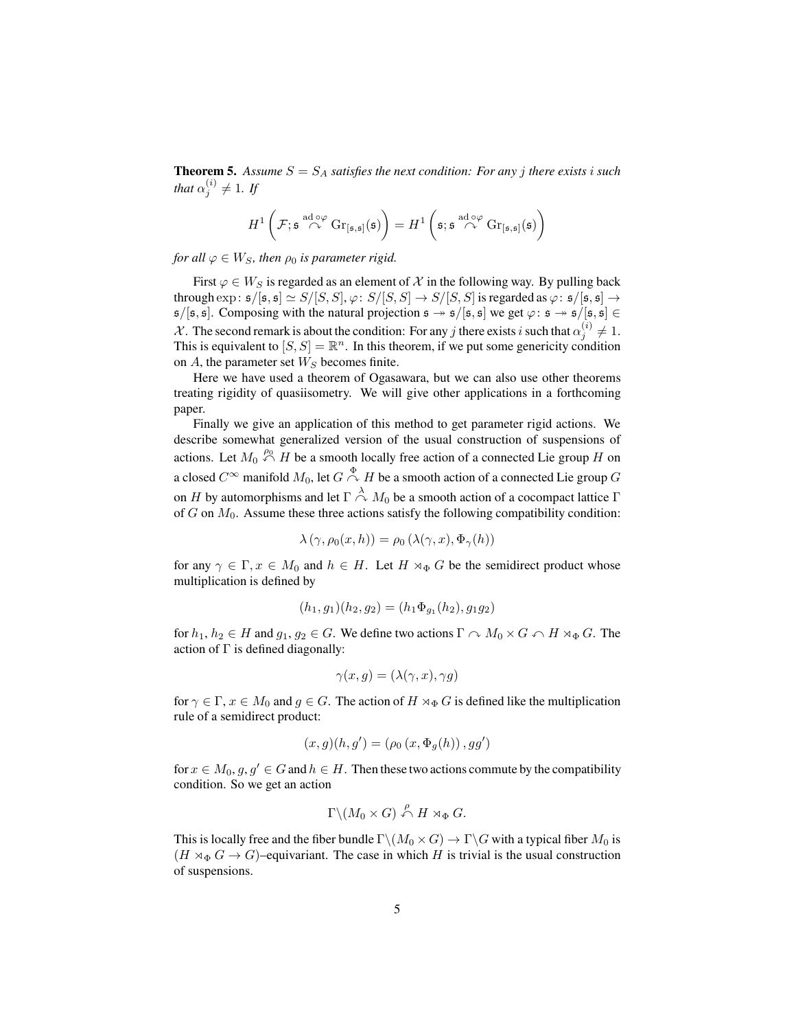**Theorem 5.** *Assume $S = S_A$ satisfies the next condition: For any $j$ there exists $i$ such that $\alpha_j^{(i)} \neq 1$. If*

$$H^1\left(\mathcal{F}; \mathfrak{s} \overset{\mathrm{ad}\circ\varphi}{\curvearrowright} \mathrm{Gr}_{[\mathfrak{s},\mathfrak{s}]}(\mathfrak{s})\right) = H^1\left(\mathfrak{s}; \mathfrak{s} \overset{\mathrm{ad}\circ\varphi}{\curvearrowright} \mathrm{Gr}_{[\mathfrak{s},\mathfrak{s}]}(\mathfrak{s})\right)$$

*for all $\varphi \in W_S$, then $\rho_0$ is parameter rigid.*

First $\varphi \in W_S$ is regarded as an element of $\mathcal{X}$ in the following way. By pulling back through $\exp\colon \mathfrak{s}/[\mathfrak{s},\mathfrak{s}] \simeq S/[S,S]$, $\varphi\colon S/[S,S] \to S/[S,S]$ is regarded as $\varphi\colon \mathfrak{s}/[\mathfrak{s},\mathfrak{s}] \to \mathfrak{s}/[\mathfrak{s},\mathfrak{s}]$. Composing with the natural projection $\mathfrak{s} \twoheadrightarrow \mathfrak{s}/[\mathfrak{s},\mathfrak{s}]$ we get $\varphi\colon \mathfrak{s} \twoheadrightarrow \mathfrak{s}/[\mathfrak{s},\mathfrak{s}] \in \mathcal{X}$. The second remark is about the condition: For any $j$ there exists $i$ such that $\alpha_j^{(i)} \neq 1$. This is equivalent to $[S,S] = \mathbb{R}^n$. In this theorem, if we put some genericity condition on $A$, the parameter set $W_S$ becomes finite.

Here we have used a theorem of Ogasawara, but we can also use other theorems treating rigidity of quasiisometry. We will give other applications in a forthcoming paper.

Finally we give an application of this method to get parameter rigid actions. We describe somewhat generalized version of the usual construction of suspensions of actions. Let $M_0 \overset{\rho_0}{\curvearrowleft} H$ be a smooth locally free action of a connected Lie group $H$ on a closed $C^\infty$ manifold $M_0$, let $G \overset{\Phi}{\curvearrowright} H$ be a smooth action of a connected Lie group $G$ on $H$ by automorphisms and let $\Gamma \overset{\lambda}{\curvearrowright} M_0$ be a smooth action of a cocompact lattice $\Gamma$ of $G$ on $M_0$. Assume these three actions satisfy the following compatibility condition:

$$\lambda\left(\gamma, \rho_0(x,h)\right) = \rho_0\left(\lambda(\gamma, x), \Phi_\gamma(h)\right)$$

for any $\gamma \in \Gamma$, $x \in M_0$ and $h \in H$. Let $H \rtimes_\Phi G$ be the semidirect product whose multiplication is defined by

$$(h_1, g_1)(h_2, g_2) = (h_1 \Phi_{g_1}(h_2), g_1 g_2)$$

for $h_1, h_2 \in H$ and $g_1, g_2 \in G$. We define two actions $\Gamma \curvearrowright M_0 \times G \curvearrowleft H \rtimes_\Phi G$. The action of $\Gamma$ is defined diagonally:

$$\gamma(x,g) = (\lambda(\gamma, x), \gamma g)$$

for $\gamma \in \Gamma$, $x \in M_0$ and $g \in G$. The action of $H \rtimes_\Phi G$ is defined like the multiplication rule of a semidirect product:

$$(x,g)(h,g') = \left(\rho_0\left(x, \Phi_g(h)\right), gg'\right)$$

for $x \in M_0$, $g, g' \in G$ and $h \in H$. Then these two actions commute by the compatibility condition. So we get an action

$$\Gamma \backslash (M_0 \times G) \overset{\rho}{\curvearrowleft} H \rtimes_\Phi G.$$

This is locally free and the fiber bundle $\Gamma\backslash(M_0 \times G) \to \Gamma\backslash G$ with a typical fiber $M_0$ is $(H \rtimes_\Phi G \to G)$–equivariant. The case in which $H$ is trivial is the usual construction of suspensions.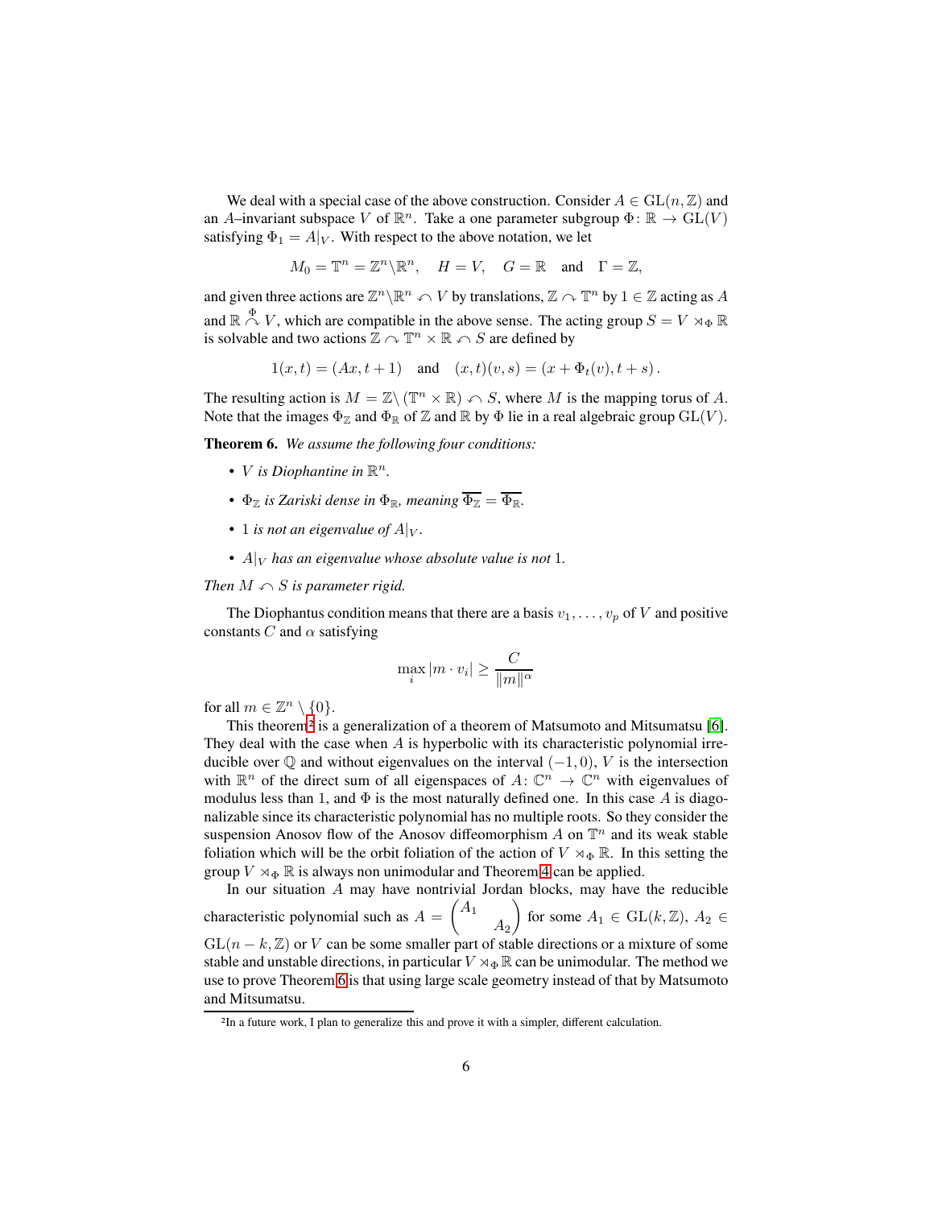We deal with a special case of the above construction. Consider $A \in \mathrm{GL}(n, \mathbb{Z})$ and an $A$–invariant subspace $V$ of $\mathbb{R}^n$. Take a one parameter subgroup $\Phi \colon \mathbb{R} \to \mathrm{GL}(V)$ satisfying $\Phi_1 = A|_V$. With respect to the above notation, we let

$$M_0 = \mathbb{T}^n = \mathbb{Z}^n \backslash \mathbb{R}^n, \quad H = V, \quad G = \mathbb{R} \quad \text{and} \quad \Gamma = \mathbb{Z},$$

and given three actions are $\mathbb{Z}^n \backslash \mathbb{R}^n \curvearrowleft V$ by translations, $\mathbb{Z} \curvearrowright \mathbb{T}^n$ by $1 \in \mathbb{Z}$ acting as $A$ and $\mathbb{R} \overset{\Phi}{\curvearrowright} V$, which are compatible in the above sense. The acting group $S = V \rtimes_\Phi \mathbb{R}$ is solvable and two actions $\mathbb{Z} \curvearrowright \mathbb{T}^n \times \mathbb{R} \curvearrowleft S$ are defined by

$$1(x, t) = (Ax, t + 1) \quad \text{and} \quad (x, t)(v, s) = (x + \Phi_t(v), t + s)\,.$$

The resulting action is $M = \mathbb{Z} \backslash (\mathbb{T}^n \times \mathbb{R}) \curvearrowleft S$, where $M$ is the mapping torus of $A$. Note that the images $\Phi_\mathbb{Z}$ and $\Phi_\mathbb{R}$ of $\mathbb{Z}$ and $\mathbb{R}$ by $\Phi$ lie in a real algebraic group $\mathrm{GL}(V)$.

**Theorem 6.** *We assume the following four conditions:*

- *$V$ is Diophantine in $\mathbb{R}^n$.*
- *$\Phi_\mathbb{Z}$ is Zariski dense in $\Phi_\mathbb{R}$, meaning $\overline{\Phi_\mathbb{Z}} = \overline{\Phi_\mathbb{R}}$.*
- *$1$ is not an eigenvalue of $A|_V$.*
- *$A|_V$ has an eigenvalue whose absolute value is not $1$.*

*Then $M \curvearrowleft S$ is parameter rigid.*

The Diophantus condition means that there are a basis $v_1, \ldots, v_p$ of $V$ and positive constants $C$ and $\alpha$ satisfying

$$\max_i |m \cdot v_i| \geq \frac{C}{\|m\|^\alpha}$$

for all $m \in \mathbb{Z}^n \setminus \{0\}$.

This theorem[2] is a generalization of a theorem of Matsumoto and Mitsumatsu [6]. They deal with the case when $A$ is hyperbolic with its characteristic polynomial irreducible over $\mathbb{Q}$ and without eigenvalues on the interval $(-1, 0)$, $V$ is the intersection with $\mathbb{R}^n$ of the direct sum of all eigenspaces of $A \colon \mathbb{C}^n \to \mathbb{C}^n$ with eigenvalues of modulus less than 1, and $\Phi$ is the most naturally defined one. In this case $A$ is diagonalizable since its characteristic polynomial has no multiple roots. So they consider the suspension Anosov flow of the Anosov diffeomorphism $A$ on $\mathbb{T}^n$ and its weak stable foliation which will be the orbit foliation of the action of $V \rtimes_\Phi \mathbb{R}$. In this setting the group $V \rtimes_\Phi \mathbb{R}$ is always non unimodular and Theorem 4 can be applied.

In our situation $A$ may have nontrivial Jordan blocks, may have the reducible characteristic polynomial such as $A = \begin{pmatrix} A_1 & \\ & A_2 \end{pmatrix}$ for some $A_1 \in \mathrm{GL}(k, \mathbb{Z})$, $A_2 \in \mathrm{GL}(n - k, \mathbb{Z})$ or $V$ can be some smaller part of stable directions or a mixture of some stable and unstable directions, in particular $V \rtimes_\Phi \mathbb{R}$ can be unimodular. The method we use to prove Theorem 6 is that using large scale geometry instead of that by Matsumoto and Mitsumatsu.

[2] In a future work, I plan to generalize this and prove it with a simpler, different calculation.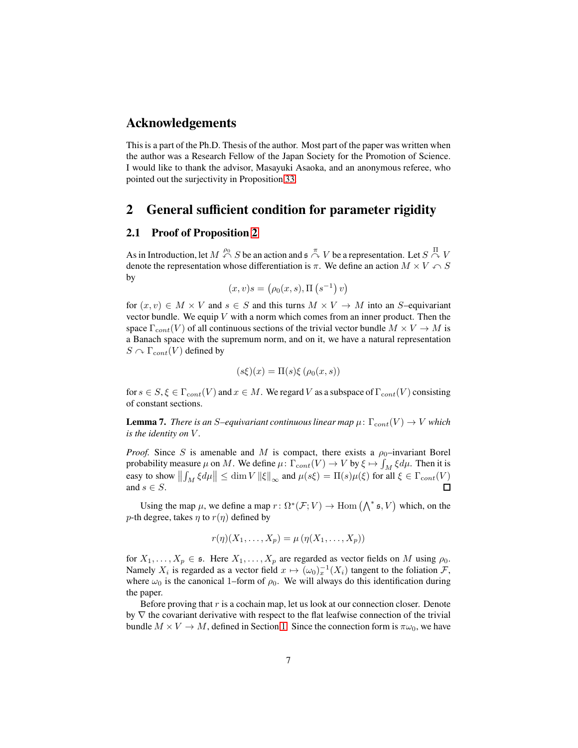## Acknowledgements

This is a part of the Ph.D. Thesis of the author. Most part of the paper was written when the author was a Research Fellow of the Japan Society for the Promotion of Science. I would like to thank the advisor, Masayuki Asaoka, and an anonymous referee, who pointed out the surjectivity in Proposition 33.

# 2 General sufficient condition for parameter rigidity

## 2.1 Proof of Proposition 2

As in Introduction, let $M \overset{\rho_0}{\curvearrowleft} S$ be an action and $\mathfrak{s} \overset{\pi}{\curvearrowright} V$ be a representation. Let $S \overset{\Pi}{\curvearrowright} V$ denote the representation whose differentiation is $\pi$. We define an action $M \times V \curvearrowleft S$ by

$$(x, v)s = \left(\rho_0(x, s), \Pi\left(s^{-1}\right) v\right)$$

for $(x, v) \in M \times V$ and $s \in S$ and this turns $M \times V \to M$ into an $S$–equivariant vector bundle. We equip $V$ with a norm which comes from an inner product. Then the space $\Gamma_{cont}(V)$ of all continuous sections of the trivial vector bundle $M \times V \to M$ is a Banach space with the supremum norm, and on it, we have a natural representation $S \curvearrowright \Gamma_{cont}(V)$ defined by

$$(s\xi)(x) = \Pi(s)\xi\left(\rho_0(x, s)\right)$$

for $s \in S, \xi \in \Gamma_{cont}(V)$ and $x \in M$. We regard $V$ as a subspace of $\Gamma_{cont}(V)$ consisting of constant sections.

**Lemma 7.** *There is an $S$–equivariant continuous linear map $\mu\colon \Gamma_{cont}(V) \to V$ which is the identity on $V$.*

*Proof.* Since $S$ is amenable and $M$ is compact, there exists a $\rho_0$–invariant Borel probability measure $\mu$ on $M$. We define $\mu\colon \Gamma_{cont}(V) \to V$ by $\xi \mapsto \int_M \xi d\mu$. Then it is easy to show $\left\| \int_M \xi d\mu \right\| \leq \dim V \left\|\xi\right\|_\infty$ and $\mu(s\xi) = \Pi(s)\mu(\xi)$ for all $\xi \in \Gamma_{cont}(V)$ and $s \in S$. □

Using the map $\mu$, we define a map $r\colon \Omega^*(\mathcal{F}; V) \to \operatorname{Hom}\left(\bigwedge^* \mathfrak{s}, V\right)$ which, on the $p$-th degree, takes $\eta$ to $r(\eta)$ defined by

$$r(\eta)(X_1, \ldots, X_p) = \mu\left(\eta(X_1, \ldots, X_p)\right)$$

for $X_1, \ldots, X_p \in \mathfrak{s}$. Here $X_1, \ldots, X_p$ are regarded as vector fields on $M$ using $\rho_0$. Namely $X_i$ is regarded as a vector field $x \mapsto (\omega_0)_x^{-1}(X_i)$ tangent to the foliation $\mathcal{F}$, where $\omega_0$ is the canonical 1–form of $\rho_0$. We will always do this identification during the paper.

Before proving that $r$ is a cochain map, let us look at our connection closer. Denote by $\nabla$ the covariant derivative with respect to the flat leafwise connection of the trivial bundle $M \times V \to M$, defined in Section 1. Since the connection form is $\pi\omega_0$, we have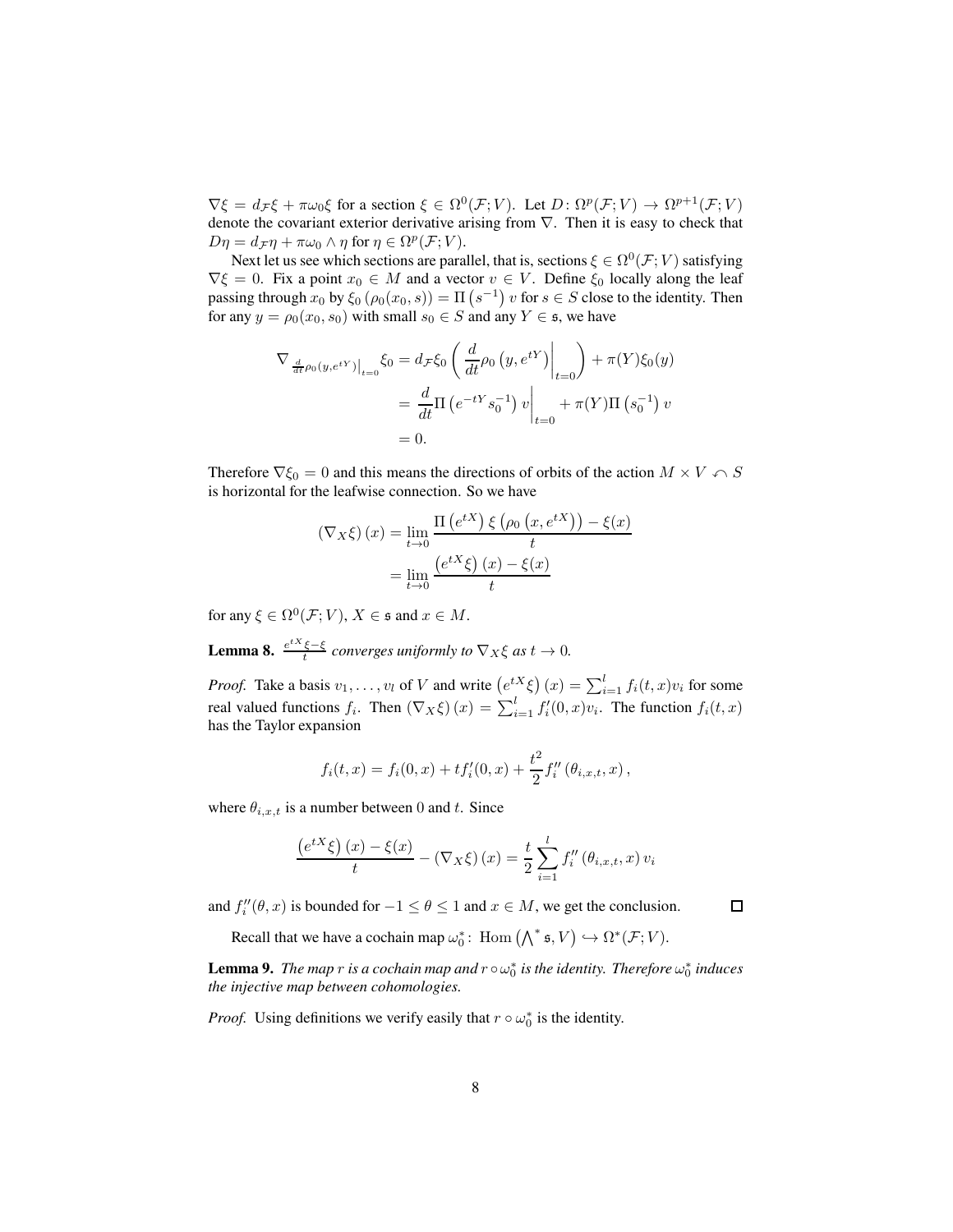$\nabla \xi = d_{\mathcal{F}} \xi + \pi \omega_0 \xi$ for a section $\xi \in \Omega^0(\mathcal{F}; V)$. Let $D\colon \Omega^p(\mathcal{F}; V) \to \Omega^{p+1}(\mathcal{F}; V)$ denote the covariant exterior derivative arising from $\nabla$. Then it is easy to check that $D\eta = d_{\mathcal{F}} \eta + \pi \omega_0 \wedge \eta$ for $\eta \in \Omega^p(\mathcal{F}; V)$.

Next let us see which sections are parallel, that is, sections $\xi \in \Omega^0(\mathcal{F}; V)$ satisfying $\nabla \xi = 0$. Fix a point $x_0 \in M$ and a vector $v \in V$. Define $\xi_0$ locally along the leaf passing through $x_0$ by $\xi_0\left(\rho_0(x_0, s)\right) = \Pi\left(s^{-1}\right) v$ for $s \in S$ close to the identity. Then for any $y = \rho_0(x_0, s_0)$ with small $s_0 \in S$ and any $Y \in \mathfrak{s}$, we have

$$
\begin{aligned}
\nabla_{\frac{d}{dt}\rho_0(y, e^{tY})\big|_{t=0}} \xi_0 &= d_{\mathcal{F}} \xi_0 \left( \frac{d}{dt} \rho_0\left(y, e^{tY}\right)\bigg|_{t=0} \right) + \pi(Y) \xi_0(y) \\
&= \frac{d}{dt} \Pi\left(e^{-tY} s_0^{-1}\right) v \bigg|_{t=0} + \pi(Y) \Pi\left(s_0^{-1}\right) v \\
&= 0.
\end{aligned}
$$

Therefore $\nabla \xi_0 = 0$ and this means the directions of orbits of the action $M \times V \curvearrowleft S$ is horizontal for the leafwise connection. So we have

$$
\begin{aligned}
\left(\nabla_X \xi\right)(x) &= \lim_{t \to 0} \frac{\Pi\left(e^{tX}\right) \xi\left(\rho_0\left(x, e^{tX}\right)\right) - \xi(x)}{t} \\
&= \lim_{t \to 0} \frac{\left(e^{tX} \xi\right)(x) - \xi(x)}{t}
\end{aligned}
$$

for any $\xi \in \Omega^0(\mathcal{F}; V)$, $X \in \mathfrak{s}$ and $x \in M$.

**Lemma 8.** *$\frac{e^{tX}\xi - \xi}{t}$ converges uniformly to $\nabla_X \xi$ as $t \to 0$.*

*Proof.* Take a basis $v_1, \ldots, v_l$ of $V$ and write $\left(e^{tX} \xi\right)(x) = \sum_{i=1}^{l} f_i(t, x) v_i$ for some real valued functions $f_i$. Then $\left(\nabla_X \xi\right)(x) = \sum_{i=1}^{l} f_i'(0, x) v_i$. The function $f_i(t, x)$ has the Taylor expansion

$$
f_i(t, x) = f_i(0, x) + t f_i'(0, x) + \frac{t^2}{2} f_i''\left(\theta_{i,x,t}, x\right),
$$

where $\theta_{i,x,t}$ is a number between $0$ and $t$. Since

$$
\frac{\left(e^{tX} \xi\right)(x) - \xi(x)}{t} - \left(\nabla_X \xi\right)(x) = \frac{t}{2} \sum_{i=1}^{l} f_i''\left(\theta_{i,x,t}, x\right) v_i
$$

and $f_i''(\theta, x)$ is bounded for $-1 \leq \theta \leq 1$ and $x \in M$, we get the conclusion. $\square$

Recall that we have a cochain map $\omega_0^*\colon \operatorname{Hom}\left(\bigwedge^* \mathfrak{s}, V\right) \hookrightarrow \Omega^*(\mathcal{F}; V)$.

**Lemma 9.** *The map $r$ is a cochain map and $r \circ \omega_0^*$ is the identity. Therefore $\omega_0^*$ induces the injective map between cohomologies.*

*Proof.* Using definitions we verify easily that $r \circ \omega_0^*$ is the identity.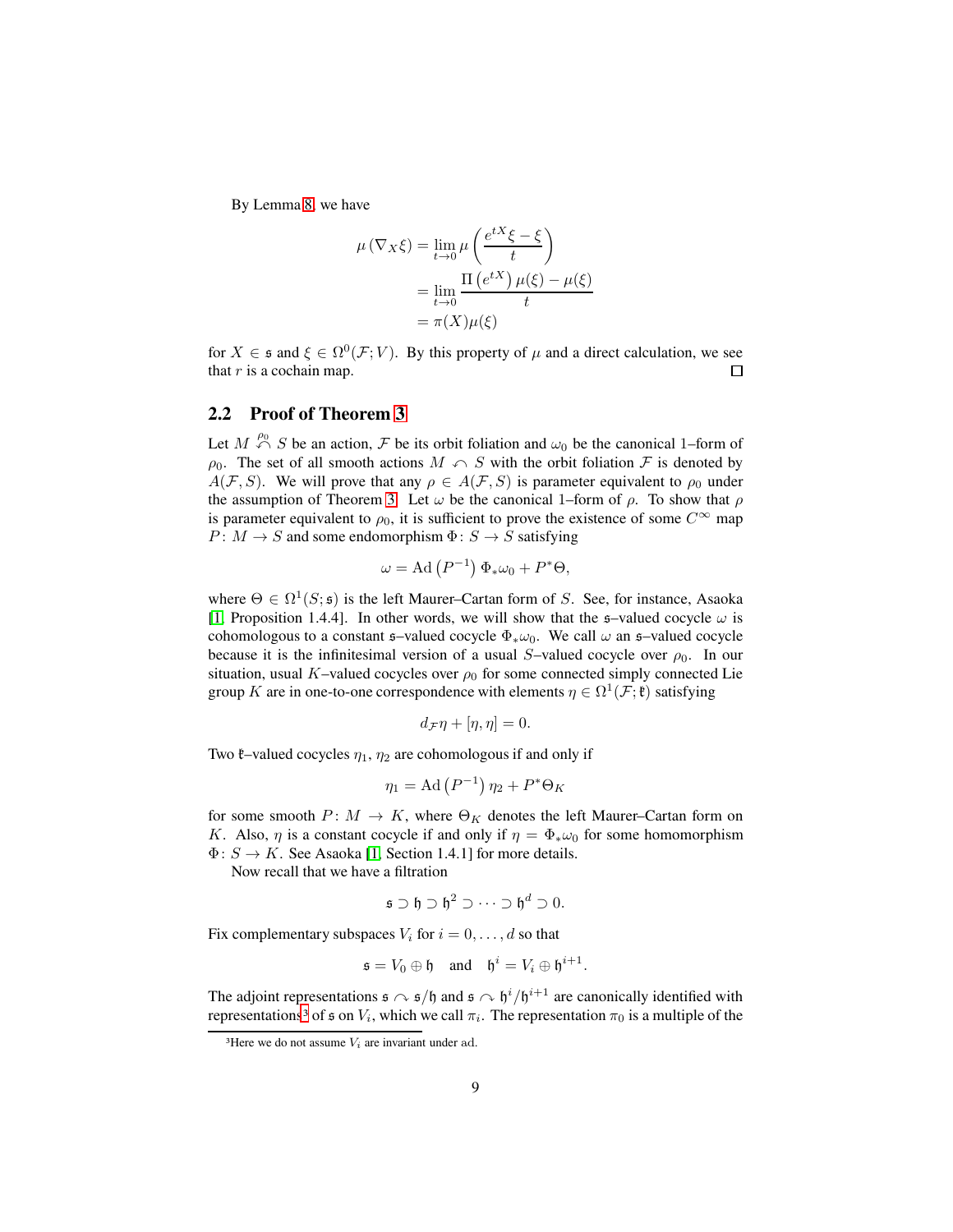By Lemma 8, we have

$$
\begin{aligned}
\mu\left(\nabla_X \xi\right) &= \lim_{t\to 0} \mu\left(\frac{e^{tX}\xi - \xi}{t}\right) \\
&= \lim_{t\to 0} \frac{\Pi\left(e^{tX}\right)\mu(\xi) - \mu(\xi)}{t} \\
&= \pi(X)\mu(\xi)
\end{aligned}
$$

for $X \in \mathfrak{s}$ and $\xi \in \Omega^0(\mathcal{F}; V)$. By this property of $\mu$ and a direct calculation, we see that $r$ is a cochain map. $\square$

## 2.2 Proof of Theorem 3

Let $M \overset{\rho_0}{\curvearrowleft} S$ be an action, $\mathcal{F}$ be its orbit foliation and $\omega_0$ be the canonical 1–form of $\rho_0$. The set of all smooth actions $M \curvearrowleft S$ with the orbit foliation $\mathcal{F}$ is denoted by $A(\mathcal{F}, S)$. We will prove that any $\rho \in A(\mathcal{F}, S)$ is parameter equivalent to $\rho_0$ under the assumption of Theorem 3. Let $\omega$ be the canonical 1–form of $\rho$. To show that $\rho$ is parameter equivalent to $\rho_0$, it is sufficient to prove the existence of some $C^\infty$ map $P\colon M \to S$ and some endomorphism $\Phi\colon S \to S$ satisfying

$$
\omega = \mathrm{Ad}\left(P^{-1}\right)\Phi_*\omega_0 + P^*\Theta,
$$

where $\Theta \in \Omega^1(S; \mathfrak{s})$ is the left Maurer–Cartan form of $S$. See, for instance, Asaoka [1, Proposition 1.4.4]. In other words, we will show that the $\mathfrak{s}$–valued cocycle $\omega$ is cohomologous to a constant $\mathfrak{s}$–valued cocycle $\Phi_*\omega_0$. We call $\omega$ an $\mathfrak{s}$–valued cocycle because it is the infinitesimal version of a usual $S$–valued cocycle over $\rho_0$. In our situation, usual $K$–valued cocycles over $\rho_0$ for some connected simply connected Lie group $K$ are in one-to-one correspondence with elements $\eta \in \Omega^1(\mathcal{F}; \mathfrak{k})$ satisfying

$$
d_{\mathcal{F}}\eta + [\eta, \eta] = 0.
$$

Two $\mathfrak{k}$–valued cocycles $\eta_1$, $\eta_2$ are cohomologous if and only if

$$
\eta_1 = \mathrm{Ad}\left(P^{-1}\right)\eta_2 + P^*\Theta_K
$$

for some smooth $P\colon M \to K$, where $\Theta_K$ denotes the left Maurer–Cartan form on $K$. Also, $\eta$ is a constant cocycle if and only if $\eta = \Phi_*\omega_0$ for some homomorphism $\Phi\colon S \to K$. See Asaoka [1, Section 1.4.1] for more details.

Now recall that we have a filtration

$$
\mathfrak{s} \supset \mathfrak{h} \supset \mathfrak{h}^2 \supset \cdots \supset \mathfrak{h}^d \supset 0.
$$

Fix complementary subspaces $V_i$ for $i = 0, \ldots, d$ so that

$$
\mathfrak{s} = V_0 \oplus \mathfrak{h} \quad \text{and} \quad \mathfrak{h}^i = V_i \oplus \mathfrak{h}^{i+1}.
$$

The adjoint representations $\mathfrak{s} \curvearrowright \mathfrak{s}/\mathfrak{h}$ and $\mathfrak{s} \curvearrowright \mathfrak{h}^i/\mathfrak{h}^{i+1}$ are canonically identified with representations[3] of $\mathfrak{s}$ on $V_i$, which we call $\pi_i$. The representation $\pi_0$ is a multiple of the

[3] Here we do not assume $V_i$ are invariant under $\mathrm{ad}$.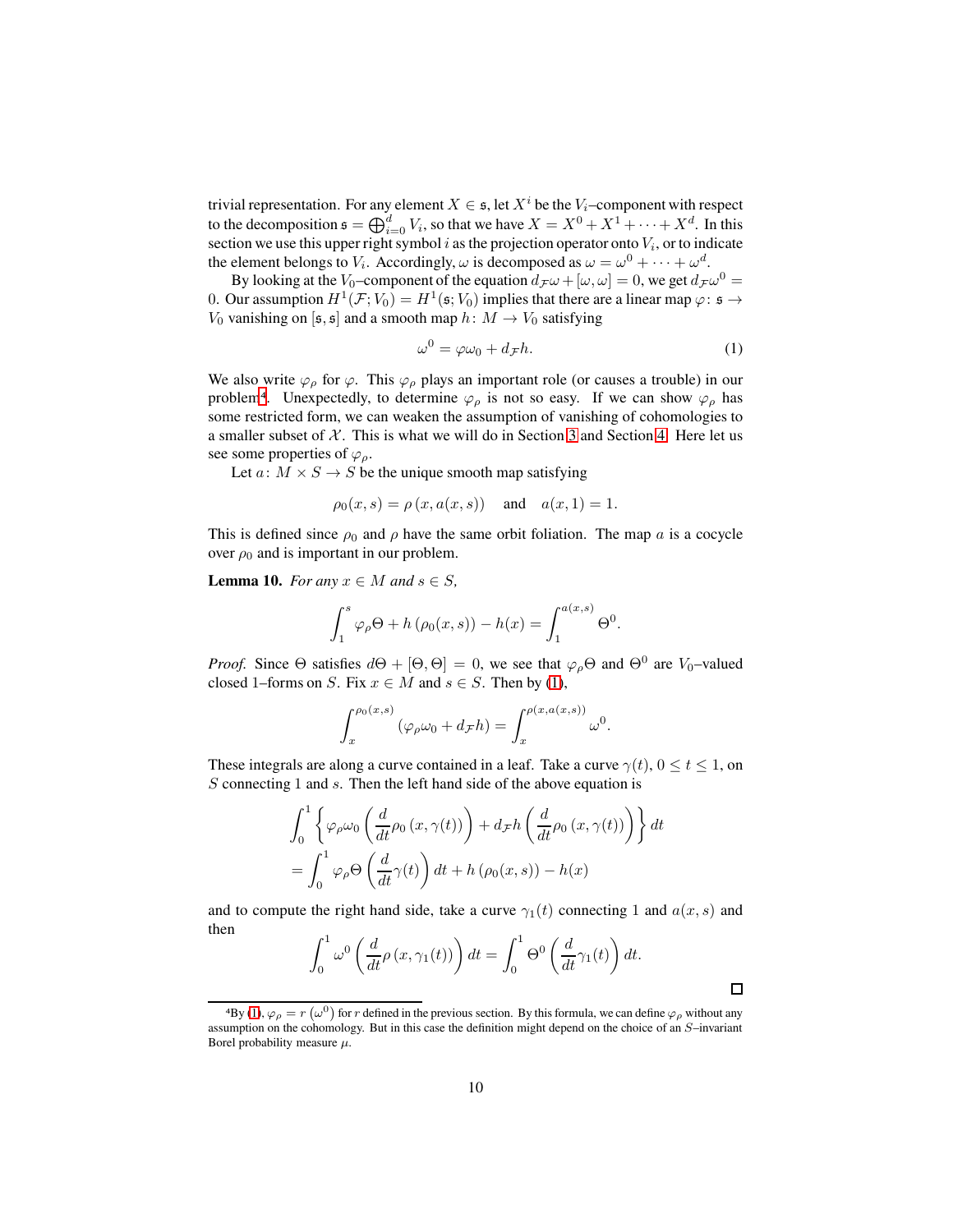trivial representation. For any element $X \in \mathfrak{s}$, let $X^i$ be the $V_i$–component with respect to the decomposition $\mathfrak{s} = \bigoplus_{i=0}^{d} V_i$, so that we have $X = X^0 + X^1 + \cdots + X^d$. In this section we use this upper right symbol $i$ as the projection operator onto $V_i$, or to indicate the element belongs to $V_i$. Accordingly, $\omega$ is decomposed as $\omega = \omega^0 + \cdots + \omega^d$.

By looking at the $V_0$–component of the equation $d_{\mathcal{F}}\omega + [\omega, \omega] = 0$, we get $d_{\mathcal{F}}\omega^0 = 0$. Our assumption $H^1(\mathcal{F}; V_0) = H^1(\mathfrak{s}; V_0)$ implies that there are a linear map $\varphi\colon \mathfrak{s} \to V_0$ vanishing on $[\mathfrak{s}, \mathfrak{s}]$ and a smooth map $h\colon M \to V_0$ satisfying

$$\omega^0 = \varphi\omega_0 + d_{\mathcal{F}}h. \tag{1}$$

We also write $\varphi_\rho$ for $\varphi$. This $\varphi_\rho$ plays an important role (or causes a trouble) in our problem[4]. Unexpectedly, to determine $\varphi_\rho$ is not so easy. If we can show $\varphi_\rho$ has some restricted form, we can weaken the assumption of vanishing of cohomologies to a smaller subset of $\mathcal{X}$. This is what we will do in Section 3 and Section 4. Here let us see some properties of $\varphi_\rho$.

Let $a\colon M \times S \to S$ be the unique smooth map satisfying

$$\rho_0(x, s) = \rho\left(x, a(x, s)\right) \quad \text{and} \quad a(x, 1) = 1.$$

This is defined since $\rho_0$ and $\rho$ have the same orbit foliation. The map $a$ is a cocycle over $\rho_0$ and is important in our problem.

**Lemma 10.** *For any $x \in M$ and $s \in S$,*

$$\int_1^s \varphi_\rho\Theta + h\left(\rho_0(x, s)\right) - h(x) = \int_1^{a(x,s)} \Theta^0.$$

*Proof.* Since $\Theta$ satisfies $d\Theta + [\Theta, \Theta] = 0$, we see that $\varphi_\rho\Theta$ and $\Theta^0$ are $V_0$–valued closed 1–forms on $S$. Fix $x \in M$ and $s \in S$. Then by (1),

$$\int_x^{\rho_0(x,s)} \left(\varphi_\rho\omega_0 + d_{\mathcal{F}}h\right) = \int_x^{\rho(x, a(x,s))} \omega^0.$$

These integrals are along a curve contained in a leaf. Take a curve $\gamma(t)$, $0 \le t \le 1$, on $S$ connecting 1 and $s$. Then the left hand side of the above equation is

$$\begin{aligned}
&\int_0^1 \left\{ \varphi_\rho\omega_0\left(\frac{d}{dt}\rho_0\left(x, \gamma(t)\right)\right) + d_{\mathcal{F}}h\left(\frac{d}{dt}\rho_0\left(x, \gamma(t)\right)\right)\right\} dt \\
&= \int_0^1 \varphi_\rho\Theta\left(\frac{d}{dt}\gamma(t)\right) dt + h\left(\rho_0(x, s)\right) - h(x)
\end{aligned}$$

and to compute the right hand side, take a curve $\gamma_1(t)$ connecting 1 and $a(x, s)$ and then

$$\int_0^1 \omega^0\left(\frac{d}{dt}\rho\left(x, \gamma_1(t)\right)\right) dt = \int_0^1 \Theta^0\left(\frac{d}{dt}\gamma_1(t)\right) dt.$$

□

---

[4] By (1), $\varphi_\rho = r\left(\omega^0\right)$ for $r$ defined in the previous section. By this formula, we can define $\varphi_\rho$ without any assumption on the cohomology. But in this case the definition might depend on the choice of an $S$–invariant Borel probability measure $\mu$.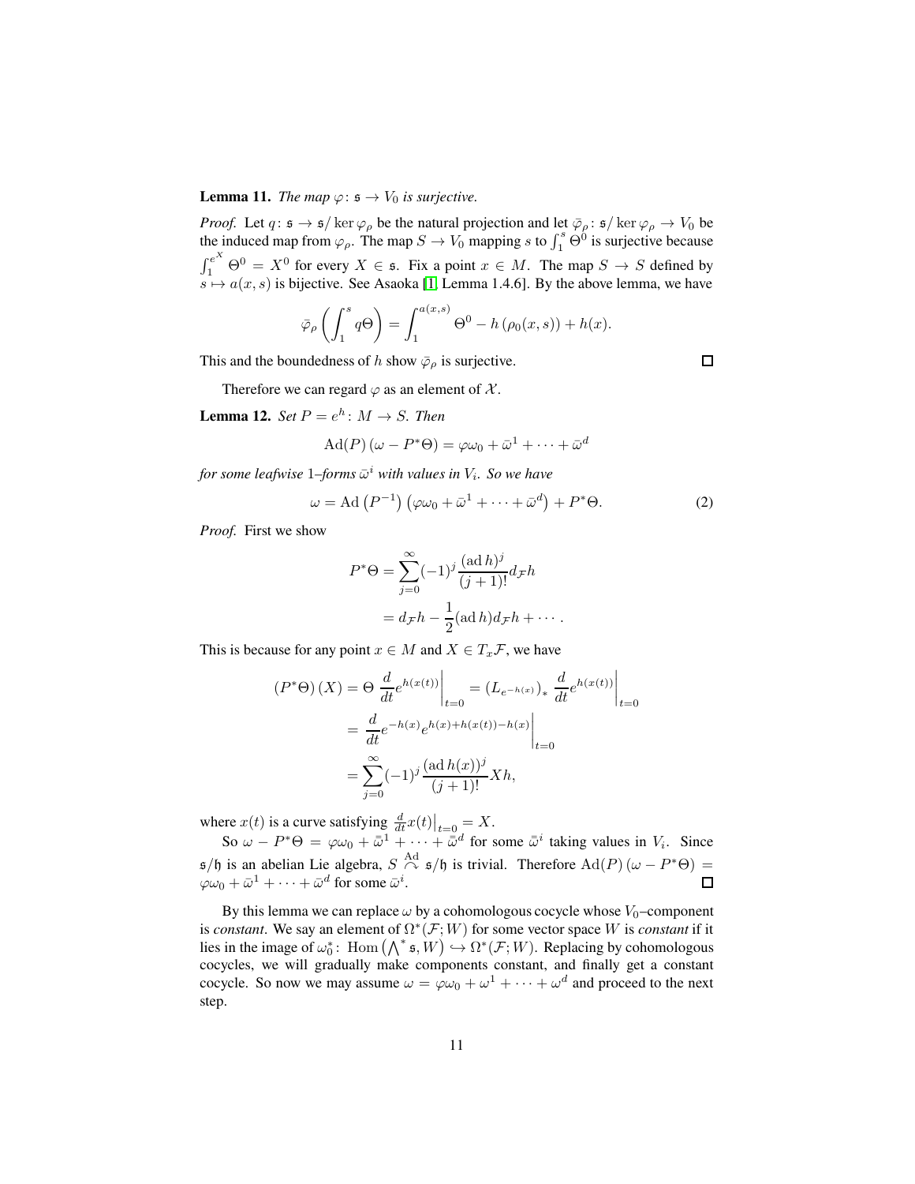**Lemma 11.** *The map $\varphi \colon \mathfrak{s} \to V_0$ is surjective.*

*Proof.* Let $q \colon \mathfrak{s} \to \mathfrak{s}/\ker \varphi_\rho$ be the natural projection and let $\bar{\varphi}_\rho \colon \mathfrak{s}/\ker \varphi_\rho \to V_0$ be the induced map from $\varphi_\rho$. The map $S \to V_0$ mapping $s$ to $\int_1^s \Theta^0$ is surjective because $\int_1^{e^X} \Theta^0 = X^0$ for every $X \in \mathfrak{s}$. Fix a point $x \in M$. The map $S \to S$ defined by $s \mapsto a(x,s)$ is bijective. See Asaoka [1, Lemma 1.4.6]. By the above lemma, we have

$$\bar{\varphi}_\rho \left( \int_1^s q\Theta \right) = \int_1^{a(x,s)} \Theta^0 - h\left(\rho_0(x,s)\right) + h(x).$$

This and the boundedness of $h$ show $\bar{\varphi}_\rho$ is surjective. $\square$

Therefore we can regard $\varphi$ as an element of $\mathcal{X}$.

**Lemma 12.** *Set $P = e^h \colon M \to S$. Then*

$$\mathrm{Ad}(P)\left(\omega - P^*\Theta\right) = \varphi\omega_0 + \bar{\omega}^1 + \cdots + \bar{\omega}^d$$

*for some leafwise 1–forms $\bar{\omega}^i$ with values in $V_i$. So we have*

$$\omega = \mathrm{Ad}\left(P^{-1}\right)\left(\varphi\omega_0 + \bar{\omega}^1 + \cdots + \bar{\omega}^d\right) + P^*\Theta. \tag{2}$$

*Proof.* First we show

$$\begin{aligned} P^*\Theta &= \sum_{j=0}^{\infty} (-1)^j \frac{(\mathrm{ad}\, h)^j}{(j+1)!} d_{\mathcal{F}} h \\ &= d_{\mathcal{F}} h - \frac{1}{2}(\mathrm{ad}\, h) d_{\mathcal{F}} h + \cdots . \end{aligned}$$

This is because for any point $x \in M$ and $X \in T_x\mathcal{F}$, we have

$$\begin{aligned} \left(P^*\Theta\right)(X) &= \Theta \left. \frac{d}{dt} e^{h(x(t))} \right|_{t=0} = \left(L_{e^{-h(x)}}\right)_* \left. \frac{d}{dt} e^{h(x(t))} \right|_{t=0} \\ &= \left. \frac{d}{dt} e^{-h(x)} e^{h(x) + h(x(t)) - h(x)} \right|_{t=0} \\ &= \sum_{j=0}^{\infty} (-1)^j \frac{(\mathrm{ad}\, h(x))^j}{(j+1)!} X h, \end{aligned}$$

where $x(t)$ is a curve satisfying $\left.\frac{d}{dt} x(t)\right|_{t=0} = X$.

So $\omega - P^*\Theta = \varphi\omega_0 + \bar{\bar{\omega}}^1 + \cdots + \bar{\bar{\omega}}^d$ for some $\bar{\bar{\omega}}^i$ taking values in $V_i$. Since $\mathfrak{s}/\mathfrak{h}$ is an abelian Lie algebra, $S \overset{\mathrm{Ad}}{\curvearrowright} \mathfrak{s}/\mathfrak{h}$ is trivial. Therefore $\mathrm{Ad}(P)\left(\omega - P^*\Theta\right) = \varphi\omega_0 + \bar{\omega}^1 + \cdots + \bar{\omega}^d$ for some $\bar{\omega}^i$. $\square$

By this lemma we can replace $\omega$ by a cohomologous cocycle whose $V_0$–component is *constant*. We say an element of $\Omega^*(\mathcal{F}; W)$ for some vector space $W$ is *constant* if it lies in the image of $\omega_0^* \colon \mathrm{Hom}\left(\bigwedge^* \mathfrak{s}, W\right) \hookrightarrow \Omega^*(\mathcal{F}; W)$. Replacing by cohomologous cocycles, we will gradually make components constant, and finally get a constant cocycle. So now we may assume $\omega = \varphi\omega_0 + \omega^1 + \cdots + \omega^d$ and proceed to the next step.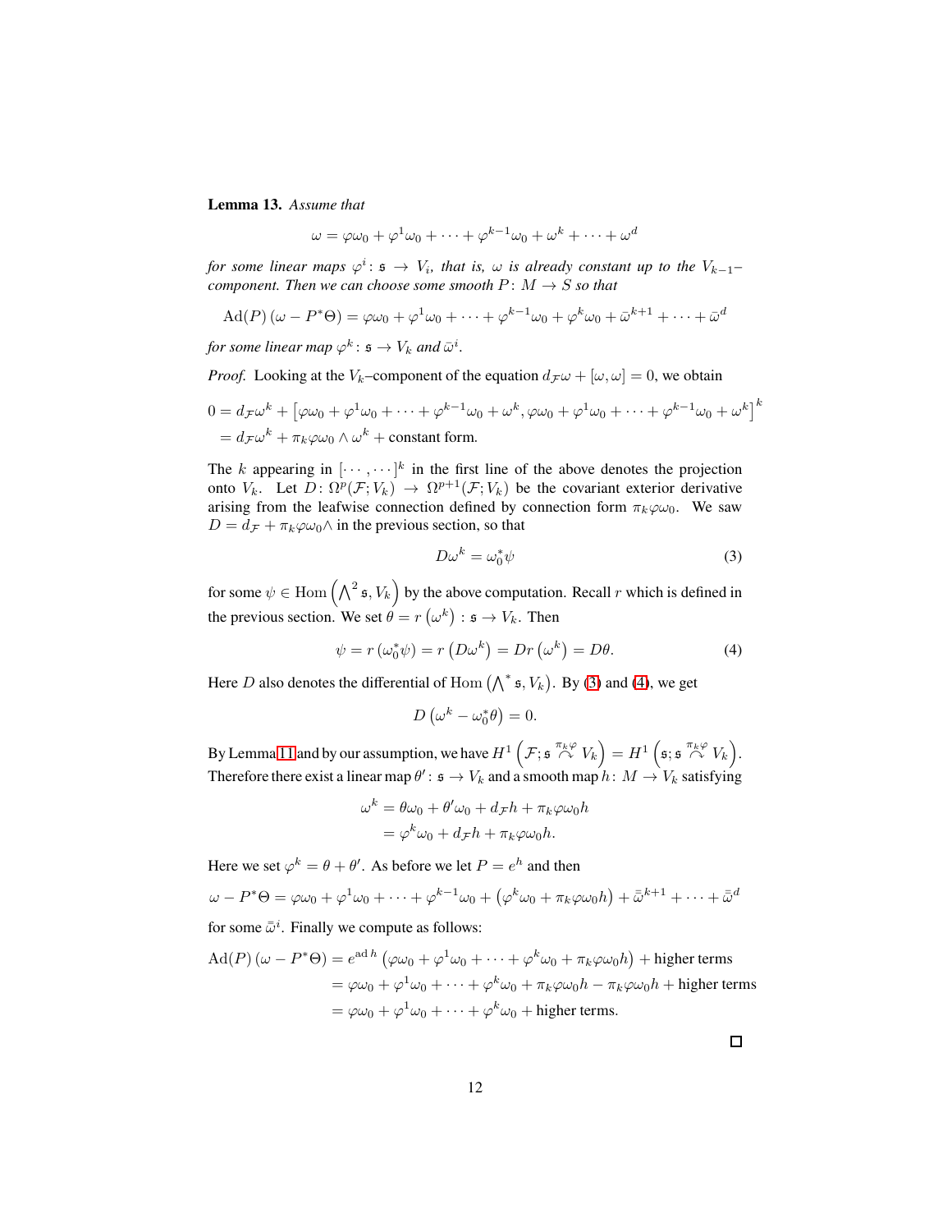**Lemma 13.** *Assume that*

$$\omega = \varphi\omega_0 + \varphi^1\omega_0 + \cdots + \varphi^{k-1}\omega_0 + \omega^k + \cdots + \omega^d$$

*for some linear maps $\varphi^i \colon \mathfrak{s} \to V_i$, that is, $\omega$ is already constant up to the $V_{k-1}$–component. Then we can choose some smooth $P \colon M \to S$ so that*

$$\mathrm{Ad}(P)\left(\omega - P^*\Theta\right) = \varphi\omega_0 + \varphi^1\omega_0 + \cdots + \varphi^{k-1}\omega_0 + \varphi^k\omega_0 + \bar{\omega}^{k+1} + \cdots + \bar{\omega}^d$$

*for some linear map $\varphi^k \colon \mathfrak{s} \to V_k$ and $\bar{\omega}^i$.*

*Proof.* Looking at the $V_k$–component of the equation $d_{\mathcal{F}}\omega + [\omega, \omega] = 0$, we obtain

$$\begin{aligned}
0 &= d_{\mathcal{F}}\omega^k + \left[\varphi\omega_0 + \varphi^1\omega_0 + \cdots + \varphi^{k-1}\omega_0 + \omega^k, \varphi\omega_0 + \varphi^1\omega_0 + \cdots + \varphi^{k-1}\omega_0 + \omega^k\right]^k \\
&= d_{\mathcal{F}}\omega^k + \pi_k\varphi\omega_0 \wedge \omega^k + \text{constant form.}
\end{aligned}$$

The $k$ appearing in $[\cdots, \cdots]^k$ in the first line of the above denotes the projection onto $V_k$. Let $D \colon \Omega^p(\mathcal{F}; V_k) \to \Omega^{p+1}(\mathcal{F}; V_k)$ be the covariant exterior derivative arising from the leafwise connection defined by connection form $\pi_k\varphi\omega_0$. We saw $D = d_{\mathcal{F}} + \pi_k\varphi\omega_0\wedge$ in the previous section, so that

$$D\omega^k = \omega_0^*\psi \tag{3}$$

for some $\psi \in \mathrm{Hom}\left(\bigwedge^2 \mathfrak{s}, V_k\right)$ by the above computation. Recall $r$ which is defined in the previous section. We set $\theta = r\left(\omega^k\right) : \mathfrak{s} \to V_k$. Then

$$\psi = r\left(\omega_0^*\psi\right) = r\left(D\omega^k\right) = Dr\left(\omega^k\right) = D\theta. \tag{4}$$

Here $D$ also denotes the differential of $\mathrm{Hom}\left(\bigwedge^* \mathfrak{s}, V_k\right)$. By (3) and (4), we get

$$D\left(\omega^k - \omega_0^*\theta\right) = 0.$$

By Lemma 11 and by our assumption, we have $H^1\left(\mathcal{F}; \mathfrak{s} \overset{\pi_k\varphi}{\curvearrowright} V_k\right) = H^1\left(\mathfrak{s}; \mathfrak{s} \overset{\pi_k\varphi}{\curvearrowright} V_k\right)$. Therefore there exist a linear map $\theta' \colon \mathfrak{s} \to V_k$ and a smooth map $h \colon M \to V_k$ satisfying

$$\begin{aligned}
\omega^k &= \theta\omega_0 + \theta'\omega_0 + d_{\mathcal{F}}h + \pi_k\varphi\omega_0 h \\
&= \varphi^k\omega_0 + d_{\mathcal{F}}h + \pi_k\varphi\omega_0 h.
\end{aligned}$$

Here we set $\varphi^k = \theta + \theta'$. As before we let $P = e^h$ and then

$$\omega - P^*\Theta = \varphi\omega_0 + \varphi^1\omega_0 + \cdots + \varphi^{k-1}\omega_0 + \left(\varphi^k\omega_0 + \pi_k\varphi\omega_0 h\right) + \bar{\bar{\omega}}^{k+1} + \cdots + \bar{\bar{\omega}}^d$$

for some $\bar{\bar{\omega}}^i$. Finally we compute as follows:

$$\begin{aligned}
\mathrm{Ad}(P)\left(\omega - P^*\Theta\right) &= e^{\mathrm{ad}\, h}\left(\varphi\omega_0 + \varphi^1\omega_0 + \cdots + \varphi^k\omega_0 + \pi_k\varphi\omega_0 h\right) + \text{higher terms} \\
&= \varphi\omega_0 + \varphi^1\omega_0 + \cdots + \varphi^k\omega_0 + \pi_k\varphi\omega_0 h - \pi_k\varphi\omega_0 h + \text{higher terms} \\
&= \varphi\omega_0 + \varphi^1\omega_0 + \cdots + \varphi^k\omega_0 + \text{higher terms.}
\end{aligned}$$

$\square$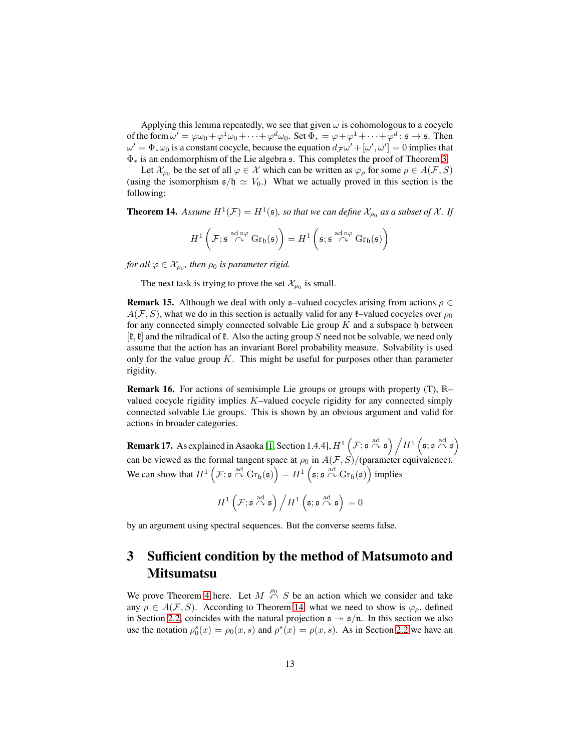Applying this lemma repeatedly, we see that given $\omega$ is cohomologous to a cocycle of the form $\omega' = \varphi\omega_0 + \varphi^1\omega_0 + \cdots + \varphi^d\omega_0$. Set $\Phi_* = \varphi + \varphi^1 + \cdots + \varphi^d \colon \mathfrak{s} \to \mathfrak{s}$. Then $\omega' = \Phi_*\omega_0$ is a constant cocycle, because the equation $d_{\mathcal{F}}\omega' + [\omega', \omega'] = 0$ implies that $\Phi_*$ is an endomorphism of the Lie algebra $\mathfrak{s}$. This completes the proof of Theorem 3.

Let $\mathcal{X}_{\rho_0}$ be the set of all $\varphi \in \mathcal{X}$ which can be written as $\varphi_\rho$ for some $\rho \in A(\mathcal{F}, S)$ (using the isomorphism $\mathfrak{s}/\mathfrak{h} \simeq V_0$.) What we actually proved in this section is the following:

**Theorem 14.** *Assume $H^1(\mathcal{F}) = H^1(\mathfrak{s})$, so that we can define $\mathcal{X}_{\rho_0}$ as a subset of $\mathcal{X}$. If*

$$H^1\left(\mathcal{F}; \mathfrak{s} \overset{\mathrm{ad}\circ\varphi}{\curvearrowright} \mathrm{Gr}_{\mathfrak{h}}(\mathfrak{s})\right) = H^1\left(\mathfrak{s}; \mathfrak{s} \overset{\mathrm{ad}\circ\varphi}{\curvearrowright} \mathrm{Gr}_{\mathfrak{h}}(\mathfrak{s})\right)$$

*for all $\varphi \in \mathcal{X}_{\rho_0}$, then $\rho_0$ is parameter rigid.*

The next task is trying to prove the set $\mathcal{X}_{\rho_0}$ is small.

**Remark 15.** Although we deal with only $\mathfrak{s}$–valued cocycles arising from actions $\rho \in A(\mathcal{F}, S)$, what we do in this section is actually valid for any $\mathfrak{k}$–valued cocycles over $\rho_0$ for any connected simply connected solvable Lie group $K$ and a subspace $\mathfrak{h}$ between $[\mathfrak{k}, \mathfrak{k}]$ and the nilradical of $\mathfrak{k}$. Also the acting group $S$ need not be solvable, we need only assume that the action has an invariant Borel probability measure. Solvability is used only for the value group $K$. This might be useful for purposes other than parameter rigidity.

**Remark 16.** For actions of semisimple Lie groups or groups with property (T), $\mathbb{R}$–valued cocycle rigidity implies $K$–valued cocycle rigidity for any connected simply connected solvable Lie groups. This is shown by an obvious argument and valid for actions in broader categories.

**Remark 17.** As explained in Asaoka [1, Section 1.4.4], $H^1\left(\mathcal{F}; \mathfrak{s} \overset{\mathrm{ad}}{\curvearrowright} \mathfrak{s}\right) \big/ H^1\left(\mathfrak{s}; \mathfrak{s} \overset{\mathrm{ad}}{\curvearrowright} \mathfrak{s}\right)$ can be viewed as the formal tangent space at $\rho_0$ in $A(\mathcal{F}, S)/$(parameter equivalence). We can show that $H^1\left(\mathcal{F}; \mathfrak{s} \overset{\mathrm{ad}}{\curvearrowright} \mathrm{Gr}_{\mathfrak{h}}(\mathfrak{s})\right) = H^1\left(\mathfrak{s}; \mathfrak{s} \overset{\mathrm{ad}}{\curvearrowright} \mathrm{Gr}_{\mathfrak{h}}(\mathfrak{s})\right)$ implies

$$H^1\left(\mathcal{F}; \mathfrak{s} \overset{\mathrm{ad}}{\curvearrowright} \mathfrak{s}\right) \big/ H^1\left(\mathfrak{s}; \mathfrak{s} \overset{\mathrm{ad}}{\curvearrowright} \mathfrak{s}\right) = 0$$

by an argument using spectral sequences. But the converse seems false.

# 3 Sufficient condition by the method of Matsumoto and Mitsumatsu

We prove Theorem 4 here. Let $M \overset{\rho_0}{\curvearrowleft} S$ be an action which we consider and take any $\rho \in A(\mathcal{F}, S)$. According to Theorem 14, what we need to show is $\varphi_\rho$, defined in Section 2.2, coincides with the natural projection $\mathfrak{s} \twoheadrightarrow \mathfrak{s}/\mathfrak{n}$. In this section we also use the notation $\rho_0^s(x) = \rho_0(x, s)$ and $\rho^s(x) = \rho(x, s)$. As in Section 2.2 we have an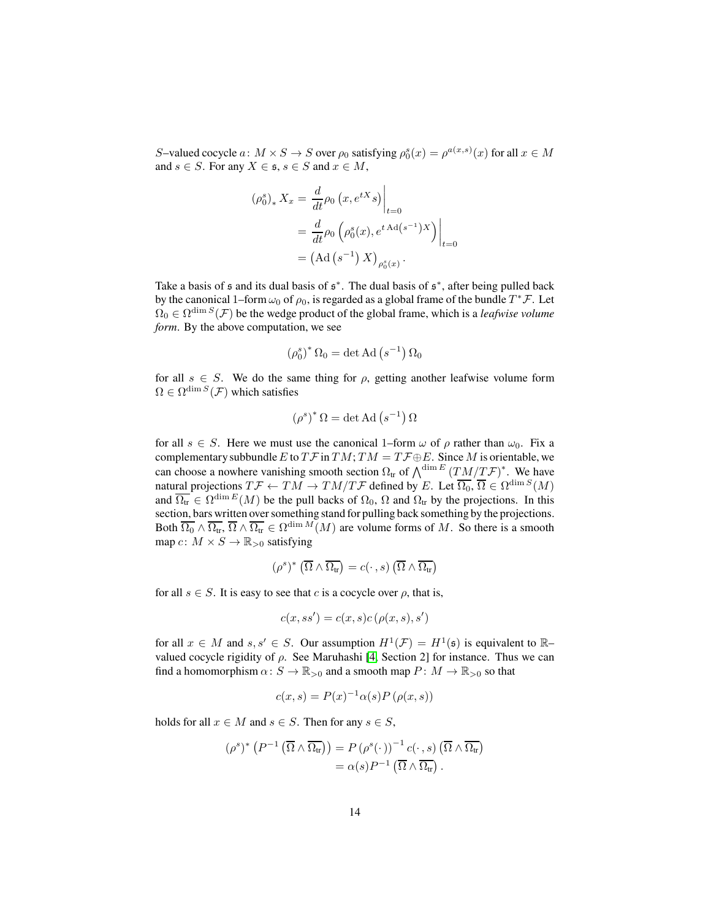$S$–valued cocycle $a\colon M \times S \to S$ over $\rho_0$ satisfying $\rho_0^s(x) = \rho^{a(x,s)}(x)$ for all $x \in M$ and $s \in S$. For any $X \in \mathfrak{s}$, $s \in S$ and $x \in M$,

$$
\begin{aligned}
(\rho_0^s)_* X_x &= \frac{d}{dt}\rho_0\left(x, e^{tX}s\right)\bigg|_{t=0} \\
&= \frac{d}{dt}\rho_0\left(\rho_0^s(x), e^{t\,\mathrm{Ad}\left(s^{-1}\right)X}\right)\bigg|_{t=0} \\
&= \left(\mathrm{Ad}\left(s^{-1}\right)X\right)_{\rho_0^s(x)}.
\end{aligned}
$$

Take a basis of $\mathfrak{s}$ and its dual basis of $\mathfrak{s}^*$. The dual basis of $\mathfrak{s}^*$, after being pulled back by the canonical 1–form $\omega_0$ of $\rho_0$, is regarded as a global frame of the bundle $T^*\mathcal{F}$. Let $\Omega_0 \in \Omega^{\dim S}(\mathcal{F})$ be the wedge product of the global frame, which is a *leafwise volume form*. By the above computation, we see

$$
(\rho_0^s)^* \Omega_0 = \det \mathrm{Ad}\left(s^{-1}\right)\Omega_0
$$

for all $s \in S$. We do the same thing for $\rho$, getting another leafwise volume form $\Omega \in \Omega^{\dim S}(\mathcal{F})$ which satisfies

$$
(\rho^s)^* \Omega = \det \mathrm{Ad}\left(s^{-1}\right)\Omega
$$

for all $s \in S$. Here we must use the canonical 1–form $\omega$ of $\rho$ rather than $\omega_0$. Fix a complementary subbundle $E$ to $T\mathcal{F}$ in $TM$; $TM = T\mathcal{F} \oplus E$. Since $M$ is orientable, we can choose a nowhere vanishing smooth section $\Omega_{\mathrm{tr}}$ of $\bigwedge^{\dim E}(TM/T\mathcal{F})^*$. We have natural projections $T\mathcal{F} \leftarrow TM \to TM/T\mathcal{F}$ defined by $E$. Let $\overline{\Omega_0}, \overline{\Omega} \in \Omega^{\dim S}(M)$ and $\overline{\Omega_{\mathrm{tr}}} \in \Omega^{\dim E}(M)$ be the pull backs of $\Omega_0$, $\Omega$ and $\Omega_{\mathrm{tr}}$ by the projections. In this section, bars written over something stand for pulling back something by the projections. Both $\overline{\Omega_0} \wedge \overline{\Omega_{\mathrm{tr}}}$, $\overline{\Omega} \wedge \overline{\Omega_{\mathrm{tr}}} \in \Omega^{\dim M}(M)$ are volume forms of $M$. So there is a smooth map $c\colon M \times S \to \mathbb{R}_{>0}$ satisfying

$$
(\rho^s)^*\left(\overline{\Omega} \wedge \overline{\Omega_{\mathrm{tr}}}\right) = c(\cdot\,, s)\left(\overline{\Omega} \wedge \overline{\Omega_{\mathrm{tr}}}\right)
$$

for all $s \in S$. It is easy to see that $c$ is a cocycle over $\rho$, that is,

$$
c(x, ss') = c(x,s)c\left(\rho(x,s), s'\right)
$$

for all $x \in M$ and $s, s' \in S$. Our assumption $H^1(\mathcal{F}) = H^1(\mathfrak{s})$ is equivalent to $\mathbb{R}$–valued cocycle rigidity of $\rho$. See Maruhashi [4, Section 2] for instance. Thus we can find a homomorphism $\alpha\colon S \to \mathbb{R}_{>0}$ and a smooth map $P\colon M \to \mathbb{R}_{>0}$ so that

$$
c(x,s) = P(x)^{-1}\alpha(s)P\left(\rho(x,s)\right)
$$

holds for all $x \in M$ and $s \in S$. Then for any $s \in S$,

$$
\begin{aligned}
(\rho^s)^*\left(P^{-1}\left(\overline{\Omega} \wedge \overline{\Omega_{\mathrm{tr}}}\right)\right) &= P\left(\rho^s(\cdot)\right)^{-1} c(\cdot\,, s)\left(\overline{\Omega} \wedge \overline{\Omega_{\mathrm{tr}}}\right) \\
&= \alpha(s)P^{-1}\left(\overline{\Omega} \wedge \overline{\Omega_{\mathrm{tr}}}\right).
\end{aligned}
$$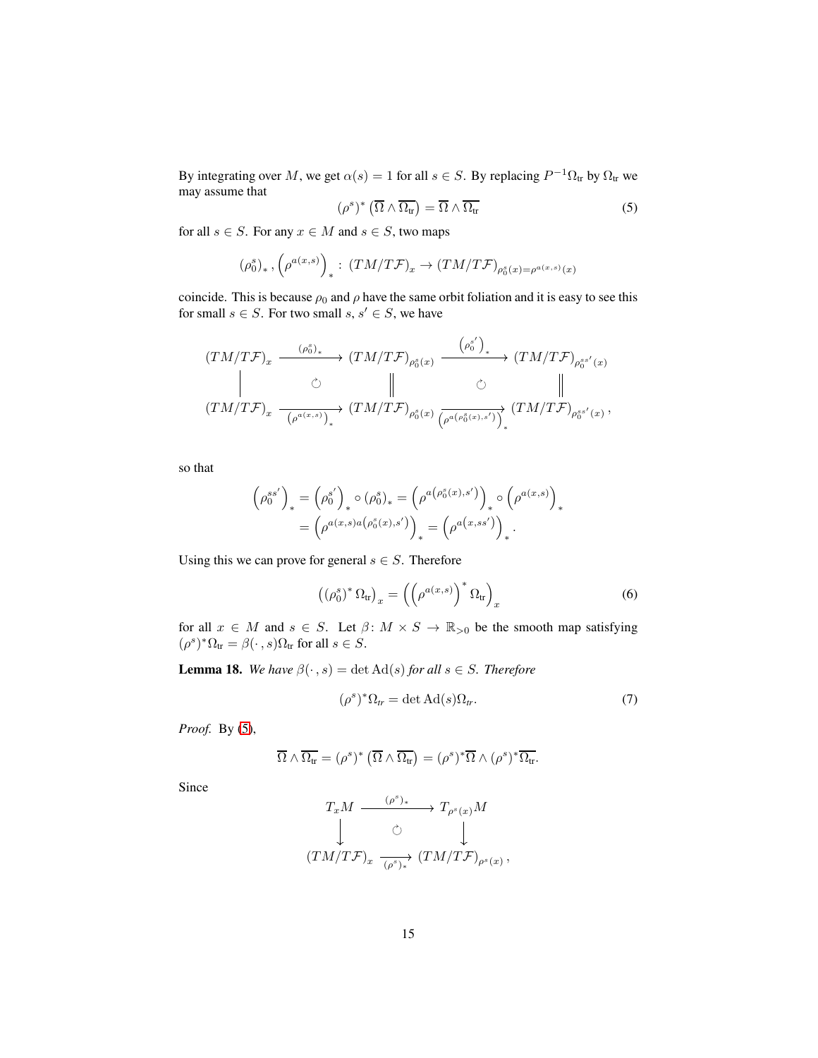By integrating over $M$, we get $\alpha(s) = 1$ for all $s \in S$. By replacing $P^{-1}\Omega_{\mathrm{tr}}$ by $\Omega_{\mathrm{tr}}$ we may assume that

$$(\rho^s)^* \left( \overline{\Omega} \wedge \overline{\Omega_{\mathrm{tr}}} \right) = \overline{\Omega} \wedge \overline{\Omega_{\mathrm{tr}}} \tag{5}$$

for all $s \in S$. For any $x \in M$ and $s \in S$, two maps

$$\left(\rho_0^s\right)_*, \left(\rho^{a(x,s)}\right)_* : (TM/T\mathcal{F})_x \to (TM/T\mathcal{F})_{\rho_0^s(x) = \rho^{a(x,s)}(x)}$$

coincide. This is because $\rho_0$ and $\rho$ have the same orbit foliation and it is easy to see this for small $s \in S$. For two small $s$, $s' \in S$, we have

$$\begin{array}{ccccc}
(TM/T\mathcal{F})_x & \xrightarrow{(\rho_0^s)_*} & (TM/T\mathcal{F})_{\rho_0^s(x)} & \xrightarrow{\left(\rho_0^{s'}\right)_*} & (TM/T\mathcal{F})_{\rho_0^{ss'}(x)} \\
\Big| & \circlearrowleft & \Big\| & \circlearrowleft & \Big\| \\
(TM/T\mathcal{F})_x & \xrightarrow[\left(\rho^{a(x,s)}\right)_*]{} & (TM/T\mathcal{F})_{\rho_0^s(x)} & \xrightarrow[\left(\rho^{a\left(\rho_0^s(x),s'\right)}\right)_*]{} & (TM/T\mathcal{F})_{\rho_0^{ss'}(x)},
\end{array}$$

so that

$$\begin{aligned}
\left(\rho_0^{ss'}\right)_* &= \left(\rho_0^{s'}\right)_* \circ \left(\rho_0^s\right)_* = \left(\rho^{a\left(\rho_0^s(x),s'\right)}\right)_* \circ \left(\rho^{a(x,s)}\right)_* \\
&= \left(\rho^{a(x,s)a\left(\rho_0^s(x),s'\right)}\right)_* = \left(\rho^{a\left(x,ss'\right)}\right)_*.
\end{aligned}$$

Using this we can prove for general $s \in S$. Therefore

$$\left( \left(\rho_0^s\right)^* \Omega_{\mathrm{tr}} \right)_x = \left( \left(\rho^{a(x,s)}\right)^* \Omega_{\mathrm{tr}} \right)_x \tag{6}$$

for all $x \in M$ and $s \in S$. Let $\beta \colon M \times S \to \mathbb{R}_{>0}$ be the smooth map satisfying $(\rho^s)^*\Omega_{\mathrm{tr}} = \beta(\cdot, s)\Omega_{\mathrm{tr}}$ for all $s \in S$.

**Lemma 18.** *We have $\beta(\cdot, s) = \det \mathrm{Ad}(s)$ for all $s \in S$. Therefore*

$$(\rho^s)^*\Omega_{tr} = \det \mathrm{Ad}(s)\Omega_{tr}. \tag{7}$$

*Proof.* By (5),

$$\overline{\Omega} \wedge \overline{\Omega_{\mathrm{tr}}} = (\rho^s)^* \left( \overline{\Omega} \wedge \overline{\Omega_{\mathrm{tr}}} \right) = (\rho^s)^*\overline{\Omega} \wedge (\rho^s)^*\overline{\Omega_{\mathrm{tr}}}.$$

Since

$$\begin{array}{ccc}
T_xM & \xrightarrow{(\rho^s)_*} & T_{\rho^s(x)}M \\
\big\downarrow & \circlearrowleft & \big\downarrow \\
(TM/T\mathcal{F})_x & \xrightarrow[(\rho^s)_*]{} & (TM/T\mathcal{F})_{\rho^s(x)},
\end{array}$$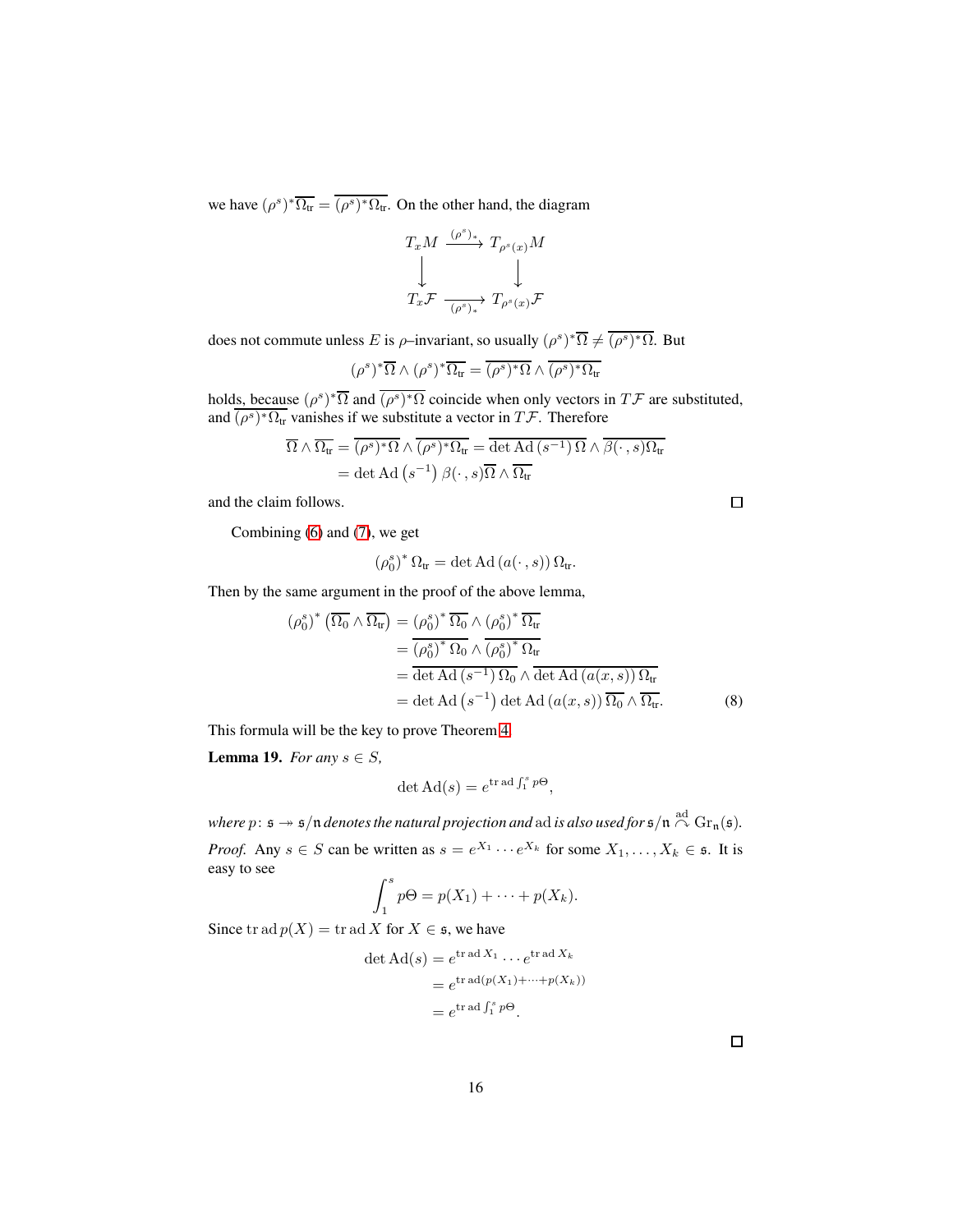we have $(\rho^s)^*\overline{\Omega_{\mathrm{tr}}} = \overline{(\rho^s)^*\Omega_{\mathrm{tr}}}$. On the other hand, the diagram

$$
\begin{array}{ccc}
T_xM & \xrightarrow{(\rho^s)_*} & T_{\rho^s(x)}M \\
\downarrow & & \downarrow \\
T_x\mathcal{F} & \xrightarrow[(\rho^s)_*]{} & T_{\rho^s(x)}\mathcal{F}
\end{array}
$$

does not commute unless $E$ is $\rho$–invariant, so usually $(\rho^s)^*\overline{\Omega} \neq \overline{(\rho^s)^*\Omega}$. But

$$(\rho^s)^*\overline{\Omega} \wedge (\rho^s)^*\overline{\Omega_{\mathrm{tr}}} = \overline{(\rho^s)^*\Omega} \wedge \overline{(\rho^s)^*\Omega_{\mathrm{tr}}}$$

holds, because $(\rho^s)^*\overline{\Omega}$ and $\overline{(\rho^s)^*\Omega}$ coincide when only vectors in $T\mathcal{F}$ are substituted, and $\overline{(\rho^s)^*\Omega_{\mathrm{tr}}}$ vanishes if we substitute a vector in $T\mathcal{F}$. Therefore

$$
\begin{aligned}
\overline{\Omega} \wedge \overline{\Omega_{\mathrm{tr}}} &= \overline{(\rho^s)^*\Omega} \wedge \overline{(\rho^s)^*\Omega_{\mathrm{tr}}} = \overline{\det \mathrm{Ad}\,(s^{-1})\,\Omega} \wedge \overline{\beta(\cdot, s)\Omega_{\mathrm{tr}}} \\
&= \det \mathrm{Ad}\left(s^{-1}\right) \beta(\cdot, s)\overline{\Omega} \wedge \overline{\Omega_{\mathrm{tr}}}
\end{aligned}
$$

and the claim follows. □

Combining (6) and (7), we get

$$\left(\rho_0^s\right)^* \Omega_{\mathrm{tr}} = \det \mathrm{Ad}\,(a(\cdot, s))\,\Omega_{\mathrm{tr}}.$$

Then by the same argument in the proof of the above lemma,

$$
\begin{aligned}
\left(\rho_0^s\right)^* \left(\overline{\Omega_0} \wedge \overline{\Omega_{\mathrm{tr}}}\right) &= \left(\rho_0^s\right)^* \overline{\Omega_0} \wedge \left(\rho_0^s\right)^* \overline{\Omega_{\mathrm{tr}}} \\
&= \overline{\left(\rho_0^s\right)^* \Omega_0} \wedge \overline{\left(\rho_0^s\right)^* \Omega_{\mathrm{tr}}} \\
&= \overline{\det \mathrm{Ad}\,(s^{-1})\,\Omega_0} \wedge \overline{\det \mathrm{Ad}\,(a(x, s))\,\Omega_{\mathrm{tr}}} \\
&= \det \mathrm{Ad}\left(s^{-1}\right) \det \mathrm{Ad}\,(a(x, s))\,\overline{\Omega_0} \wedge \overline{\Omega_{\mathrm{tr}}}. \qquad (8)
\end{aligned}
$$

This formula will be the key to prove Theorem 4.

**Lemma 19.** *For any $s \in S$,*

$$\det \mathrm{Ad}(s) = e^{\mathrm{tr}\,\mathrm{ad} \int_1^s p\Theta},$$

*where $p\colon \mathfrak{s} \twoheadrightarrow \mathfrak{s}/\mathfrak{n}$ denotes the natural projection and $\mathrm{ad}$ is also used for $\mathfrak{s}/\mathfrak{n} \overset{\mathrm{ad}}{\curvearrowright} \mathrm{Gr}_{\mathfrak{n}}(\mathfrak{s})$.*

*Proof.* Any $s \in S$ can be written as $s = e^{X_1} \cdots e^{X_k}$ for some $X_1, \ldots, X_k \in \mathfrak{s}$. It is easy to see

$$\int_1^s p\Theta = p(X_1) + \cdots + p(X_k).$$

Since $\mathrm{tr}\,\mathrm{ad}\,p(X) = \mathrm{tr}\,\mathrm{ad}\,X$ for $X \in \mathfrak{s}$, we have

$$
\begin{aligned}
\det \mathrm{Ad}(s) &= e^{\mathrm{tr}\,\mathrm{ad}\,X_1} \cdots e^{\mathrm{tr}\,\mathrm{ad}\,X_k} \\
&= e^{\mathrm{tr}\,\mathrm{ad}(p(X_1) + \cdots + p(X_k))} \\
&= e^{\mathrm{tr}\,\mathrm{ad} \int_1^s p\Theta}.
\end{aligned}
$$

□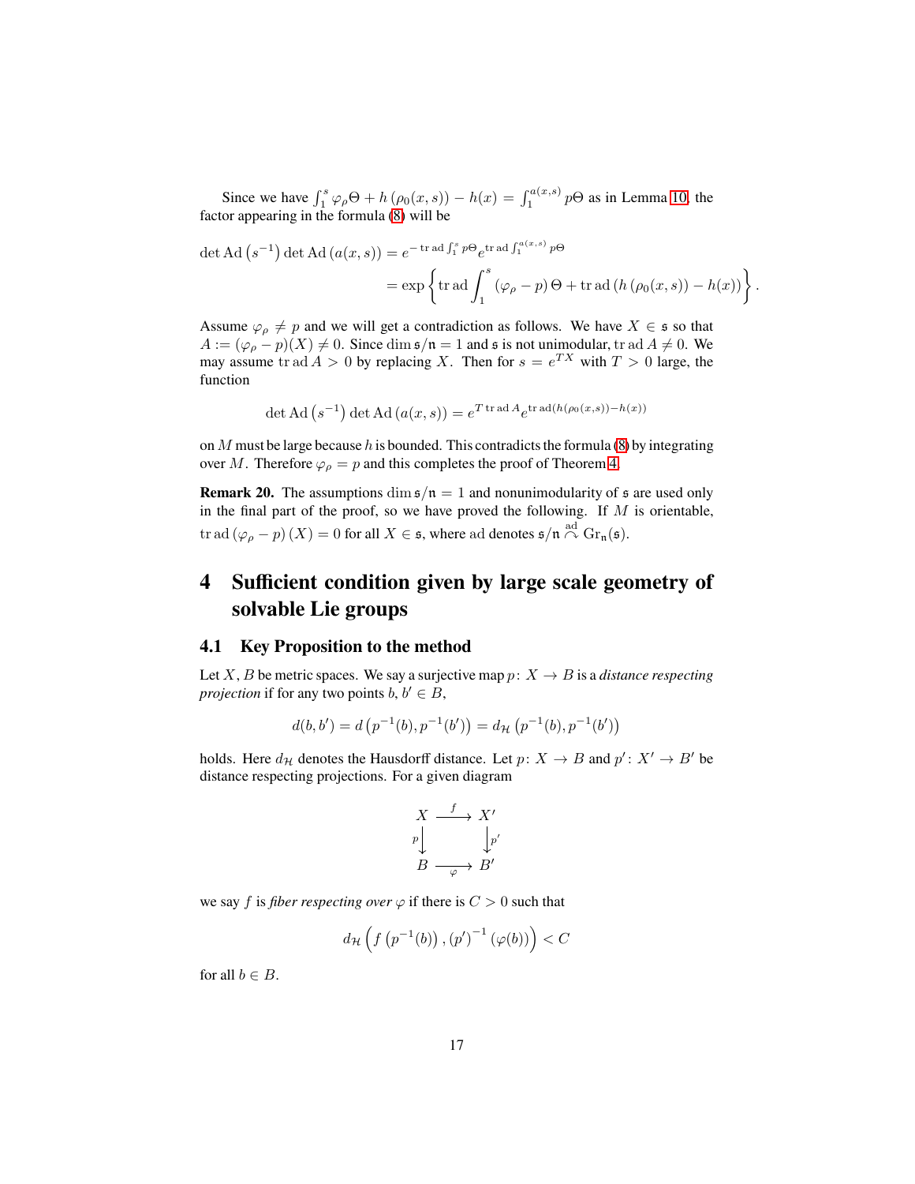Since we have $\int_1^s \varphi_\rho \Theta + h(\rho_0(x,s)) - h(x) = \int_1^{a(x,s)} p\Theta$ as in Lemma 10, the factor appearing in the formula (8) will be

$$
\begin{aligned}
\det \mathrm{Ad}\left(s^{-1}\right) \det \mathrm{Ad}\left(a(x,s)\right) &= e^{-\operatorname{tr}\operatorname{ad}\int_1^s p\Theta} e^{\operatorname{tr}\operatorname{ad}\int_1^{a(x,s)} p\Theta} \\
&= \exp\left\{\operatorname{tr}\operatorname{ad}\int_1^s \left(\varphi_\rho - p\right)\Theta + \operatorname{tr}\operatorname{ad}\left(h\left(\rho_0(x,s)\right) - h(x)\right)\right\}.
\end{aligned}
$$

Assume $\varphi_\rho \neq p$ and we will get a contradiction as follows. We have $X \in \mathfrak{s}$ so that $A := (\varphi_\rho - p)(X) \neq 0$. Since $\dim \mathfrak{s}/\mathfrak{n} = 1$ and $\mathfrak{s}$ is not unimodular, $\operatorname{tr}\operatorname{ad} A \neq 0$. We may assume $\operatorname{tr}\operatorname{ad} A > 0$ by replacing $X$. Then for $s = e^{TX}$ with $T > 0$ large, the function

$$
\det \mathrm{Ad}\left(s^{-1}\right) \det \mathrm{Ad}\left(a(x,s)\right) = e^{T \operatorname{tr}\operatorname{ad} A} e^{\operatorname{tr}\operatorname{ad}\left(h(\rho_0(x,s)) - h(x)\right)}
$$

on $M$ must be large because $h$ is bounded. This contradicts the formula (8) by integrating over $M$. Therefore $\varphi_\rho = p$ and this completes the proof of Theorem 4.

**Remark 20.** The assumptions $\dim \mathfrak{s}/\mathfrak{n} = 1$ and nonunimodularity of $\mathfrak{s}$ are used only in the final part of the proof, so we have proved the following. If $M$ is orientable, $\operatorname{tr}\operatorname{ad}\left(\varphi_\rho - p\right)(X) = 0$ for all $X \in \mathfrak{s}$, where $\operatorname{ad}$ denotes $\mathfrak{s}/\mathfrak{n} \overset{\operatorname{ad}}{\curvearrowright} \mathrm{Gr}_{\mathfrak{n}}(\mathfrak{s})$.

# 4 Sufficient condition given by large scale geometry of solvable Lie groups

## 4.1 Key Proposition to the method

Let $X, B$ be metric spaces. We say a surjective map $p\colon X \to B$ is a *distance respecting projection* if for any two points $b, b' \in B$,

$$
d(b,b') = d\left(p^{-1}(b), p^{-1}(b')\right) = d_{\mathcal{H}}\left(p^{-1}(b), p^{-1}(b')\right)
$$

holds. Here $d_{\mathcal{H}}$ denotes the Hausdorff distance. Let $p\colon X \to B$ and $p'\colon X' \to B'$ be distance respecting projections. For a given diagram

$$
\begin{array}{ccc}
X & \xrightarrow{f} & X' \\
{\scriptstyle p}\big\downarrow & & \big\downarrow{\scriptstyle p'} \\
B & \xrightarrow[\varphi]{} & B'
\end{array}
$$

we say $f$ is *fiber respecting over* $\varphi$ if there is $C > 0$ such that

$$
d_{\mathcal{H}}\left(f\left(p^{-1}(b)\right), \left(p'\right)^{-1}\left(\varphi(b)\right)\right) < C
$$

for all $b \in B$.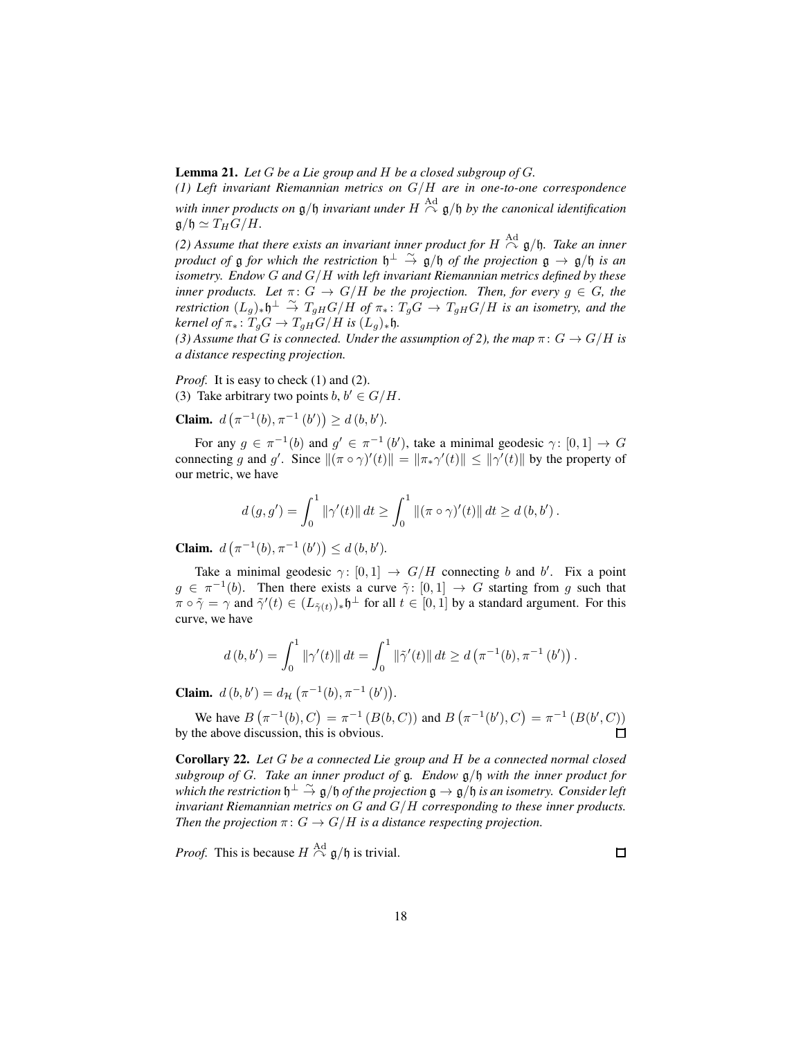**Lemma 21.** *Let $G$ be a Lie group and $H$ be a closed subgroup of $G$.*
*(1) Left invariant Riemannian metrics on $G/H$ are in one-to-one correspondence with inner products on $\mathfrak{g}/\mathfrak{h}$ invariant under $H \overset{\mathrm{Ad}}{\curvearrowright} \mathfrak{g}/\mathfrak{h}$ by the canonical identification $\mathfrak{g}/\mathfrak{h} \simeq T_H G/H$.*
*(2) Assume that there exists an invariant inner product for $H \overset{\mathrm{Ad}}{\curvearrowright} \mathfrak{g}/\mathfrak{h}$. Take an inner product of $\mathfrak{g}$ for which the restriction $\mathfrak{h}^\perp \overset{\sim}{\to} \mathfrak{g}/\mathfrak{h}$ of the projection $\mathfrak{g} \to \mathfrak{g}/\mathfrak{h}$ is an isometry. Endow $G$ and $G/H$ with left invariant Riemannian metrics defined by these inner products. Let $\pi \colon G \to G/H$ be the projection. Then, for every $g \in G$, the restriction $(L_g)_*\mathfrak{h}^\perp \overset{\sim}{\to} T_{gH}G/H$ of $\pi_* \colon T_g G \to T_{gH}G/H$ is an isometry, and the kernel of $\pi_* \colon T_g G \to T_{gH}G/H$ is $(L_g)_*\mathfrak{h}$.*
*(3) Assume that $G$ is connected. Under the assumption of 2), the map $\pi \colon G \to G/H$ is a distance respecting projection.*

*Proof.* It is easy to check (1) and (2).
(3) Take arbitrary two points $b$, $b' \in G/H$.

**Claim.** $d\left(\pi^{-1}(b), \pi^{-1}(b')\right) \geq d(b, b')$.

For any $g \in \pi^{-1}(b)$ and $g' \in \pi^{-1}(b')$, take a minimal geodesic $\gamma \colon [0,1] \to G$ connecting $g$ and $g'$. Since $\|(\pi \circ \gamma)'(t)\| = \|\pi_* \gamma'(t)\| \leq \|\gamma'(t)\|$ by the property of our metric, we have

$$d(g, g') = \int_0^1 \|\gamma'(t)\|\, dt \geq \int_0^1 \|(\pi \circ \gamma)'(t)\|\, dt \geq d(b, b').$$

**Claim.** $d\left(\pi^{-1}(b), \pi^{-1}(b')\right) \leq d(b, b')$.

Take a minimal geodesic $\gamma \colon [0,1] \to G/H$ connecting $b$ and $b'$. Fix a point $g \in \pi^{-1}(b)$. Then there exists a curve $\tilde{\gamma} \colon [0,1] \to G$ starting from $g$ such that $\pi \circ \tilde{\gamma} = \gamma$ and $\tilde{\gamma}'(t) \in (L_{\tilde{\gamma}(t)})_* \mathfrak{h}^\perp$ for all $t \in [0,1]$ by a standard argument. For this curve, we have

$$d(b, b') = \int_0^1 \|\gamma'(t)\|\, dt = \int_0^1 \|\tilde{\gamma}'(t)\|\, dt \geq d\left(\pi^{-1}(b), \pi^{-1}(b')\right).$$

**Claim.** $d(b, b') = d_{\mathcal{H}}\left(\pi^{-1}(b), \pi^{-1}(b')\right)$.

We have $B\left(\pi^{-1}(b), C\right) = \pi^{-1}(B(b, C))$ and $B\left(\pi^{-1}(b'), C\right) = \pi^{-1}(B(b', C))$ by the above discussion, this is obvious. $\square$

**Corollary 22.** *Let $G$ be a connected Lie group and $H$ be a connected normal closed subgroup of $G$. Take an inner product of $\mathfrak{g}$. Endow $\mathfrak{g}/\mathfrak{h}$ with the inner product for which the restriction $\mathfrak{h}^\perp \overset{\sim}{\to} \mathfrak{g}/\mathfrak{h}$ of the projection $\mathfrak{g} \to \mathfrak{g}/\mathfrak{h}$ is an isometry. Consider left invariant Riemannian metrics on $G$ and $G/H$ corresponding to these inner products. Then the projection $\pi \colon G \to G/H$ is a distance respecting projection.*

*Proof.* This is because $H \overset{\mathrm{Ad}}{\curvearrowright} \mathfrak{g}/\mathfrak{h}$ is trivial. $\square$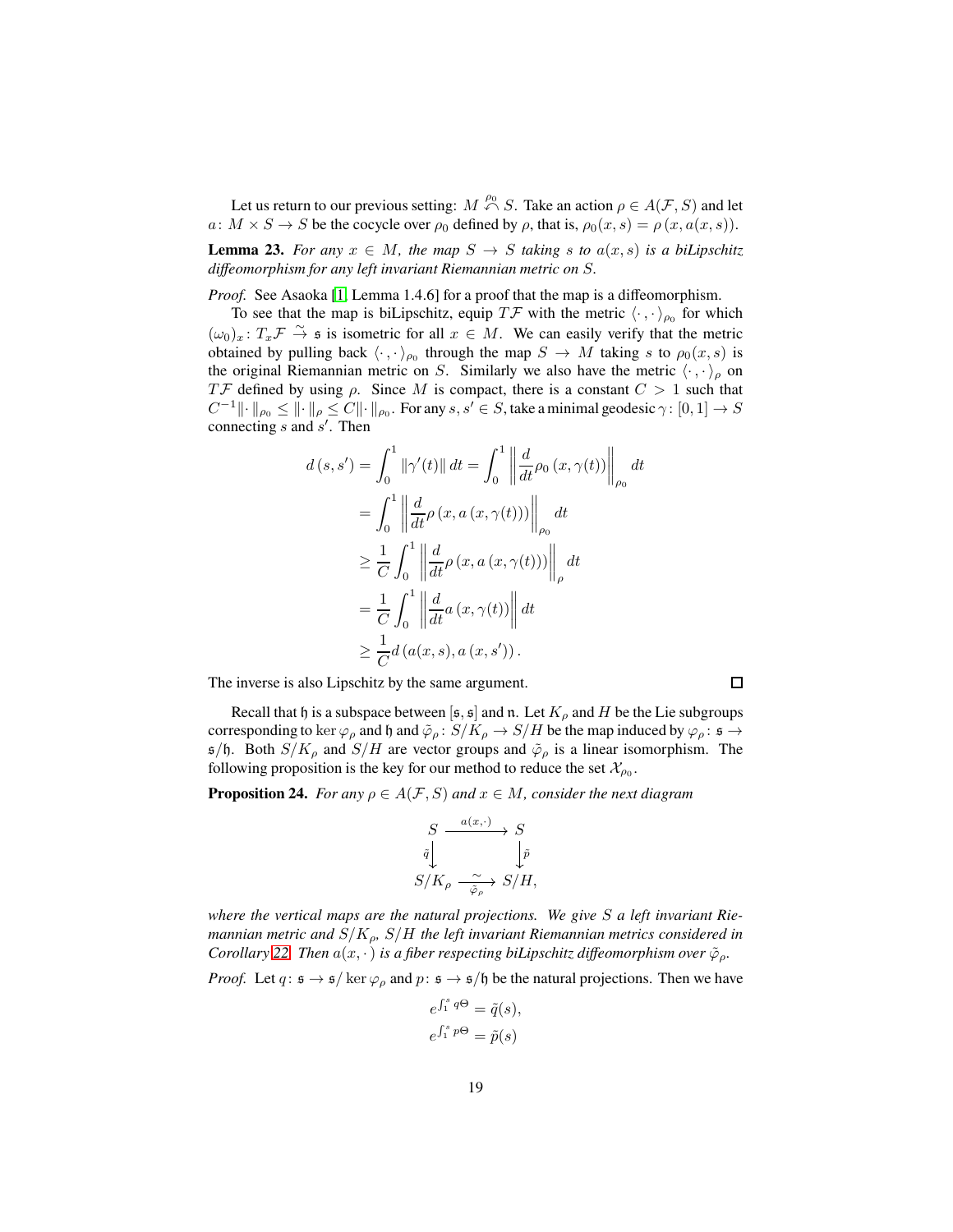Let us return to our previous setting: $M \overset{\rho_0}{\curvearrowleft} S$. Take an action $\rho \in A(\mathcal{F}, S)$ and let $a\colon M \times S \to S$ be the cocycle over $\rho_0$ defined by $\rho$, that is, $\rho_0(x, s) = \rho(x, a(x, s))$.

**Lemma 23.** *For any $x \in M$, the map $S \to S$ taking $s$ to $a(x, s)$ is a biLipschitz diffeomorphism for any left invariant Riemannian metric on $S$.*

*Proof.* See Asaoka [1, Lemma 1.4.6] for a proof that the map is a diffeomorphism.

To see that the map is biLipschitz, equip $T\mathcal{F}$ with the metric $\langle \cdot, \cdot \rangle_{\rho_0}$ for which $(\omega_0)_x\colon T_x\mathcal{F} \overset{\sim}{\to} \mathfrak{s}$ is isometric for all $x \in M$. We can easily verify that the metric obtained by pulling back $\langle \cdot, \cdot \rangle_{\rho_0}$ through the map $S \to M$ taking $s$ to $\rho_0(x, s)$ is the original Riemannian metric on $S$. Similarly we also have the metric $\langle \cdot, \cdot \rangle_{\rho}$ on $T\mathcal{F}$ defined by using $\rho$. Since $M$ is compact, there is a constant $C > 1$ such that $C^{-1}\| \cdot \|_{\rho_0} \le \| \cdot \|_{\rho} \le C \| \cdot \|_{\rho_0}$. For any $s, s' \in S$, take a minimal geodesic $\gamma\colon [0, 1] \to S$ connecting $s$ and $s'$. Then

$$
\begin{aligned}
d(s, s') &= \int_0^1 \|\gamma'(t)\| \, dt = \int_0^1 \left\| \frac{d}{dt} \rho_0(x, \gamma(t)) \right\|_{\rho_0} dt \\
&= \int_0^1 \left\| \frac{d}{dt} \rho(x, a(x, \gamma(t))) \right\|_{\rho_0} dt \\
&\ge \frac{1}{C} \int_0^1 \left\| \frac{d}{dt} \rho(x, a(x, \gamma(t))) \right\|_{\rho} dt \\
&= \frac{1}{C} \int_0^1 \left\| \frac{d}{dt} a(x, \gamma(t)) \right\| dt \\
&\ge \frac{1}{C} d(a(x, s), a(x, s')).
\end{aligned}
$$

The inverse is also Lipschitz by the same argument. $\square$

Recall that $\mathfrak{h}$ is a subspace between $[\mathfrak{s}, \mathfrak{s}]$ and $\mathfrak{n}$. Let $K_\rho$ and $H$ be the Lie subgroups corresponding to $\ker \varphi_\rho$ and $\mathfrak{h}$ and $\tilde{\varphi}_\rho\colon S/K_\rho \to S/H$ be the map induced by $\varphi_\rho\colon \mathfrak{s} \to \mathfrak{s}/\mathfrak{h}$. Both $S/K_\rho$ and $S/H$ are vector groups and $\tilde{\varphi}_\rho$ is a linear isomorphism. The following proposition is the key for our method to reduce the set $\mathcal{X}_{\rho_0}$.

**Proposition 24.** *For any $\rho \in A(\mathcal{F}, S)$ and $x \in M$, consider the next diagram*

$$
\begin{array}{ccc}
S & \xrightarrow{a(x,\cdot)} & S \\
{\scriptstyle \tilde{q}}\downarrow & & \downarrow{\scriptstyle \tilde{p}} \\
S/K_\rho & \underset{\tilde{\varphi}_\rho}{\xrightarrow{\sim}} & S/H,
\end{array}
$$

*where the vertical maps are the natural projections. We give $S$ a left invariant Riemannian metric and $S/K_\rho$, $S/H$ the left invariant Riemannian metrics considered in Corollary 22. Then $a(x, \cdot)$ is a fiber respecting biLipschitz diffeomorphism over $\tilde{\varphi}_\rho$.*

*Proof.* Let $q\colon \mathfrak{s} \to \mathfrak{s}/\ker \varphi_\rho$ and $p\colon \mathfrak{s} \to \mathfrak{s}/\mathfrak{h}$ be the natural projections. Then we have

$$
\begin{aligned}
e^{\int_1^s q\Theta} &= \tilde{q}(s), \\
e^{\int_1^s p\Theta} &= \tilde{p}(s)
\end{aligned}
$$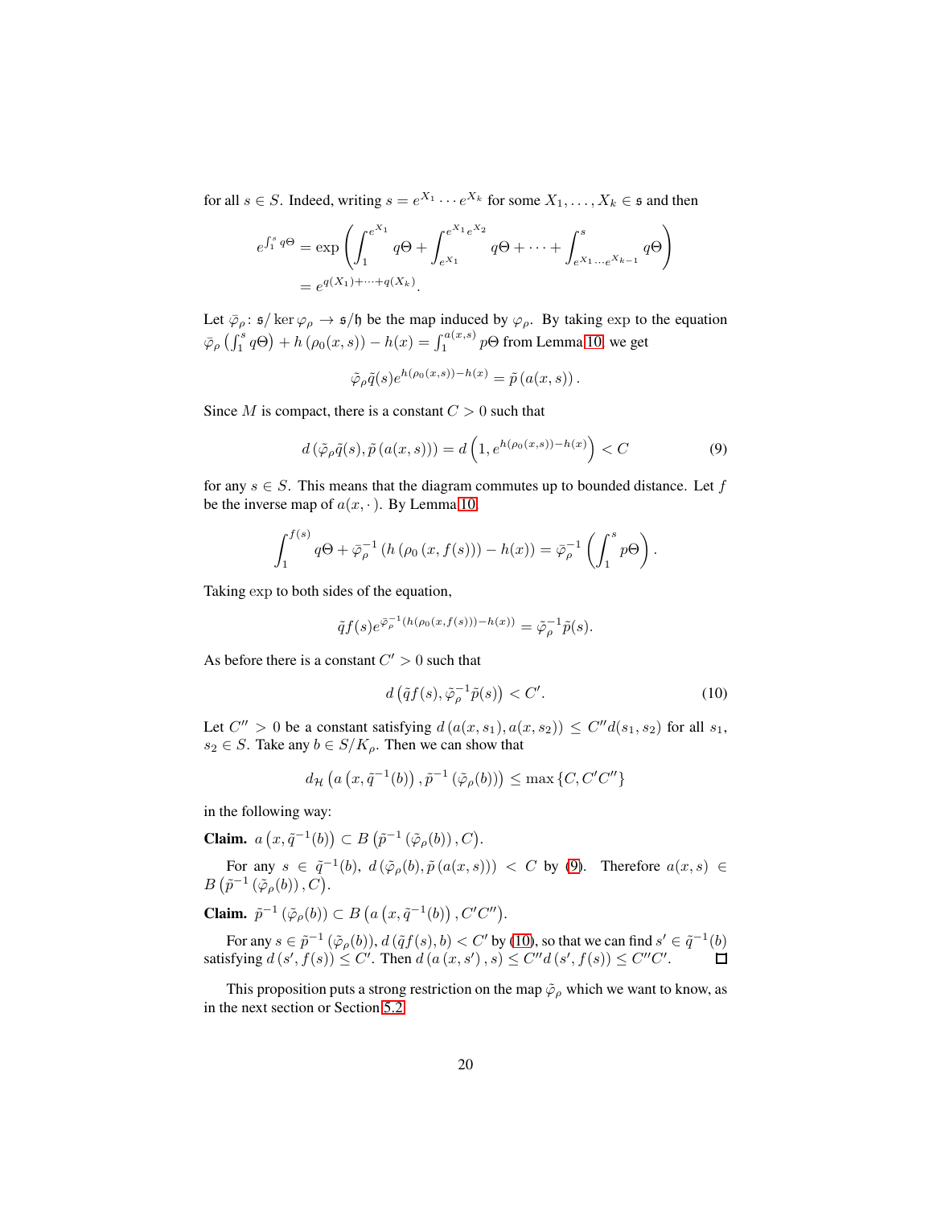for all $s \in S$. Indeed, writing $s = e^{X_1} \cdots e^{X_k}$ for some $X_1, \ldots, X_k \in \mathfrak{s}$ and then

$$
\begin{aligned}
e^{\int_1^s q\Theta} &= \exp\left( \int_1^{e^{X_1}} q\Theta + \int_{e^{X_1}}^{e^{X_1}e^{X_2}} q\Theta + \cdots + \int_{e^{X_1}\cdots e^{X_{k-1}}}^{s} q\Theta \right) \\
&= e^{q(X_1) + \cdots + q(X_k)}.
\end{aligned}
$$

Let $\bar{\varphi}_\rho \colon \mathfrak{s}/\ker \varphi_\rho \to \mathfrak{s}/\mathfrak{h}$ be the map induced by $\varphi_\rho$. By taking $\exp$ to the equation $\bar{\varphi}_\rho\left(\int_1^s q\Theta\right) + h\left(\rho_0(x,s)\right) - h(x) = \int_1^{a(x,s)} p\Theta$ from Lemma 10, we get

$$
\tilde{\varphi}_\rho \tilde{q}(s) e^{h(\rho_0(x,s)) - h(x)} = \tilde{p}\left(a(x,s)\right).
$$

Since $M$ is compact, there is a constant $C > 0$ such that

$$
d\left(\tilde{\varphi}_\rho \tilde{q}(s), \tilde{p}\left(a(x,s)\right)\right) = d\left(1, e^{h(\rho_0(x,s)) - h(x)}\right) < C \tag{9}
$$

for any $s \in S$. This means that the diagram commutes up to bounded distance. Let $f$ be the inverse map of $a(x, \cdot)$. By Lemma 10,

$$
\int_1^{f(s)} q\Theta + \bar{\varphi}_\rho^{-1}\left(h\left(\rho_0\left(x, f(s)\right)\right) - h(x)\right) = \bar{\varphi}_\rho^{-1}\left(\int_1^s p\Theta\right).
$$

Taking $\exp$ to both sides of the equation,

$$
\tilde{q} f(s) e^{\bar{\varphi}_\rho^{-1}(h(\rho_0(x,f(s))) - h(x))} = \tilde{\varphi}_\rho^{-1} \tilde{p}(s).
$$

As before there is a constant $C' > 0$ such that

$$
d\left(\tilde{q} f(s), \tilde{\varphi}_\rho^{-1} \tilde{p}(s)\right) < C'. \tag{10}
$$

Let $C'' > 0$ be a constant satisfying $d\left(a(x,s_1), a(x,s_2)\right) \leq C'' d(s_1, s_2)$ for all $s_1$, $s_2 \in S$. Take any $b \in S/K_\rho$. Then we can show that

$$
d_{\mathcal{H}}\left(a\left(x, \tilde{q}^{-1}(b)\right), \tilde{p}^{-1}\left(\tilde{\varphi}_\rho(b)\right)\right) \leq \max\{C, C'C''\}
$$

in the following way:

**Claim.** $a\left(x, \tilde{q}^{-1}(b)\right) \subset B\left(\tilde{p}^{-1}\left(\tilde{\varphi}_\rho(b)\right), C\right)$.

For any $s \in \tilde{q}^{-1}(b)$, $d\left(\tilde{\varphi}_\rho(b), \tilde{p}\left(a(x,s)\right)\right) < C$ by (9). Therefore $a(x,s) \in B\left(\tilde{p}^{-1}\left(\tilde{\varphi}_\rho(b)\right), C\right)$.

**Claim.** $\tilde{p}^{-1}\left(\tilde{\varphi}_\rho(b)\right) \subset B\left(a\left(x, \tilde{q}^{-1}(b)\right), C'C''\right)$.

For any $s \in \tilde{p}^{-1}\left(\tilde{\varphi}_\rho(b)\right)$, $d\left(\tilde{q} f(s), b\right) < C'$ by (10), so that we can find $s' \in \tilde{q}^{-1}(b)$ satisfying $d\left(s', f(s)\right) \leq C'$. Then $d\left(a\left(x, s'\right), s\right) \leq C'' d\left(s', f(s)\right) \leq C''C'$. □

This proposition puts a strong restriction on the map $\tilde{\varphi}_\rho$ which we want to know, as in the next section or Section 5.2.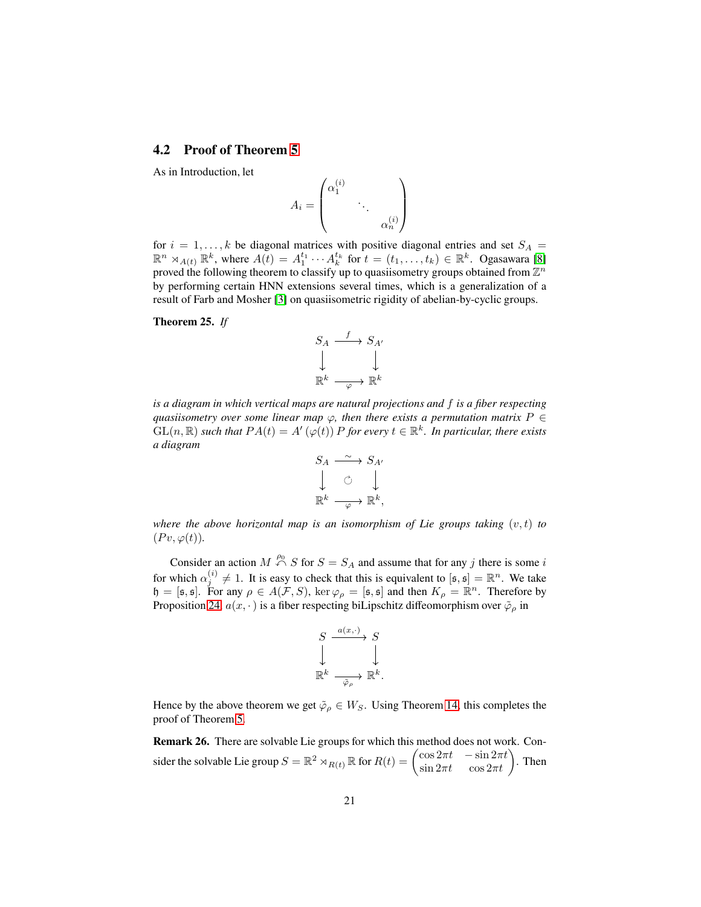## 4.2 Proof of Theorem 5

As in Introduction, let

$$A_i = \begin{pmatrix} \alpha_1^{(i)} & & \\ & \ddots & \\ & & \alpha_n^{(i)} \end{pmatrix}$$

for $i = 1, \ldots, k$ be diagonal matrices with positive diagonal entries and set $S_A = \mathbb{R}^n \rtimes_{A(t)} \mathbb{R}^k$, where $A(t) = A_1^{t_1} \cdots A_k^{t_k}$ for $t = (t_1, \ldots, t_k) \in \mathbb{R}^k$. Ogasawara [8] proved the following theorem to classify up to quasiisometry groups obtained from $\mathbb{Z}^n$ by performing certain HNN extensions several times, which is a generalization of a result of Farb and Mosher [3] on quasiisometric rigidity of abelian-by-cyclic groups.

**Theorem 25.** *If*

$$\begin{array}{ccc} S_A & \xrightarrow{f} & S_{A'} \\ \downarrow & & \downarrow \\ \mathbb{R}^k & \xrightarrow[\varphi]{} & \mathbb{R}^k \end{array}$$

*is a diagram in which vertical maps are natural projections and $f$ is a fiber respecting quasiisometry over some linear map $\varphi$, then there exists a permutation matrix $P \in \mathrm{GL}(n, \mathbb{R})$ such that $PA(t) = A'(\varphi(t))P$ for every $t \in \mathbb{R}^k$. In particular, there exists a diagram*

$$\begin{array}{ccc} S_A & \xrightarrow{\sim} & S_{A'} \\ \downarrow & \circlearrowleft & \downarrow \\ \mathbb{R}^k & \xrightarrow[\varphi]{} & \mathbb{R}^k, \end{array}$$

*where the above horizontal map is an isomorphism of Lie groups taking $(v, t)$ to $(Pv, \varphi(t))$.*

Consider an action $M \overset{\rho_0}{\curvearrowleft} S$ for $S = S_A$ and assume that for any $j$ there is some $i$ for which $\alpha_j^{(i)} \neq 1$. It is easy to check that this is equivalent to $[\mathfrak{s}, \mathfrak{s}] = \mathbb{R}^n$. We take $\mathfrak{h} = [\mathfrak{s}, \mathfrak{s}]$. For any $\rho \in A(\mathcal{F}, S)$, $\ker \varphi_\rho = [\mathfrak{s}, \mathfrak{s}]$ and then $K_\rho = \mathbb{R}^n$. Therefore by Proposition 24, $a(x, \cdot)$ is a fiber respecting biLipschitz diffeomorphism over $\tilde{\varphi}_\rho$ in

$$\begin{array}{ccc} S & \xrightarrow{a(x,\cdot)} & S \\ \downarrow & & \downarrow \\ \mathbb{R}^k & \xrightarrow[\tilde{\varphi}_\rho]{} & \mathbb{R}^k. \end{array}$$

Hence by the above theorem we get $\tilde{\varphi}_\rho \in W_S$. Using Theorem 14, this completes the proof of Theorem 5.

**Remark 26.** There are solvable Lie groups for which this method does not work. Consider the solvable Lie group $S = \mathbb{R}^2 \rtimes_{R(t)} \mathbb{R}$ for $R(t) = \begin{pmatrix} \cos 2\pi t & -\sin 2\pi t \\ \sin 2\pi t & \cos 2\pi t \end{pmatrix}$. Then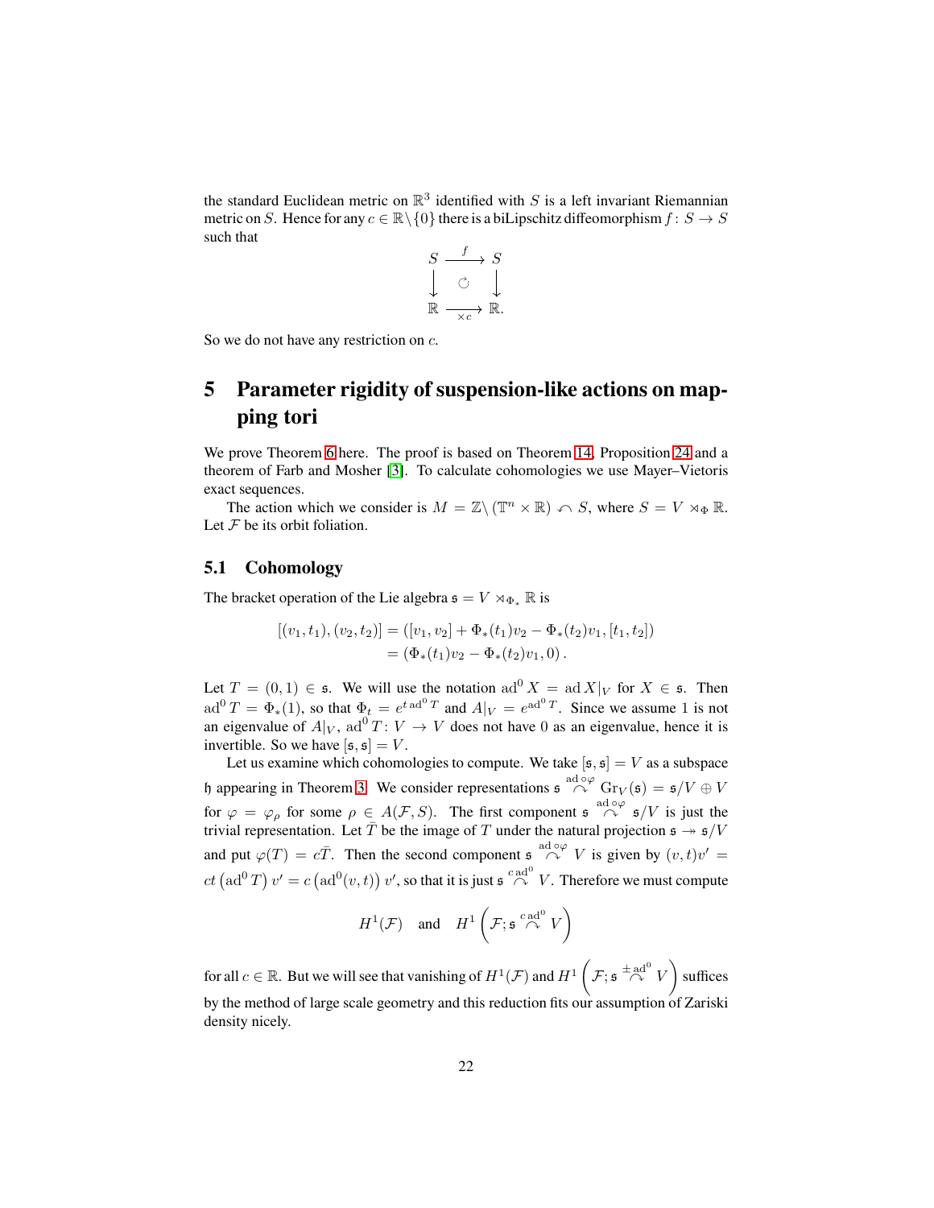the standard Euclidean metric on $\mathbb{R}^3$ identified with $S$ is a left invariant Riemannian metric on $S$. Hence for any $c \in \mathbb{R} \setminus \{0\}$ there is a biLipschitz diffeomorphism $f \colon S \to S$ such that

$$\begin{array}{ccc} S & \xrightarrow{f} & S \\ \downarrow & \circlearrowleft & \downarrow \\ \mathbb{R} & \xrightarrow[\times c]{} & \mathbb{R}. \end{array}$$

So we do not have any restriction on $c$.

# 5 Parameter rigidity of suspension-like actions on mapping tori

We prove Theorem 6 here. The proof is based on Theorem 14, Proposition 24 and a theorem of Farb and Mosher [3]. To calculate cohomologies we use Mayer–Vietoris exact sequences.

The action which we consider is $M = \mathbb{Z} \backslash (\mathbb{T}^n \times \mathbb{R}) \curvearrowleft S$, where $S = V \rtimes_\Phi \mathbb{R}$. Let $\mathcal{F}$ be its orbit foliation.

## 5.1 Cohomology

The bracket operation of the Lie algebra $\mathfrak{s} = V \rtimes_{\Phi_*} \mathbb{R}$ is

$$\begin{aligned} [(v_1, t_1), (v_2, t_2)] &= ([v_1, v_2] + \Phi_*(t_1)v_2 - \Phi_*(t_2)v_1, [t_1, t_2]) \\ &= (\Phi_*(t_1)v_2 - \Phi_*(t_2)v_1, 0) . \end{aligned}$$

Let $T = (0, 1) \in \mathfrak{s}$. We will use the notation $\operatorname{ad}^0 X = \operatorname{ad} X|_V$ for $X \in \mathfrak{s}$. Then $\operatorname{ad}^0 T = \Phi_*(1)$, so that $\Phi_t = e^{t \operatorname{ad}^0 T}$ and $A|_V = e^{\operatorname{ad}^0 T}$. Since we assume 1 is not an eigenvalue of $A|_V$, $\operatorname{ad}^0 T \colon V \to V$ does not have 0 as an eigenvalue, hence it is invertible. So we have $[\mathfrak{s}, \mathfrak{s}] = V$.

Let us examine which cohomologies to compute. We take $[\mathfrak{s}, \mathfrak{s}] = V$ as a subspace $\mathfrak{h}$ appearing in Theorem 3. We consider representations $\mathfrak{s} \overset{\operatorname{ad} \circ \varphi}{\curvearrowright} \operatorname{Gr}_V(\mathfrak{s}) = \mathfrak{s}/V \oplus V$ for $\varphi = \varphi_\rho$ for some $\rho \in A(\mathcal{F}, S)$. The first component $\mathfrak{s} \overset{\operatorname{ad} \circ \varphi}{\curvearrowright} \mathfrak{s}/V$ is just the trivial representation. Let $\bar{T}$ be the image of $T$ under the natural projection $\mathfrak{s} \twoheadrightarrow \mathfrak{s}/V$ and put $\varphi(T) = c\bar{T}$. Then the second component $\mathfrak{s} \overset{\operatorname{ad} \circ \varphi}{\curvearrowright} V$ is given by $(v, t)v' = ct \left(\operatorname{ad}^0 T\right) v' = c \left(\operatorname{ad}^0 (v, t)\right) v'$, so that it is just $\mathfrak{s} \overset{c \operatorname{ad}^0}{\curvearrowright} V$. Therefore we must compute

$$H^1(\mathcal{F}) \quad \text{and} \quad H^1 \left(\mathcal{F}; \mathfrak{s} \overset{c \operatorname{ad}^0}{\curvearrowright} V\right)$$

for all $c \in \mathbb{R}$. But we will see that vanishing of $H^1(\mathcal{F})$ and $H^1 \left(\mathcal{F}; \mathfrak{s} \overset{\pm \operatorname{ad}^0}{\curvearrowright} V\right)$ suffices by the method of large scale geometry and this reduction fits our assumption of Zariski density nicely.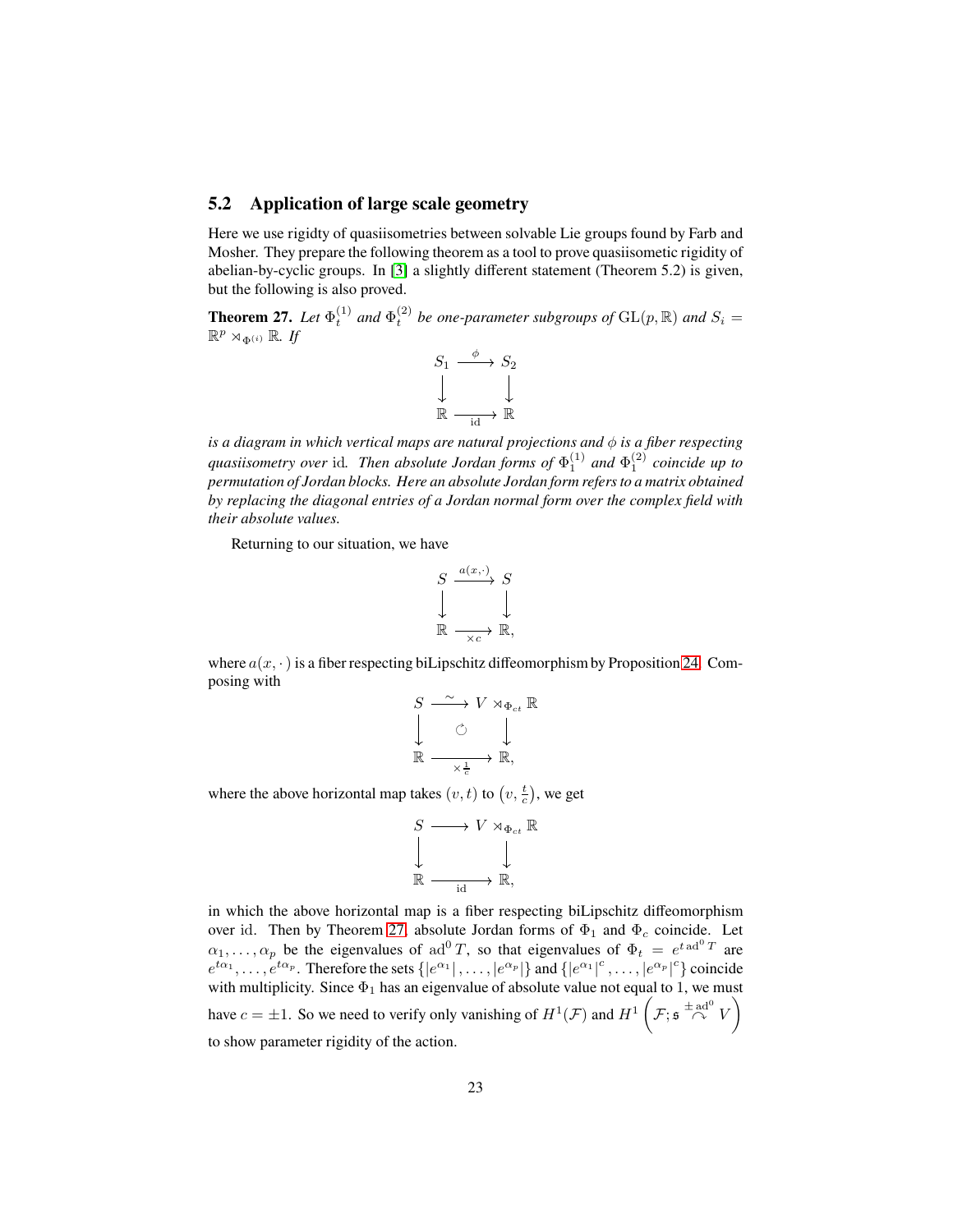## 5.2 Application of large scale geometry

Here we use rigidty of quasiisometries between solvable Lie groups found by Farb and Mosher. They prepare the following theorem as a tool to prove quasiisometic rigidity of abelian-by-cyclic groups. In [3] a slightly different statement (Theorem 5.2) is given, but the following is also proved.

**Theorem 27.** *Let $\Phi_t^{(1)}$ and $\Phi_t^{(2)}$ be one-parameter subgroups of $\mathrm{GL}(p, \mathbb{R})$ and $S_i = \mathbb{R}^p \rtimes_{\Phi^{(i)}} \mathbb{R}$. If*

$$\begin{array}{ccc} S_1 & \xrightarrow{\phi} & S_2 \\ \downarrow & & \downarrow \\ \mathbb{R} & \xrightarrow[\mathrm{id}]{} & \mathbb{R} \end{array}$$

*is a diagram in which vertical maps are natural projections and $\phi$ is a fiber respecting quasiisometry over $\mathrm{id}$. Then absolute Jordan forms of $\Phi_1^{(1)}$ and $\Phi_1^{(2)}$ coincide up to permutation of Jordan blocks. Here an absolute Jordan form refers to a matrix obtained by replacing the diagonal entries of a Jordan normal form over the complex field with their absolute values.*

Returning to our situation, we have

$$\begin{array}{ccc} S & \xrightarrow{a(x,\cdot)} & S \\ \downarrow & & \downarrow \\ \mathbb{R} & \xrightarrow[\times c]{} & \mathbb{R}, \end{array}$$

where $a(x, \cdot)$ is a fiber respecting biLipschitz diffeomorphism by Proposition 24. Composing with

$$\begin{array}{ccc} S & \xrightarrow{\sim} & V \rtimes_{\Phi_{ct}} \mathbb{R} \\ \downarrow & \circlearrowleft & \downarrow \\ \mathbb{R} & \xrightarrow[\times \frac{1}{c}]{} & \mathbb{R}, \end{array}$$

where the above horizontal map takes $(v, t)$ to $\left(v, \frac{t}{c}\right)$, we get

$$\begin{array}{ccc} S & \longrightarrow & V \rtimes_{\Phi_{ct}} \mathbb{R} \\ \downarrow & & \downarrow \\ \mathbb{R} & \xrightarrow[\mathrm{id}]{} & \mathbb{R}, \end{array}$$

in which the above horizontal map is a fiber respecting biLipschitz diffeomorphism over $\mathrm{id}$. Then by Theorem 27, absolute Jordan forms of $\Phi_1$ and $\Phi_c$ coincide. Let $\alpha_1, \ldots, \alpha_p$ be the eigenvalues of $\mathrm{ad}^0 T$, so that eigenvalues of $\Phi_t = e^{t\,\mathrm{ad}^0 T}$ are $e^{t\alpha_1}, \ldots, e^{t\alpha_p}$. Therefore the sets $\{|e^{\alpha_1}|, \ldots, |e^{\alpha_p}|\}$ and $\{|e^{\alpha_1}|^c, \ldots, |e^{\alpha_p}|^c\}$ coincide with multiplicity. Since $\Phi_1$ has an eigenvalue of absolute value not equal to 1, we must have $c = \pm 1$. So we need to verify only vanishing of $H^1(\mathcal{F})$ and $H^1\left(\mathcal{F}; \mathfrak{s} \overset{\pm \mathrm{ad}^0}{\curvearrowright} V\right)$ to show parameter rigidity of the action.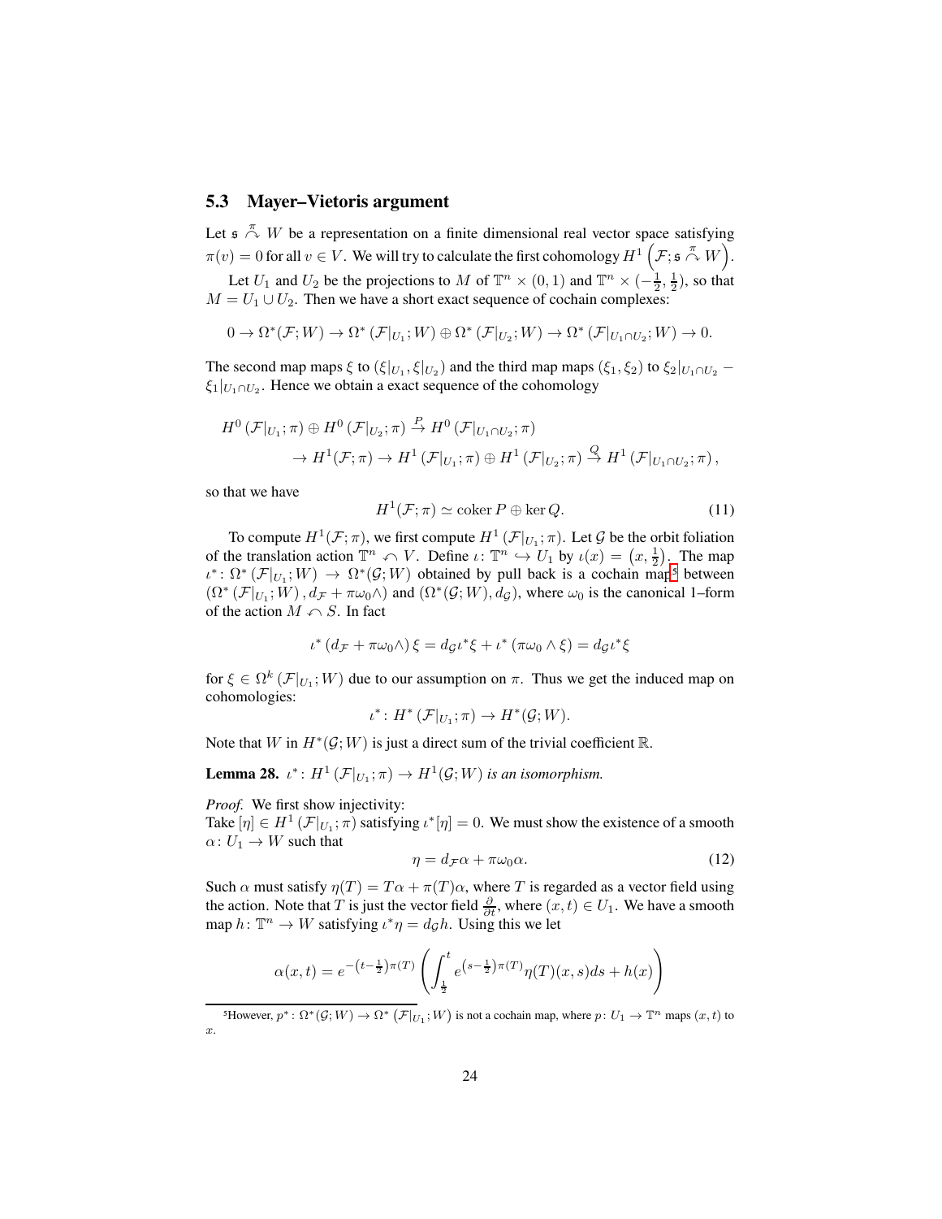## 5.3 Mayer–Vietoris argument

Let $\mathfrak{s} \overset{\pi}{\curvearrowright} W$ be a representation on a finite dimensional real vector space satisfying $\pi(v) = 0$ for all $v \in V$. We will try to calculate the first cohomology $H^1\left(\mathcal{F}; \mathfrak{s} \overset{\pi}{\curvearrowright} W\right)$.

Let $U_1$ and $U_2$ be the projections to $M$ of $\mathbb{T}^n \times (0,1)$ and $\mathbb{T}^n \times (-\frac{1}{2}, \frac{1}{2})$, so that $M = U_1 \cup U_2$. Then we have a short exact sequence of cochain complexes:

$$0 \to \Omega^*(\mathcal{F}; W) \to \Omega^*\left(\mathcal{F}|_{U_1}; W\right) \oplus \Omega^*\left(\mathcal{F}|_{U_2}; W\right) \to \Omega^*\left(\mathcal{F}|_{U_1 \cap U_2}; W\right) \to 0.$$

The second map maps $\xi$ to $(\xi|_{U_1}, \xi|_{U_2})$ and the third map maps $(\xi_1, \xi_2)$ to $\xi_2|_{U_1\cap U_2} - \xi_1|_{U_1 \cap U_2}$. Hence we obtain a exact sequence of the cohomology

$$\begin{aligned} H^0\left(\mathcal{F}|_{U_1}; \pi\right) \oplus H^0\left(\mathcal{F}|_{U_2}; \pi\right) &\overset{P}{\to} H^0\left(\mathcal{F}|_{U_1 \cap U_2}; \pi\right) \\ &\to H^1(\mathcal{F}; \pi) \to H^1\left(\mathcal{F}|_{U_1}; \pi\right) \oplus H^1\left(\mathcal{F}|_{U_2}; \pi\right) \overset{Q}{\to} H^1\left(\mathcal{F}|_{U_1\cap U_2}; \pi\right), \end{aligned}$$

so that we have

$$H^1(\mathcal{F}; \pi) \simeq \operatorname{coker} P \oplus \ker Q. \tag{11}$$

To compute $H^1(\mathcal{F}; \pi)$, we first compute $H^1\left(\mathcal{F}|_{U_1}; \pi\right)$. Let $\mathcal{G}$ be the orbit foliation of the translation action $\mathbb{T}^n \curvearrowleft V$. Define $\iota \colon \mathbb{T}^n \hookrightarrow U_1$ by $\iota(x) = \left(x, \frac{1}{2}\right)$. The map $\iota^* \colon \Omega^*\left(\mathcal{F}|_{U_1}; W\right) \to \Omega^*(\mathcal{G}; W)$ obtained by pull back is a cochain map[5] between $\left(\Omega^*\left(\mathcal{F}|_{U_1}; W\right), d_{\mathcal{F}} + \pi\omega_0 \wedge\right)$ and $(\Omega^*(\mathcal{G}; W), d_{\mathcal{G}})$, where $\omega_0$ is the canonical 1–form of the action $M \curvearrowleft S$. In fact

$$\iota^*\left(d_{\mathcal{F}} + \pi\omega_0 \wedge\right)\xi = d_{\mathcal{G}}\iota^*\xi + \iota^*\left(\pi\omega_0 \wedge \xi\right) = d_{\mathcal{G}}\iota^*\xi$$

for $\xi \in \Omega^k\left(\mathcal{F}|_{U_1}; W\right)$ due to our assumption on $\pi$. Thus we get the induced map on cohomologies:

$$\iota^* \colon H^*\left(\mathcal{F}|_{U_1}; \pi\right) \to H^*(\mathcal{G}; W).$$

Note that $W$ in $H^*(\mathcal{G}; W)$ is just a direct sum of the trivial coefficient $\mathbb{R}$.

**Lemma 28.** *$\iota^* \colon H^1\left(\mathcal{F}|_{U_1}; \pi\right) \to H^1(\mathcal{G}; W)$ is an isomorphism.*

*Proof.* We first show injectivity:
Take $[\eta] \in H^1\left(\mathcal{F}|_{U_1}; \pi\right)$ satisfying $\iota^*[\eta] = 0$. We must show the existence of a smooth $\alpha \colon U_1 \to W$ such that

$$\eta = d_{\mathcal{F}}\alpha + \pi\omega_0\alpha. \tag{12}$$

Such $\alpha$ must satisfy $\eta(T) = T\alpha + \pi(T)\alpha$, where $T$ is regarded as a vector field using the action. Note that $T$ is just the vector field $\frac{\partial}{\partial t}$, where $(x,t) \in U_1$. We have a smooth map $h \colon \mathbb{T}^n \to W$ satisfying $\iota^*\eta = d_{\mathcal{G}}h$. Using this we let

$$\alpha(x,t) = e^{-\left(t - \frac{1}{2}\right)\pi(T)}\left(\int_{\frac{1}{2}}^{t} e^{\left(s - \frac{1}{2}\right)\pi(T)}\eta(T)(x,s)ds + h(x)\right)$$

[5] However, $p^* \colon \Omega^*(\mathcal{G}; W) \to \Omega^*\left(\mathcal{F}|_{U_1}; W\right)$ is not a cochain map, where $p \colon U_1 \to \mathbb{T}^n$ maps $(x,t)$ to $x$.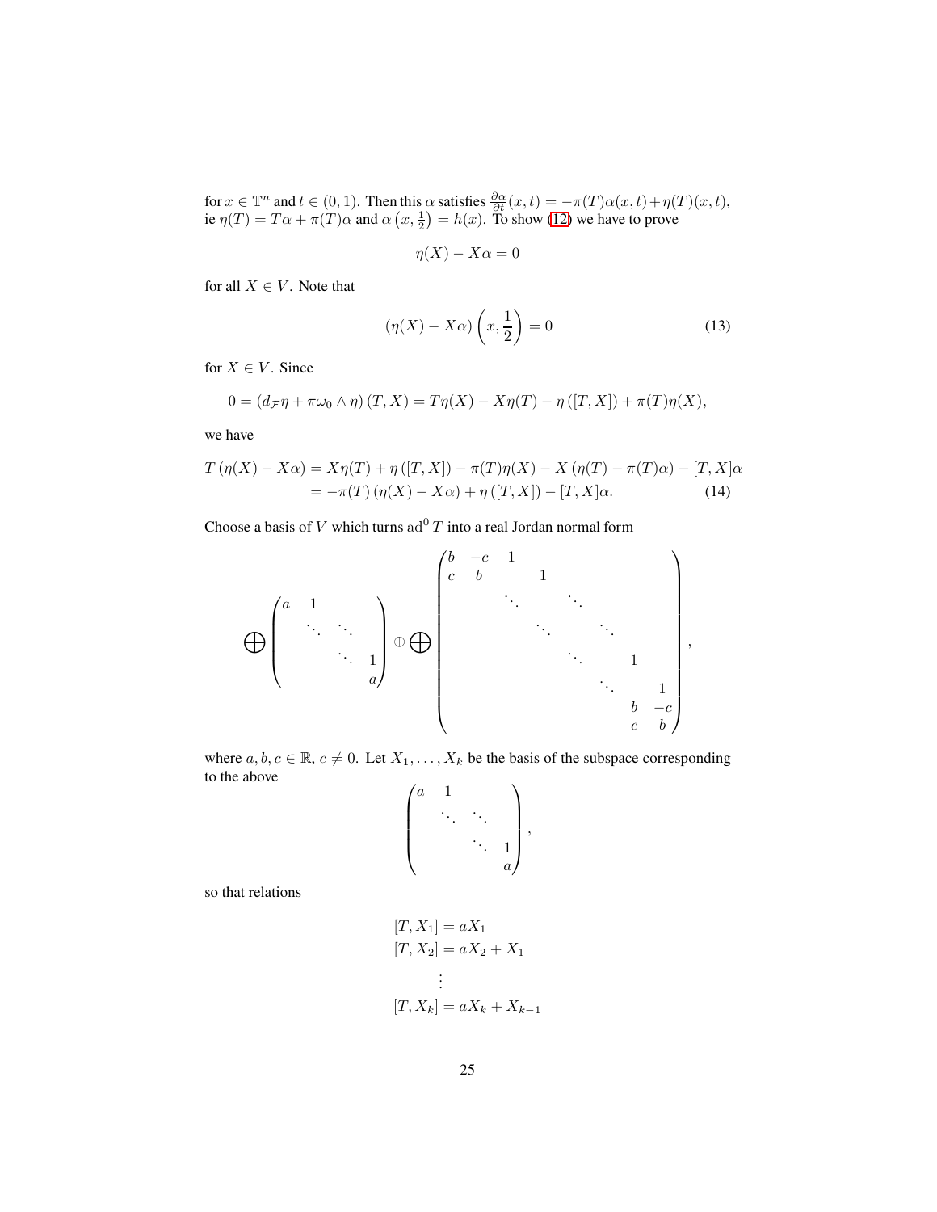for $x \in \mathbb{T}^n$ and $t \in (0,1)$. Then this $\alpha$ satisfies $\frac{\partial \alpha}{\partial t}(x,t) = -\pi(T)\alpha(x,t) + \eta(T)(x,t)$, ie $\eta(T) = T\alpha + \pi(T)\alpha$ and $\alpha\left(x, \frac{1}{2}\right) = h(x)$. To show (12) we have to prove

$$\eta(X) - X\alpha = 0$$

for all $X \in V$. Note that

$$(\eta(X) - X\alpha)\left(x, \frac{1}{2}\right) = 0 \tag{13}$$

for $X \in V$. Since

$$0 = (d_{\mathcal{F}}\eta + \pi\omega_0 \wedge \eta)(T, X) = T\eta(X) - X\eta(T) - \eta([T,X]) + \pi(T)\eta(X),$$

we have

$$\begin{aligned} T(\eta(X) - X\alpha) &= X\eta(T) + \eta([T,X]) - \pi(T)\eta(X) - X(\eta(T) - \pi(T)\alpha) - [T,X]\alpha \\ &= -\pi(T)(\eta(X) - X\alpha) + \eta([T,X]) - [T,X]\alpha. \end{aligned} \tag{14}$$

Choose a basis of $V$ which turns $\operatorname{ad}^0 T$ into a real Jordan normal form

$$\bigoplus \begin{pmatrix} a & 1 & & \\ & \ddots & \ddots & \\ & & \ddots & 1 \\ & & & a \end{pmatrix} \oplus \bigoplus \begin{pmatrix} b & -c & 1 & & & & & \\ c & b & & 1 & & & & \\ & & \ddots & & \ddots & & & \\ & & & \ddots & & \ddots & & \\ & & & & \ddots & & 1 & \\ & & & & & \ddots & & 1 \\ & & & & & & b & -c \\ & & & & & & c & b \end{pmatrix},$$

where $a, b, c \in \mathbb{R}$, $c \neq 0$. Let $X_1, \ldots, X_k$ be the basis of the subspace corresponding to the above

$$\begin{pmatrix} a & 1 & & \\ & \ddots & \ddots & \\ & & \ddots & 1 \\ & & & a \end{pmatrix},$$

so that relations

$$\begin{aligned} [T, X_1] &= aX_1 \\ [T, X_2] &= aX_2 + X_1 \\ &\vdots \\ [T, X_k] &= aX_k + X_{k-1} \end{aligned}$$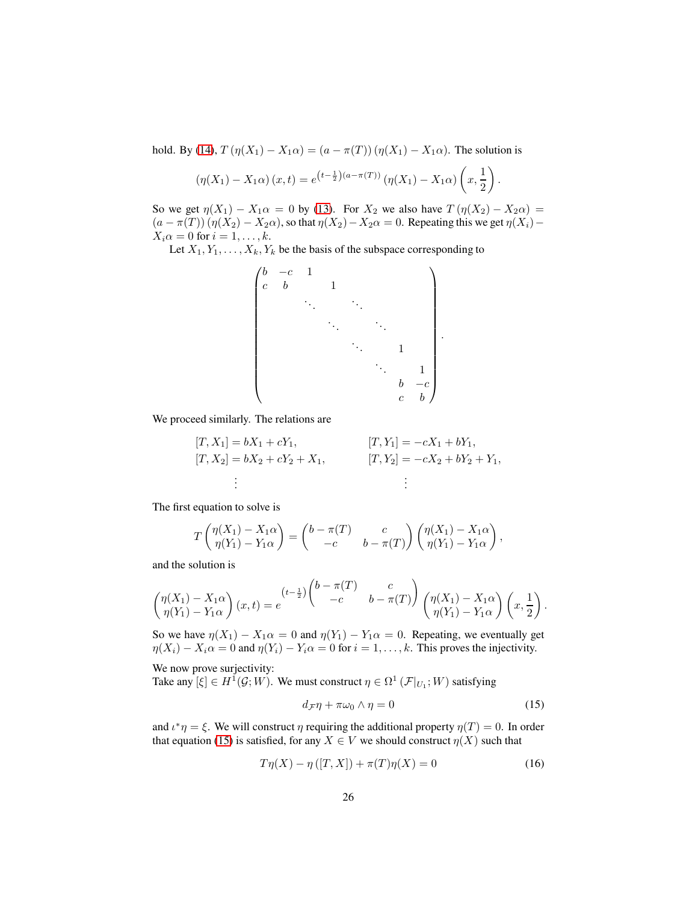hold. By (14), $T\left(\eta(X_1) - X_1\alpha\right) = \left(a - \pi(T)\right)\left(\eta(X_1) - X_1\alpha\right)$. The solution is

$$
\left(\eta(X_1) - X_1\alpha\right)(x,t) = e^{\left(t-\frac{1}{2}\right)\left(a-\pi(T)\right)}\left(\eta(X_1) - X_1\alpha\right)\left(x, \frac{1}{2}\right).
$$

So we get $\eta(X_1) - X_1\alpha = 0$ by (13). For $X_2$ we also have $T\left(\eta(X_2) - X_2\alpha\right) = \left(a - \pi(T)\right)\left(\eta(X_2) - X_2\alpha\right)$, so that $\eta(X_2) - X_2\alpha = 0$. Repeating this we get $\eta(X_i) - X_i\alpha = 0$ for $i = 1, \ldots, k$.

Let $X_1, Y_1, \ldots, X_k, Y_k$ be the basis of the subspace corresponding to

$$
\begin{pmatrix}
b & -c & 1 & & & & & \\
c & b & & 1 & & & & \\
 & & \ddots & & \ddots & & & \\
 & & & \ddots & & \ddots & & \\
 & & & & \ddots & & 1 & \\
 & & & & & \ddots & & 1 \\
 & & & & & & b & -c \\
 & & & & & & c & b
\end{pmatrix}.
$$

We proceed similarly. The relations are

$$
\begin{aligned}
[T, X_1] &= bX_1 + cY_1, & [T, Y_1] &= -cX_1 + bY_1, \\
[T, X_2] &= bX_2 + cY_2 + X_1, & [T, Y_2] &= -cX_2 + bY_2 + Y_1, \\
&\vdots & &\vdots
\end{aligned}
$$

The first equation to solve is

$$
T\begin{pmatrix} \eta(X_1) - X_1\alpha \\ \eta(Y_1) - Y_1\alpha \end{pmatrix} = \begin{pmatrix} b - \pi(T) & c \\ -c & b - \pi(T) \end{pmatrix}\begin{pmatrix} \eta(X_1) - X_1\alpha \\ \eta(Y_1) - Y_1\alpha \end{pmatrix},
$$

and the solution is

$$
\begin{pmatrix} \eta(X_1) - X_1\alpha \\ \eta(Y_1) - Y_1\alpha \end{pmatrix}(x,t) = e^{\left(t-\frac{1}{2}\right)\begin{pmatrix} b - \pi(T) & c \\ -c & b - \pi(T) \end{pmatrix}}\begin{pmatrix} \eta(X_1) - X_1\alpha \\ \eta(Y_1) - Y_1\alpha \end{pmatrix}\left(x, \frac{1}{2}\right).
$$

So we have $\eta(X_1) - X_1\alpha = 0$ and $\eta(Y_1) - Y_1\alpha = 0$. Repeating, we eventually get $\eta(X_i) - X_i\alpha = 0$ and $\eta(Y_i) - Y_i\alpha = 0$ for $i = 1, \ldots, k$. This proves the injectivity.

We now prove surjectivity:
Take any $[\xi] \in H^1(\mathcal{G}; W)$. We must construct $\eta \in \Omega^1\left(\mathcal{F}|_{U_1}; W\right)$ satisfying

$$
d_{\mathcal{F}}\eta + \pi\omega_0 \wedge \eta = 0 \tag{15}
$$

and $\iota^*\eta = \xi$. We will construct $\eta$ requiring the additional property $\eta(T) = 0$. In order that equation (15) is satisfied, for any $X \in V$ we should construct $\eta(X)$ such that

$$
T\eta(X) - \eta\left([T, X]\right) + \pi(T)\eta(X) = 0 \tag{16}
$$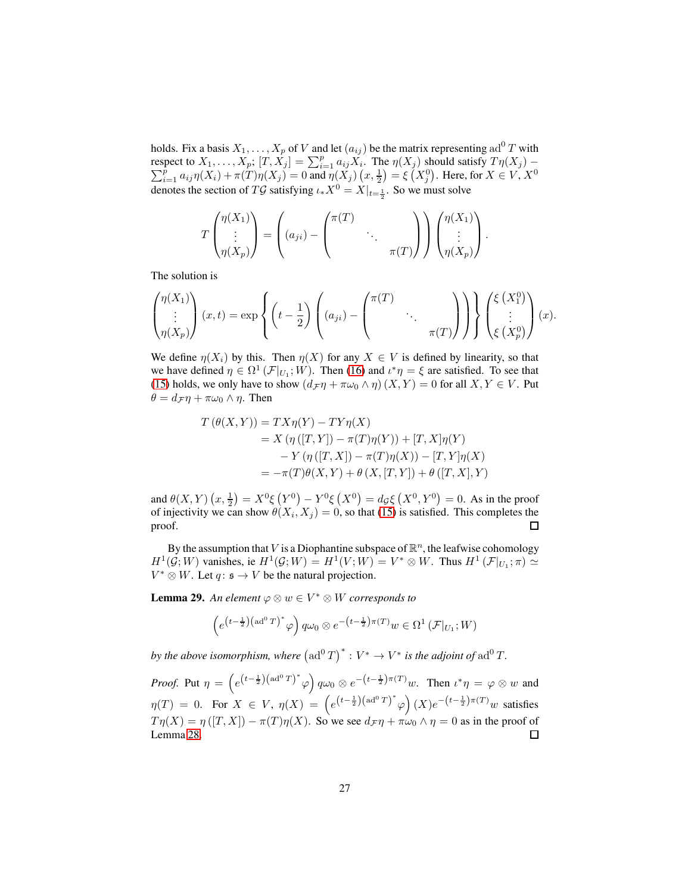holds. Fix a basis $X_1, \ldots, X_p$ of $V$ and let $(a_{ij})$ be the matrix representing $\mathrm{ad}^0 T$ with respect to $X_1, \ldots, X_p$; $[T, X_j] = \sum_{i=1}^p a_{ij} X_i$. The $\eta(X_j)$ should satisfy $T\eta(X_j) - \sum_{i=1}^p a_{ij}\eta(X_i) + \pi(T)\eta(X_j) = 0$ and $\eta(X_j)\left(x, \frac{1}{2}\right) = \xi\left(X_j^0\right)$. Here, for $X \in V$, $X^0$ denotes the section of $T\mathcal{G}$ satisfying $\iota_* X^0 = X|_{t=\frac{1}{2}}$. So we must solve

$$T \begin{pmatrix} \eta(X_1) \\ \vdots \\ \eta(X_p) \end{pmatrix} = \left( (a_{ji}) - \begin{pmatrix} \pi(T) & & \\ & \ddots & \\ & & \pi(T) \end{pmatrix} \right) \begin{pmatrix} \eta(X_1) \\ \vdots \\ \eta(X_p) \end{pmatrix}.$$

The solution is

$$\begin{pmatrix} \eta(X_1) \\ \vdots \\ \eta(X_p) \end{pmatrix}(x,t) = \exp\left\{ \left(t - \frac{1}{2}\right) \left( (a_{ji}) - \begin{pmatrix} \pi(T) & & \\ & \ddots & \\ & & \pi(T) \end{pmatrix} \right) \right\} \begin{pmatrix} \xi\left(X_1^0\right) \\ \vdots \\ \xi\left(X_p^0\right) \end{pmatrix}(x).$$

We define $\eta(X_i)$ by this. Then $\eta(X)$ for any $X \in V$ is defined by linearity, so that we have defined $\eta \in \Omega^1\left(\mathcal{F}|_{U_1}; W\right)$. Then (16) and $\iota^*\eta = \xi$ are satisfied. To see that (15) holds, we only have to show $\left(d_{\mathcal{F}}\eta + \pi\omega_0 \wedge \eta\right)(X, Y) = 0$ for all $X, Y \in V$. Put $\theta = d_{\mathcal{F}}\eta + \pi\omega_0 \wedge \eta$. Then

$$\begin{aligned} T\left(\theta(X,Y)\right) &= TX\eta(Y) - TY\eta(X) \\ &= X\left(\eta\left([T,Y]\right) - \pi(T)\eta(Y)\right) + [T,X]\eta(Y) \\ &\quad - Y\left(\eta\left([T,X]\right) - \pi(T)\eta(X)\right) - [T,Y]\eta(X) \\ &= -\pi(T)\theta(X,Y) + \theta\left(X, [T,Y]\right) + \theta\left([T,X], Y\right) \end{aligned}$$

and $\theta(X,Y)\left(x, \frac{1}{2}\right) = X^0\xi\left(Y^0\right) - Y^0\xi\left(X^0\right) = d_{\mathcal{G}}\xi\left(X^0, Y^0\right) = 0$. As in the proof of injectivity we can show $\theta(X_i, X_j) = 0$, so that (15) is satisfied. This completes the proof. □

By the assumption that $V$ is a Diophantine subspace of $\mathbb{R}^n$, the leafwise cohomology $H^1(\mathcal{G}; W)$ vanishes, ie $H^1(\mathcal{G}; W) = H^1(V; W) = V^* \otimes W$. Thus $H^1\left(\mathcal{F}|_{U_1}; \pi\right) \simeq V^* \otimes W$. Let $q \colon \mathfrak{s} \to V$ be the natural projection.

**Lemma 29.** *An element $\varphi \otimes w \in V^* \otimes W$ corresponds to*

$$\left(e^{\left(t-\frac{1}{2}\right)\left(\mathrm{ad}^0 T\right)^*}\varphi\right) q\omega_0 \otimes e^{-\left(t-\frac{1}{2}\right)\pi(T)} w \in \Omega^1\left(\mathcal{F}|_{U_1}; W\right)$$

*by the above isomorphism, where $\left(\mathrm{ad}^0 T\right)^* \colon V^* \to V^*$ is the adjoint of $\mathrm{ad}^0 T$.*

*Proof.* Put $\eta = \left(e^{\left(t-\frac{1}{2}\right)\left(\mathrm{ad}^0 T\right)^*}\varphi\right) q\omega_0 \otimes e^{-\left(t-\frac{1}{2}\right)\pi(T)} w$. Then $\iota^*\eta = \varphi \otimes w$ and $\eta(T) = 0$. For $X \in V$, $\eta(X) = \left(e^{\left(t-\frac{1}{2}\right)\left(\mathrm{ad}^0 T\right)^*}\varphi\right)(X) e^{-\left(t-\frac{1}{2}\right)\pi(T)} w$ satisfies $T\eta(X) = \eta\left([T,X]\right) - \pi(T)\eta(X)$. So we see $d_{\mathcal{F}}\eta + \pi\omega_0 \wedge \eta = 0$ as in the proof of Lemma 28. □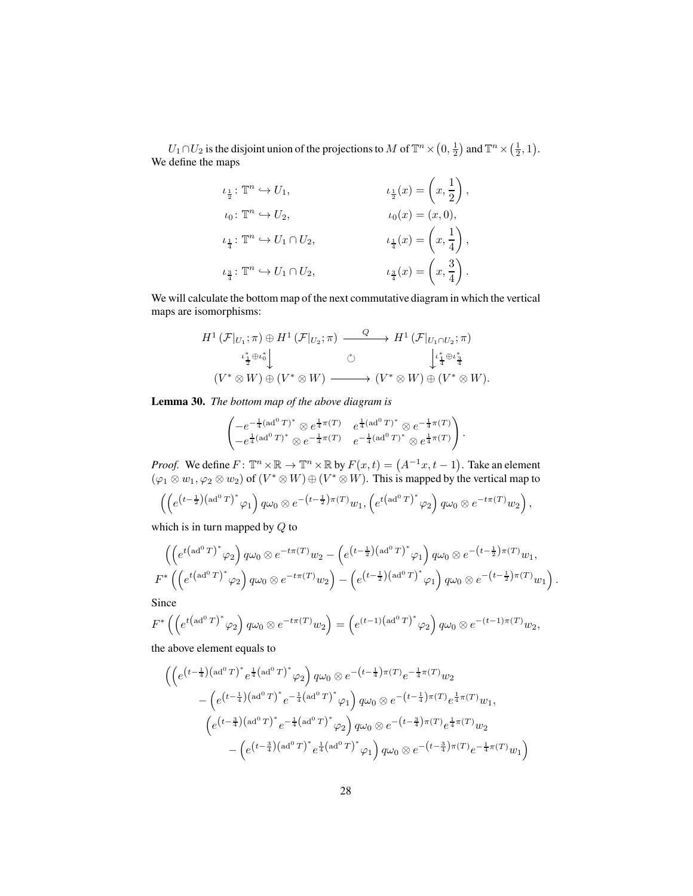$U_1 \cap U_2$ is the disjoint union of the projections to $M$ of $\mathbb{T}^n \times \left(0, \frac{1}{2}\right)$ and $\mathbb{T}^n \times \left(\frac{1}{2}, 1\right)$. We define the maps

$$
\begin{aligned}
&\iota_{\frac{1}{2}} \colon \mathbb{T}^n \hookrightarrow U_1, && \iota_{\frac{1}{2}}(x) = \left(x, \frac{1}{2}\right), \\
&\iota_0 \colon \mathbb{T}^n \hookrightarrow U_2, && \iota_0(x) = (x, 0), \\
&\iota_{\frac{1}{4}} \colon \mathbb{T}^n \hookrightarrow U_1 \cap U_2, && \iota_{\frac{1}{4}}(x) = \left(x, \frac{1}{4}\right), \\
&\iota_{\frac{3}{4}} \colon \mathbb{T}^n \hookrightarrow U_1 \cap U_2, && \iota_{\frac{3}{4}}(x) = \left(x, \frac{3}{4}\right).
\end{aligned}
$$

We will calculate the bottom map of the next commutative diagram in which the vertical maps are isomorphisms:

$$
\begin{array}{ccc}
H^1\left(\mathcal{F}|_{U_1}; \pi\right) \oplus H^1\left(\mathcal{F}|_{U_2}; \pi\right) & \xrightarrow{\quad Q \quad} & H^1\left(\mathcal{F}|_{U_1 \cap U_2}; \pi\right) \\
{\scriptstyle \iota_{\frac{1}{2}}^* \oplus \iota_0^*} \downarrow & \circlearrowleft & \downarrow {\scriptstyle \iota_{\frac{1}{4}}^* \oplus \iota_{\frac{3}{4}}^*} \\
(V^* \otimes W) \oplus (V^* \otimes W) & \longrightarrow & (V^* \otimes W) \oplus (V^* \otimes W).
\end{array}
$$

**Lemma 30.** *The bottom map of the above diagram is*

$$
\begin{pmatrix}
-e^{-\frac{1}{4}(\mathrm{ad}^0 T)^*} \otimes e^{\frac{1}{4}\pi(T)} & e^{\frac{1}{4}(\mathrm{ad}^0 T)^*} \otimes e^{-\frac{1}{4}\pi(T)} \\
-e^{\frac{1}{4}(\mathrm{ad}^0 T)^*} \otimes e^{-\frac{1}{4}\pi(T)} & e^{-\frac{1}{4}(\mathrm{ad}^0 T)^*} \otimes e^{\frac{1}{4}\pi(T)}
\end{pmatrix}.
$$

*Proof.* We define $F \colon \mathbb{T}^n \times \mathbb{R} \to \mathbb{T}^n \times \mathbb{R}$ by $F(x,t) = \left(A^{-1}x, t-1\right)$. Take an element $(\varphi_1 \otimes w_1, \varphi_2 \otimes w_2)$ of $(V^* \otimes W) \oplus (V^* \otimes W)$. This is mapped by the vertical map to

$$
\left( \left( e^{\left(t-\frac{1}{2}\right)\left(\mathrm{ad}^0 T\right)^*} \varphi_1 \right) q\omega_0 \otimes e^{-\left(t-\frac{1}{2}\right)\pi(T)} w_1, \left( e^{t\left(\mathrm{ad}^0 T\right)^*} \varphi_2 \right) q\omega_0 \otimes e^{-t\pi(T)} w_2 \right),
$$

which is in turn mapped by $Q$ to

$$
\begin{aligned}
&\Big( \left( e^{t\left(\mathrm{ad}^0 T\right)^*} \varphi_2 \right) q\omega_0 \otimes e^{-t\pi(T)} w_2 - \left( e^{\left(t-\frac{1}{2}\right)\left(\mathrm{ad}^0 T\right)^*} \varphi_1 \right) q\omega_0 \otimes e^{-\left(t-\frac{1}{2}\right)\pi(T)} w_1, \\
&F^* \left( \left( e^{t\left(\mathrm{ad}^0 T\right)^*} \varphi_2 \right) q\omega_0 \otimes e^{-t\pi(T)} w_2 \right) - \left( e^{\left(t-\frac{1}{2}\right)\left(\mathrm{ad}^0 T\right)^*} \varphi_1 \right) q\omega_0 \otimes e^{-\left(t-\frac{1}{2}\right)\pi(T)} w_1 \Big).
\end{aligned}
$$

Since

$$
F^* \left( \left( e^{t\left(\mathrm{ad}^0 T\right)^*} \varphi_2 \right) q\omega_0 \otimes e^{-t\pi(T)} w_2 \right) = \left( e^{(t-1)\left(\mathrm{ad}^0 T\right)^*} \varphi_2 \right) q\omega_0 \otimes e^{-(t-1)\pi(T)} w_2,
$$

the above element equals to

$$
\begin{aligned}
\Big( &\left( e^{\left(t-\frac{1}{4}\right)\left(\mathrm{ad}^0 T\right)^*} e^{\frac{1}{4}\left(\mathrm{ad}^0 T\right)^*} \varphi_2 \right) q\omega_0 \otimes e^{-\left(t-\frac{1}{4}\right)\pi(T)} e^{-\frac{1}{4}\pi(T)} w_2 \\
&\quad - \left( e^{\left(t-\frac{1}{4}\right)\left(\mathrm{ad}^0 T\right)^*} e^{-\frac{1}{4}\left(\mathrm{ad}^0 T\right)^*} \varphi_1 \right) q\omega_0 \otimes e^{-\left(t-\frac{1}{4}\right)\pi(T)} e^{\frac{1}{4}\pi(T)} w_1, \\
&\left( e^{\left(t-\frac{3}{4}\right)\left(\mathrm{ad}^0 T\right)^*} e^{-\frac{1}{4}\left(\mathrm{ad}^0 T\right)^*} \varphi_2 \right) q\omega_0 \otimes e^{-\left(t-\frac{3}{4}\right)\pi(T)} e^{\frac{1}{4}\pi(T)} w_2 \\
&\quad - \left( e^{\left(t-\frac{3}{4}\right)\left(\mathrm{ad}^0 T\right)^*} e^{\frac{1}{4}\left(\mathrm{ad}^0 T\right)^*} \varphi_1 \right) q\omega_0 \otimes e^{-\left(t-\frac{3}{4}\right)\pi(T)} e^{-\frac{1}{4}\pi(T)} w_1 \Big)
\end{aligned}
$$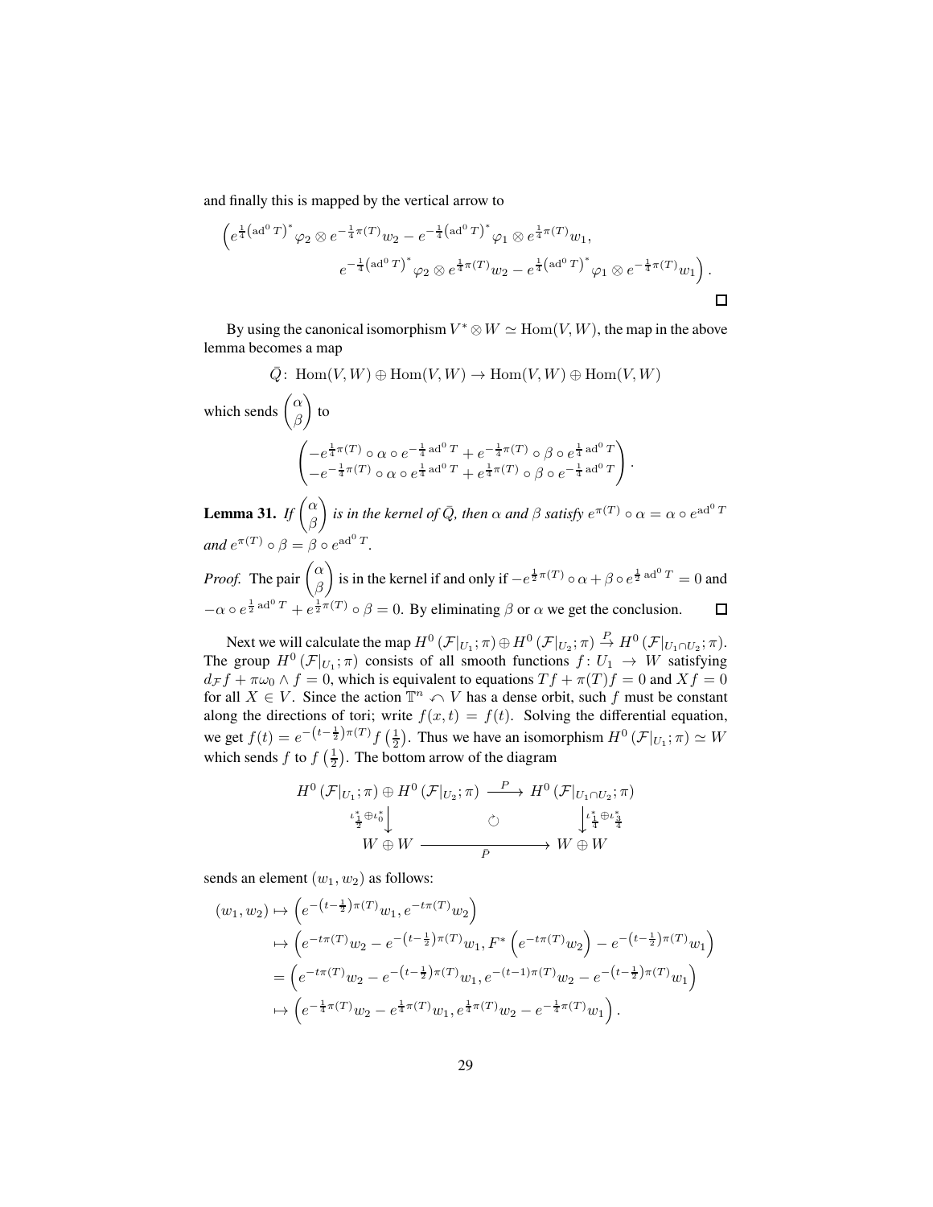and finally this is mapped by the vertical arrow to

$$\Big(e^{\frac{1}{4}\left(\mathrm{ad}^0 T\right)^*}\varphi_2 \otimes e^{-\frac{1}{4}\pi(T)}w_2 - e^{-\frac{1}{4}\left(\mathrm{ad}^0 T\right)^*}\varphi_1 \otimes e^{\frac{1}{4}\pi(T)}w_1,$$
$$e^{-\frac{1}{4}\left(\mathrm{ad}^0 T\right)^*}\varphi_2 \otimes e^{\frac{1}{4}\pi(T)}w_2 - e^{\frac{1}{4}\left(\mathrm{ad}^0 T\right)^*}\varphi_1 \otimes e^{-\frac{1}{4}\pi(T)}w_1\Big).$$

□

By using the canonical isomorphism $V^* \otimes W \simeq \mathrm{Hom}(V, W)$, the map in the above lemma becomes a map

$$\bar{Q}\colon \mathrm{Hom}(V, W) \oplus \mathrm{Hom}(V, W) \to \mathrm{Hom}(V, W) \oplus \mathrm{Hom}(V, W)$$

which sends $\begin{pmatrix}\alpha\\ \beta\end{pmatrix}$ to

$$\begin{pmatrix} -e^{\frac{1}{4}\pi(T)} \circ \alpha \circ e^{-\frac{1}{4}\mathrm{ad}^0 T} + e^{-\frac{1}{4}\pi(T)} \circ \beta \circ e^{\frac{1}{4}\mathrm{ad}^0 T} \\ -e^{-\frac{1}{4}\pi(T)} \circ \alpha \circ e^{\frac{1}{4}\mathrm{ad}^0 T} + e^{\frac{1}{4}\pi(T)} \circ \beta \circ e^{-\frac{1}{4}\mathrm{ad}^0 T} \end{pmatrix}.$$

**Lemma 31.** *If $\begin{pmatrix}\alpha\\ \beta\end{pmatrix}$ is in the kernel of $\bar{Q}$, then $\alpha$ and $\beta$ satisfy $e^{\pi(T)} \circ \alpha = \alpha \circ e^{\mathrm{ad}^0 T}$ and $e^{\pi(T)} \circ \beta = \beta \circ e^{\mathrm{ad}^0 T}$.*

*Proof.* The pair $\begin{pmatrix}\alpha\\ \beta\end{pmatrix}$ is in the kernel if and only if $-e^{\frac{1}{2}\pi(T)} \circ \alpha + \beta \circ e^{\frac{1}{2}\mathrm{ad}^0 T} = 0$ and $-\alpha \circ e^{\frac{1}{2}\mathrm{ad}^0 T} + e^{\frac{1}{2}\pi(T)} \circ \beta = 0$. By eliminating $\beta$ or $\alpha$ we get the conclusion. □

Next we will calculate the map $H^0(\mathcal{F}|_{U_1}; \pi) \oplus H^0(\mathcal{F}|_{U_2}; \pi) \xrightarrow{P} H^0(\mathcal{F}|_{U_1 \cap U_2}; \pi)$. The group $H^0(\mathcal{F}|_{U_1}; \pi)$ consists of all smooth functions $f\colon U_1 \to W$ satisfying $d_{\mathcal{F}} f + \pi\omega_0 \wedge f = 0$, which is equivalent to equations $Tf + \pi(T)f = 0$ and $Xf = 0$ for all $X \in V$. Since the action $\mathbb{T}^n \curvearrowright V$ has a dense orbit, such $f$ must be constant along the directions of tori; write $f(x, t) = f(t)$. Solving the differential equation, we get $f(t) = e^{-\left(t-\frac{1}{2}\right)\pi(T)} f\left(\frac{1}{2}\right)$. Thus we have an isomorphism $H^0(\mathcal{F}|_{U_1}; \pi) \simeq W$ which sends $f$ to $f\left(\frac{1}{2}\right)$. The bottom arrow of the diagram

$$\begin{array}{ccc} H^0(\mathcal{F}|_{U_1}; \pi) \oplus H^0(\mathcal{F}|_{U_2}; \pi) & \xrightarrow{\quad P \quad} & H^0(\mathcal{F}|_{U_1 \cap U_2}; \pi) \\ {\scriptstyle \iota_{\frac{1}{2}}^* \oplus \iota_0^*}\big\downarrow & \circlearrowleft & \big\downarrow{\scriptstyle \iota_{\frac{1}{4}}^* \oplus \iota_{\frac{3}{4}}^*} \\ W \oplus W & \xrightarrow[\bar{P}]{\qquad\qquad} & W \oplus W \end{array}$$

sends an element $(w_1, w_2)$ as follows:

$$\begin{aligned}
(w_1, w_2) &\mapsto \left(e^{-\left(t-\frac{1}{2}\right)\pi(T)}w_1, e^{-t\pi(T)}w_2\right) \\
&\mapsto \left(e^{-t\pi(T)}w_2 - e^{-\left(t-\frac{1}{2}\right)\pi(T)}w_1, F^*\left(e^{-t\pi(T)}w_2\right) - e^{-\left(t-\frac{1}{2}\right)\pi(T)}w_1\right) \\
&= \left(e^{-t\pi(T)}w_2 - e^{-\left(t-\frac{1}{2}\right)\pi(T)}w_1, e^{-(t-1)\pi(T)}w_2 - e^{-\left(t-\frac{1}{2}\right)\pi(T)}w_1\right) \\
&\mapsto \left(e^{-\frac{1}{4}\pi(T)}w_2 - e^{\frac{1}{4}\pi(T)}w_1, e^{\frac{1}{4}\pi(T)}w_2 - e^{-\frac{1}{4}\pi(T)}w_1\right).
\end{aligned}$$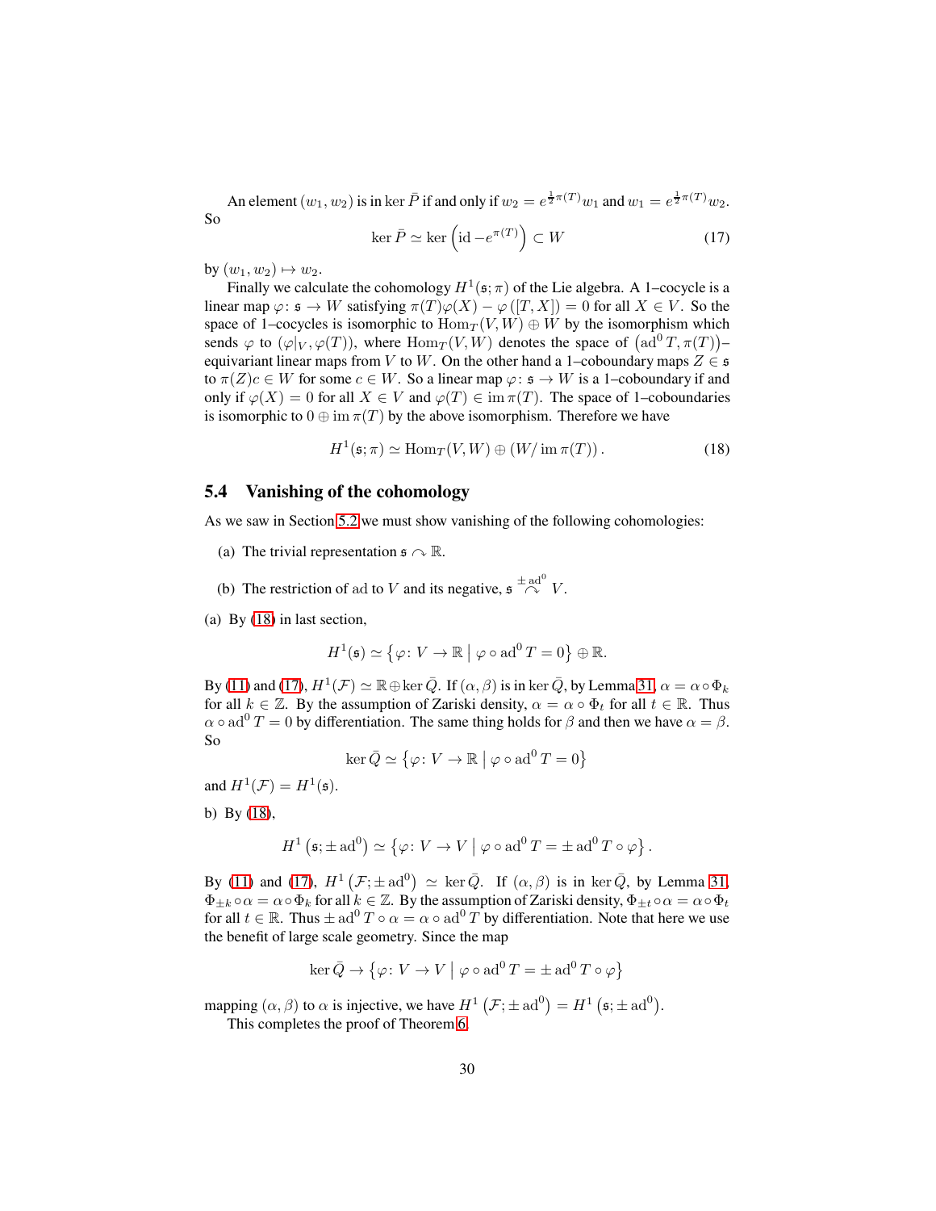An element $(w_1, w_2)$ is in $\ker \bar{P}$ if and only if $w_2 = e^{\frac{1}{2}\pi(T)} w_1$ and $w_1 = e^{\frac{1}{2}\pi(T)} w_2$. So

$$\ker \bar{P} \simeq \ker \left( \mathrm{id} - e^{\pi(T)} \right) \subset W \tag{17}$$

by $(w_1, w_2) \mapsto w_2$.

Finally we calculate the cohomology $H^1(\mathfrak{s}; \pi)$ of the Lie algebra. A 1–cocycle is a linear map $\varphi \colon \mathfrak{s} \to W$ satisfying $\pi(T)\varphi(X) - \varphi([T, X]) = 0$ for all $X \in V$. So the space of 1–cocycles is isomorphic to $\mathrm{Hom}_T(V, W) \oplus W$ by the isomorphism which sends $\varphi$ to $(\varphi|_V, \varphi(T))$, where $\mathrm{Hom}_T(V, W)$ denotes the space of $\left(\mathrm{ad}^0 T, \pi(T)\right)$–equivariant linear maps from $V$ to $W$. On the other hand a 1–coboundary maps $Z \in \mathfrak{s}$ to $\pi(Z)c \in W$ for some $c \in W$. So a linear map $\varphi \colon \mathfrak{s} \to W$ is a 1–coboundary if and only if $\varphi(X) = 0$ for all $X \in V$ and $\varphi(T) \in \operatorname{im} \pi(T)$. The space of 1–coboundaries is isomorphic to $0 \oplus \operatorname{im} \pi(T)$ by the above isomorphism. Therefore we have

$$H^1(\mathfrak{s}; \pi) \simeq \mathrm{Hom}_T(V, W) \oplus (W / \operatorname{im} \pi(T)) . \tag{18}$$

## 5.4 Vanishing of the cohomology

As we saw in Section 5.2 we must show vanishing of the following cohomologies:

(a) The trivial representation $\mathfrak{s} \curvearrowright \mathbb{R}$.

(b) The restriction of ad to $V$ and its negative, $\mathfrak{s} \overset{\pm \mathrm{ad}^0}{\curvearrowright} V$.

(a) By (18) in last section,

$$H^1(\mathfrak{s}) \simeq \left\{ \varphi \colon V \to \mathbb{R} \,\middle|\, \varphi \circ \mathrm{ad}^0 T = 0 \right\} \oplus \mathbb{R}.$$

By (11) and (17), $H^1(\mathcal{F}) \simeq \mathbb{R} \oplus \ker \bar{Q}$. If $(\alpha, \beta)$ is in $\ker \bar{Q}$, by Lemma 31, $\alpha = \alpha \circ \Phi_k$ for all $k \in \mathbb{Z}$. By the assumption of Zariski density, $\alpha = \alpha \circ \Phi_t$ for all $t \in \mathbb{R}$. Thus $\alpha \circ \mathrm{ad}^0 T = 0$ by differentiation. The same thing holds for $\beta$ and then we have $\alpha = \beta$. So

$$\ker \bar{Q} \simeq \left\{ \varphi \colon V \to \mathbb{R} \,\middle|\, \varphi \circ \mathrm{ad}^0 T = 0 \right\}$$

and $H^1(\mathcal{F}) = H^1(\mathfrak{s})$.

b) By (18),

$$H^1\left(\mathfrak{s}; \pm \mathrm{ad}^0\right) \simeq \left\{ \varphi \colon V \to V \,\middle|\, \varphi \circ \mathrm{ad}^0 T = \pm \mathrm{ad}^0 T \circ \varphi \right\}.$$

By (11) and (17), $H^1\left(\mathcal{F}; \pm \mathrm{ad}^0\right) \simeq \ker \bar{Q}$. If $(\alpha, \beta)$ is in $\ker \bar{Q}$, by Lemma 31, $\Phi_{\pm k} \circ \alpha = \alpha \circ \Phi_k$ for all $k \in \mathbb{Z}$. By the assumption of Zariski density, $\Phi_{\pm t} \circ \alpha = \alpha \circ \Phi_t$ for all $t \in \mathbb{R}$. Thus $\pm \mathrm{ad}^0 T \circ \alpha = \alpha \circ \mathrm{ad}^0 T$ by differentiation. Note that here we use the benefit of large scale geometry. Since the map

$$\ker \bar{Q} \to \left\{ \varphi \colon V \to V \,\middle|\, \varphi \circ \mathrm{ad}^0 T = \pm \mathrm{ad}^0 T \circ \varphi \right\}$$

mapping $(\alpha, \beta)$ to $\alpha$ is injective, we have $H^1\left(\mathcal{F}; \pm \mathrm{ad}^0\right) = H^1\left(\mathfrak{s}; \pm \mathrm{ad}^0\right)$.

This completes the proof of Theorem 6.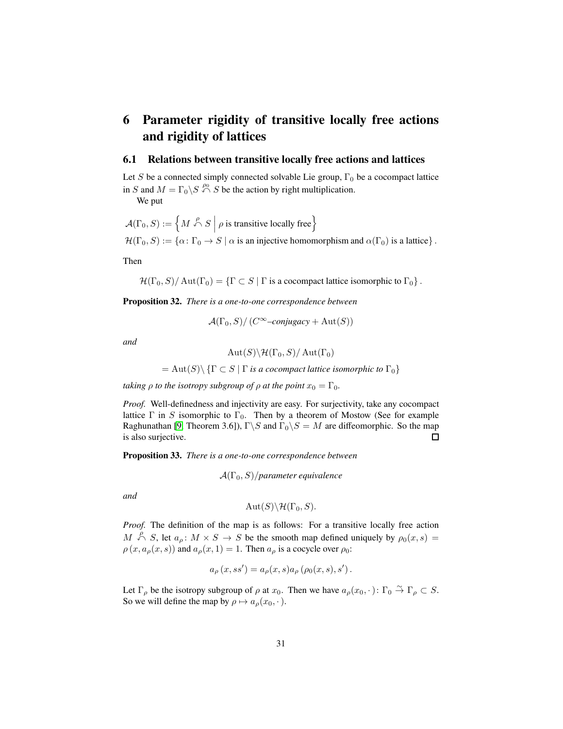# 6 Parameter rigidity of transitive locally free actions and rigidity of lattices

## 6.1 Relations between transitive locally free actions and lattices

Let $S$ be a connected simply connected solvable Lie group, $\Gamma_0$ be a cocompact lattice in $S$ and $M = \Gamma_0 \backslash S \overset{\rho_0}{\curvearrowleft} S$ be the action by right multiplication.

We put

$$\mathcal{A}(\Gamma_0, S) := \left\{ M \overset{\rho}{\curvearrowleft} S \;\middle|\; \rho \text{ is transitive locally free} \right\}$$

$$\mathcal{H}(\Gamma_0, S) := \{\alpha \colon \Gamma_0 \to S \mid \alpha \text{ is an injective homomorphism and } \alpha(\Gamma_0) \text{ is a lattice}\}.$$

Then

$$\mathcal{H}(\Gamma_0, S)/\operatorname{Aut}(\Gamma_0) = \{\Gamma \subset S \mid \Gamma \text{ is a cocompact lattice isomorphic to } \Gamma_0\}.$$

**Proposition 32.** *There is a one-to-one correspondence between*

$$\mathcal{A}(\Gamma_0, S)/\left(C^\infty\text{–conjugacy} + \operatorname{Aut}(S)\right)$$

*and*

$$\operatorname{Aut}(S)\backslash \mathcal{H}(\Gamma_0, S)/\operatorname{Aut}(\Gamma_0)$$

$$= \operatorname{Aut}(S)\backslash \{\Gamma \subset S \mid \Gamma \textit{ is a cocompact lattice isomorphic to } \Gamma_0\}$$

*taking $\rho$ to the isotropy subgroup of $\rho$ at the point $x_0 = \Gamma_0$.*

*Proof.* Well-definedness and injectivity are easy. For surjectivity, take any cocompact lattice $\Gamma$ in $S$ isomorphic to $\Gamma_0$. Then by a theorem of Mostow (See for example Raghunathan [9, Theorem 3.6]), $\Gamma\backslash S$ and $\Gamma_0 \backslash S = M$ are diffeomorphic. So the map is also surjective. $\square$

**Proposition 33.** *There is a one-to-one correspondence between*

$$\mathcal{A}(\Gamma_0, S)/\textit{parameter equivalence}$$

*and*

$$\operatorname{Aut}(S)\backslash \mathcal{H}(\Gamma_0, S).$$

*Proof.* The definition of the map is as follows: For a transitive locally free action $M \overset{\rho}{\curvearrowleft} S$, let $a_\rho \colon M \times S \to S$ be the smooth map defined uniquely by $\rho_0(x, s) = \rho\left(x, a_\rho(x, s)\right)$ and $a_\rho(x, 1) = 1$. Then $a_\rho$ is a cocycle over $\rho_0$:

$$a_\rho\left(x, ss'\right) = a_\rho(x, s) a_\rho\left(\rho_0(x, s), s'\right).$$

Let $\Gamma_\rho$ be the isotropy subgroup of $\rho$ at $x_0$. Then we have $a_\rho(x_0, \cdot\,) \colon \Gamma_0 \overset{\sim}{\to} \Gamma_\rho \subset S$. So we will define the map by $\rho \mapsto a_\rho(x_0, \cdot\,)$.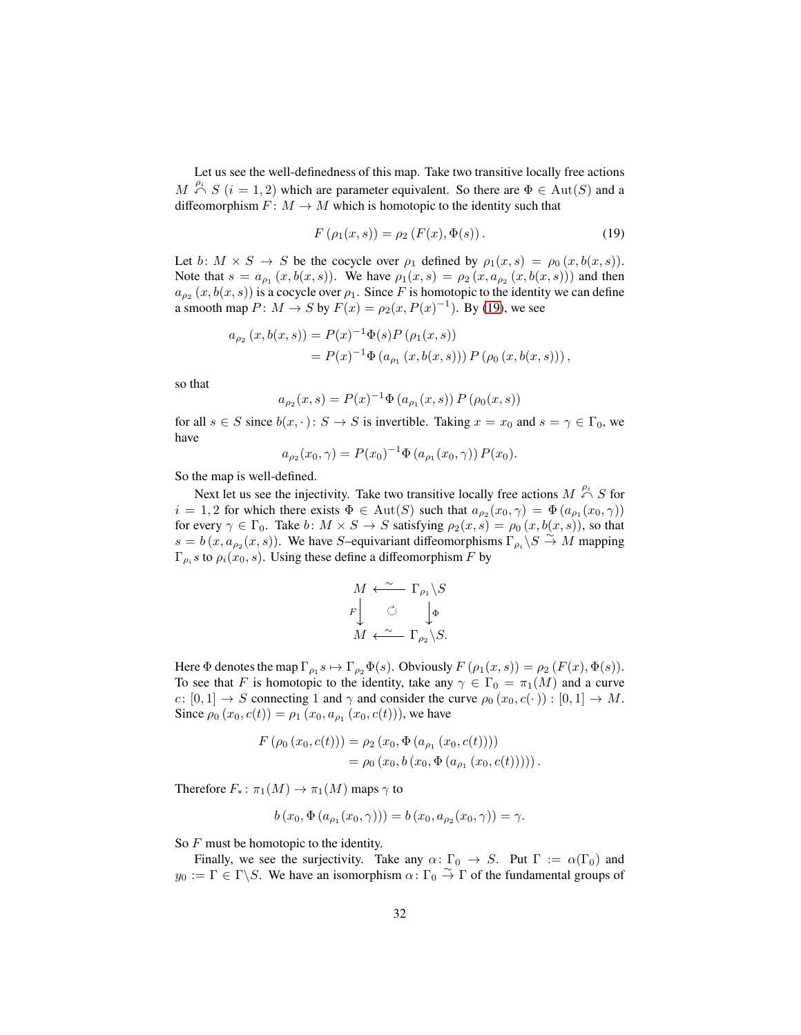Let us see the well-definedness of this map. Take two transitive locally free actions $M \overset{\rho_i}{\curvearrowleft} S$ $(i = 1, 2)$ which are parameter equivalent. So there are $\Phi \in \mathrm{Aut}(S)$ and a diffeomorphism $F\colon M \to M$ which is homotopic to the identity such that

$$F\left(\rho_1(x, s)\right) = \rho_2\left(F(x), \Phi(s)\right). \tag{19}$$

Let $b\colon M \times S \to S$ be the cocycle over $\rho_1$ defined by $\rho_1(x, s) = \rho_0\left(x, b(x, s)\right)$. Note that $s = a_{\rho_1}\left(x, b(x, s)\right)$. We have $\rho_1(x, s) = \rho_2\left(x, a_{\rho_2}\left(x, b(x, s)\right)\right)$ and then $a_{\rho_2}\left(x, b(x, s)\right)$ is a cocycle over $\rho_1$. Since $F$ is homotopic to the identity we can define a smooth map $P\colon M \to S$ by $F(x) = \rho_2(x, P(x)^{-1})$. By (19), we see

$$\begin{aligned}
a_{\rho_2}\left(x, b(x, s)\right) &= P(x)^{-1}\Phi(s)P\left(\rho_1(x, s)\right) \\
&= P(x)^{-1}\Phi\left(a_{\rho_1}\left(x, b(x, s)\right)\right)P\left(\rho_0\left(x, b(x, s)\right)\right),
\end{aligned}$$

so that

$$a_{\rho_2}(x, s) = P(x)^{-1}\Phi\left(a_{\rho_1}(x, s)\right)P\left(\rho_0(x, s)\right)$$

for all $s \in S$ since $b(x, \cdot)\colon S \to S$ is invertible. Taking $x = x_0$ and $s = \gamma \in \Gamma_0$, we have

$$a_{\rho_2}(x_0, \gamma) = P(x_0)^{-1}\Phi\left(a_{\rho_1}(x_0, \gamma)\right)P(x_0).$$

So the map is well-defined.

Next let us see the injectivity. Take two transitive locally free actions $M \overset{\rho_i}{\curvearrowleft} S$ for $i = 1, 2$ for which there exists $\Phi \in \mathrm{Aut}(S)$ such that $a_{\rho_2}(x_0, \gamma) = \Phi\left(a_{\rho_1}(x_0, \gamma)\right)$ for every $\gamma \in \Gamma_0$. Take $b\colon M \times S \to S$ satisfying $\rho_2(x, s) = \rho_0\left(x, b(x, s)\right)$, so that $s = b\left(x, a_{\rho_2}(x, s)\right)$. We have $S$–equivariant diffeomorphisms $\Gamma_{\rho_i}\backslash S \overset{\sim}{\to} M$ mapping $\Gamma_{\rho_i}s$ to $\rho_i(x_0, s)$. Using these define a diffeomorphism $F$ by

$$\begin{array}{ccc}
M & \overset{\sim}{\longleftarrow} & \Gamma_{\rho_1}\backslash S \\
{\scriptstyle F}\downarrow & \circlearrowleft & \downarrow{\scriptstyle \Phi} \\
M & \overset{\sim}{\longleftarrow} & \Gamma_{\rho_2}\backslash S.
\end{array}$$

Here $\Phi$ denotes the map $\Gamma_{\rho_1}s \mapsto \Gamma_{\rho_2}\Phi(s)$. Obviously $F\left(\rho_1(x, s)\right) = \rho_2\left(F(x), \Phi(s)\right)$. To see that $F$ is homotopic to the identity, take any $\gamma \in \Gamma_0 = \pi_1(M)$ and a curve $c\colon [0, 1] \to S$ connecting $1$ and $\gamma$ and consider the curve $\rho_0\left(x_0, c(\cdot)\right) : [0, 1] \to M$. Since $\rho_0\left(x_0, c(t)\right) = \rho_1\left(x_0, a_{\rho_1}\left(x_0, c(t)\right)\right)$, we have

$$\begin{aligned}
F\left(\rho_0\left(x_0, c(t)\right)\right) &= \rho_2\left(x_0, \Phi\left(a_{\rho_1}\left(x_0, c(t)\right)\right)\right) \\
&= \rho_0\left(x_0, b\left(x_0, \Phi\left(a_{\rho_1}\left(x_0, c(t)\right)\right)\right)\right).
\end{aligned}$$

Therefore $F_*\colon \pi_1(M) \to \pi_1(M)$ maps $\gamma$ to

$$b\left(x_0, \Phi\left(a_{\rho_1}(x_0, \gamma)\right)\right) = b\left(x_0, a_{\rho_2}(x_0, \gamma)\right) = \gamma.$$

So $F$ must be homotopic to the identity.

Finally, we see the surjectivity. Take any $\alpha\colon \Gamma_0 \to S$. Put $\Gamma := \alpha(\Gamma_0)$ and $y_0 := \Gamma \in \Gamma\backslash S$. We have an isomorphism $\alpha\colon \Gamma_0 \overset{\sim}{\to} \Gamma$ of the fundamental groups of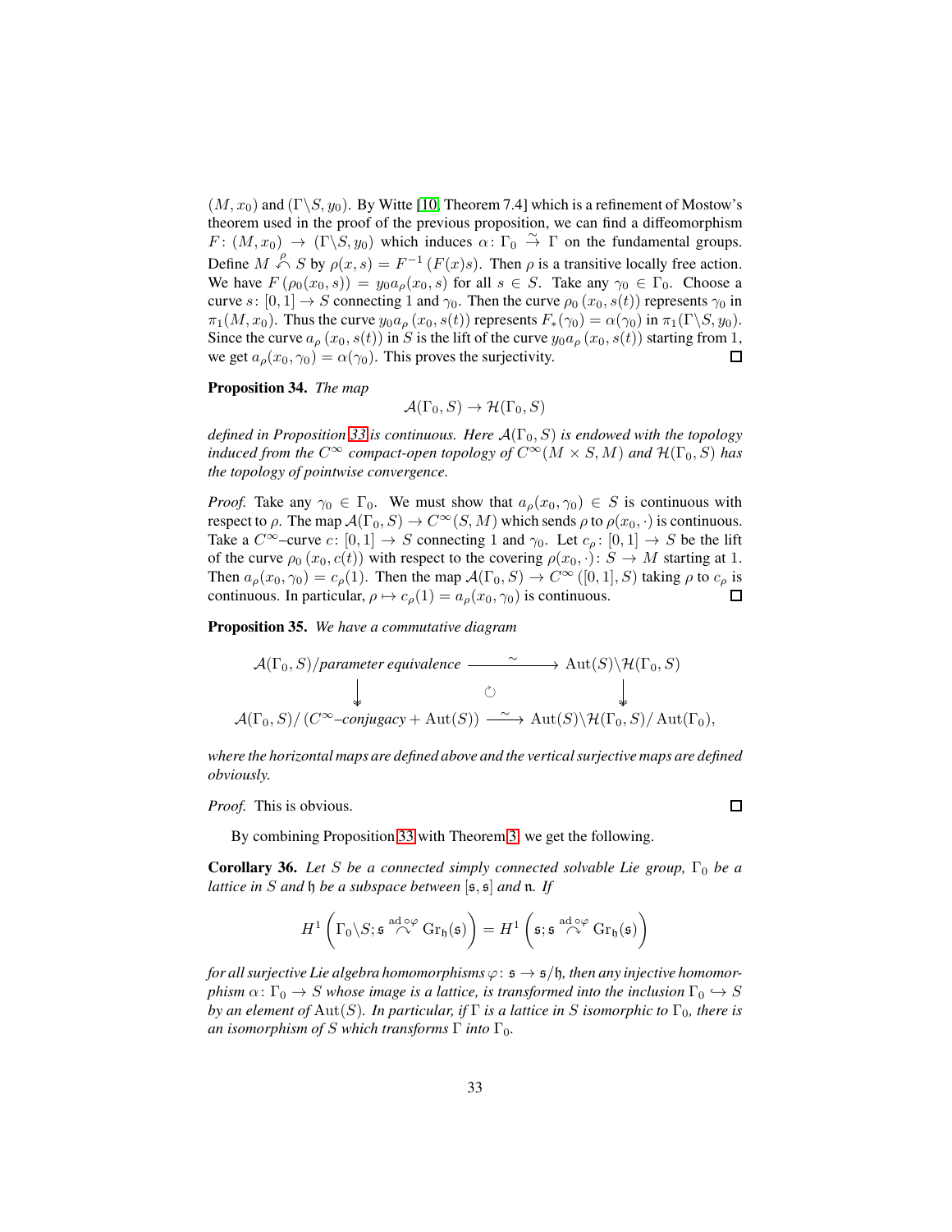$(M, x_0)$ and $(\Gamma\backslash S, y_0)$. By Witte [10, Theorem 7.4] which is a refinement of Mostow's theorem used in the proof of the previous proposition, we can find a diffeomorphism $F\colon (M, x_0) \to (\Gamma\backslash S, y_0)$ which induces $\alpha\colon \Gamma_0 \overset{\sim}{\to} \Gamma$ on the fundamental groups. Define $M \overset{\rho}{\curvearrowleft} S$ by $\rho(x, s) = F^{-1}(F(x)s)$. Then $\rho$ is a transitive locally free action. We have $F(\rho_0(x_0, s)) = y_0 a_\rho(x_0, s)$ for all $s \in S$. Take any $\gamma_0 \in \Gamma_0$. Choose a curve $s\colon [0,1] \to S$ connecting 1 and $\gamma_0$. Then the curve $\rho_0(x_0, s(t))$ represents $\gamma_0$ in $\pi_1(M, x_0)$. Thus the curve $y_0 a_\rho(x_0, s(t))$ represents $F_*(\gamma_0) = \alpha(\gamma_0)$ in $\pi_1(\Gamma\backslash S, y_0)$. Since the curve $a_\rho(x_0, s(t))$ in $S$ is the lift of the curve $y_0 a_\rho(x_0, s(t))$ starting from 1, we get $a_\rho(x_0, \gamma_0) = \alpha(\gamma_0)$. This proves the surjectivity. □

**Proposition 34.** *The map*

$$\mathcal{A}(\Gamma_0, S) \to \mathcal{H}(\Gamma_0, S)$$

*defined in Proposition 33 is continuous. Here $\mathcal{A}(\Gamma_0, S)$ is endowed with the topology induced from the $C^\infty$ compact-open topology of $C^\infty(M \times S, M)$ and $\mathcal{H}(\Gamma_0, S)$ has the topology of pointwise convergence.*

*Proof.* Take any $\gamma_0 \in \Gamma_0$. We must show that $a_\rho(x_0, \gamma_0) \in S$ is continuous with respect to $\rho$. The map $\mathcal{A}(\Gamma_0, S) \to C^\infty(S, M)$ which sends $\rho$ to $\rho(x_0, \cdot)$ is continuous. Take a $C^\infty$–curve $c\colon [0,1] \to S$ connecting 1 and $\gamma_0$. Let $c_\rho\colon [0,1] \to S$ be the lift of the curve $\rho_0(x_0, c(t))$ with respect to the covering $\rho(x_0, \cdot)\colon S \to M$ starting at 1. Then $a_\rho(x_0, \gamma_0) = c_\rho(1)$. Then the map $\mathcal{A}(\Gamma_0, S) \to C^\infty([0,1], S)$ taking $\rho$ to $c_\rho$ is continuous. In particular, $\rho \mapsto c_\rho(1) = a_\rho(x_0, \gamma_0)$ is continuous. □

**Proposition 35.** *We have a commutative diagram*

$$\begin{array}{ccc}
\mathcal{A}(\Gamma_0, S)/\textit{parameter equivalence} & \xrightarrow{\ \sim\ } & \operatorname{Aut}(S)\backslash\mathcal{H}(\Gamma_0, S) \\
\downarrow & \circlearrowright & \downarrow \\
\mathcal{A}(\Gamma_0, S)/\left(C^\infty\textit{–conjugacy} + \operatorname{Aut}(S)\right) & \xrightarrow{\ \sim\ } & \operatorname{Aut}(S)\backslash\mathcal{H}(\Gamma_0, S)/\operatorname{Aut}(\Gamma_0),
\end{array}$$

*where the horizontal maps are defined above and the vertical surjective maps are defined obviously.*

*Proof.* This is obvious. □

By combining Proposition 33 with Theorem 3, we get the following.

**Corollary 36.** *Let $S$ be a connected simply connected solvable Lie group, $\Gamma_0$ be a lattice in $S$ and $\mathfrak{h}$ be a subspace between $[\mathfrak{s}, \mathfrak{s}]$ and $\mathfrak{n}$. If*

$$H^1\left(\Gamma_0\backslash S; \mathfrak{s} \overset{\operatorname{ad}\circ\varphi}{\curvearrowleft} \operatorname{Gr}_{\mathfrak{h}}(\mathfrak{s})\right) = H^1\left(\mathfrak{s}; \mathfrak{s} \overset{\operatorname{ad}\circ\varphi}{\curvearrowleft} \operatorname{Gr}_{\mathfrak{h}}(\mathfrak{s})\right)$$

*for all surjective Lie algebra homomorphisms $\varphi\colon \mathfrak{s} \to \mathfrak{s}/\mathfrak{h}$, then any injective homomorphism $\alpha\colon \Gamma_0 \to S$ whose image is a lattice, is transformed into the inclusion $\Gamma_0 \hookrightarrow S$ by an element of $\operatorname{Aut}(S)$. In particular, if $\Gamma$ is a lattice in $S$ isomorphic to $\Gamma_0$, there is an isomorphism of $S$ which transforms $\Gamma$ into $\Gamma_0$.*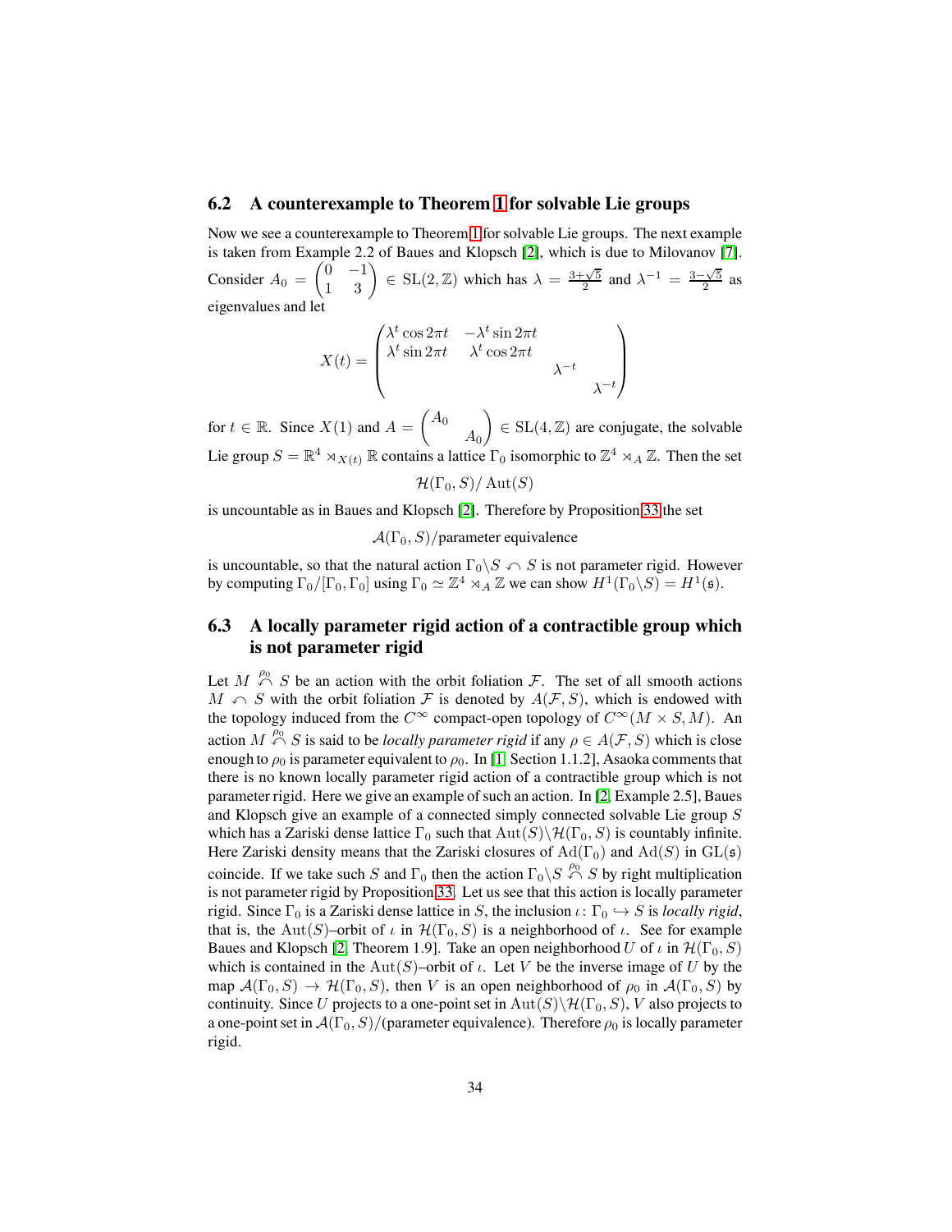### 6.2 A counterexample to Theorem 1 for solvable Lie groups

Now we see a counterexample to Theorem 1 for solvable Lie groups. The next example is taken from Example 2.2 of Baues and Klopsch [2], which is due to Milovanov [7]. Consider $A_0 = \begin{pmatrix} 0 & -1 \\ 1 & 3 \end{pmatrix} \in \mathrm{SL}(2, \mathbb{Z})$ which has $\lambda = \frac{3+\sqrt{5}}{2}$ and $\lambda^{-1} = \frac{3-\sqrt{5}}{2}$ as eigenvalues and let

$$X(t) = \begin{pmatrix} \lambda^t \cos 2\pi t & -\lambda^t \sin 2\pi t & & \\ \lambda^t \sin 2\pi t & \lambda^t \cos 2\pi t & & \\ & & \lambda^{-t} & \\ & & & \lambda^{-t} \end{pmatrix}$$

for $t \in \mathbb{R}$. Since $X(1)$ and $A = \begin{pmatrix} A_0 & \\ & A_0 \end{pmatrix} \in \mathrm{SL}(4, \mathbb{Z})$ are conjugate, the solvable Lie group $S = \mathbb{R}^4 \rtimes_{X(t)} \mathbb{R}$ contains a lattice $\Gamma_0$ isomorphic to $\mathbb{Z}^4 \rtimes_A \mathbb{Z}$. Then the set

$$\mathcal{H}(\Gamma_0, S)/\operatorname{Aut}(S)$$

is uncountable as in Baues and Klopsch [2]. Therefore by Proposition 33 the set

$$\mathcal{A}(\Gamma_0, S)/\text{parameter equivalence}$$

is uncountable, so that the natural action $\Gamma_0 \backslash S \curvearrowleft S$ is not parameter rigid. However by computing $\Gamma_0/[\Gamma_0, \Gamma_0]$ using $\Gamma_0 \simeq \mathbb{Z}^4 \rtimes_A \mathbb{Z}$ we can show $H^1(\Gamma_0 \backslash S) = H^1(\mathfrak{s})$.

### 6.3 A locally parameter rigid action of a contractible group which is not parameter rigid

Let $M \overset{\rho_0}{\curvearrowleft} S$ be an action with the orbit foliation $\mathcal{F}$. The set of all smooth actions $M \curvearrowleft S$ with the orbit foliation $\mathcal{F}$ is denoted by $A(\mathcal{F}, S)$, which is endowed with the topology induced from the $C^\infty$ compact-open topology of $C^\infty(M \times S, M)$. An action $M \overset{\rho_0}{\curvearrowleft} S$ is said to be *locally parameter rigid* if any $\rho \in A(\mathcal{F}, S)$ which is close enough to $\rho_0$ is parameter equivalent to $\rho_0$. In [1, Section 1.1.2], Asaoka comments that there is no known locally parameter rigid action of a contractible group which is not parameter rigid. Here we give an example of such an action. In [2, Example 2.5], Baues and Klopsch give an example of a connected simply connected solvable Lie group $S$ which has a Zariski dense lattice $\Gamma_0$ such that $\operatorname{Aut}(S) \backslash \mathcal{H}(\Gamma_0, S)$ is countably infinite. Here Zariski density means that the Zariski closures of $\operatorname{Ad}(\Gamma_0)$ and $\operatorname{Ad}(S)$ in $\mathrm{GL}(\mathfrak{s})$ coincide. If we take such $S$ and $\Gamma_0$ then the action $\Gamma_0 \backslash S \overset{\rho_0}{\curvearrowleft} S$ by right multiplication is not parameter rigid by Proposition 33. Let us see that this action is locally parameter rigid. Since $\Gamma_0$ is a Zariski dense lattice in $S$, the inclusion $\iota \colon \Gamma_0 \hookrightarrow S$ is *locally rigid*, that is, the $\operatorname{Aut}(S)$–orbit of $\iota$ in $\mathcal{H}(\Gamma_0, S)$ is a neighborhood of $\iota$. See for example Baues and Klopsch [2, Theorem 1.9]. Take an open neighborhood $U$ of $\iota$ in $\mathcal{H}(\Gamma_0, S)$ which is contained in the $\operatorname{Aut}(S)$–orbit of $\iota$. Let $V$ be the inverse image of $U$ by the map $\mathcal{A}(\Gamma_0, S) \to \mathcal{H}(\Gamma_0, S)$, then $V$ is an open neighborhood of $\rho_0$ in $\mathcal{A}(\Gamma_0, S)$ by continuity. Since $U$ projects to a one-point set in $\operatorname{Aut}(S) \backslash \mathcal{H}(\Gamma_0, S)$, $V$ also projects to a one-point set in $\mathcal{A}(\Gamma_0, S)/(\text{parameter equivalence})$. Therefore $\rho_0$ is locally parameter rigid.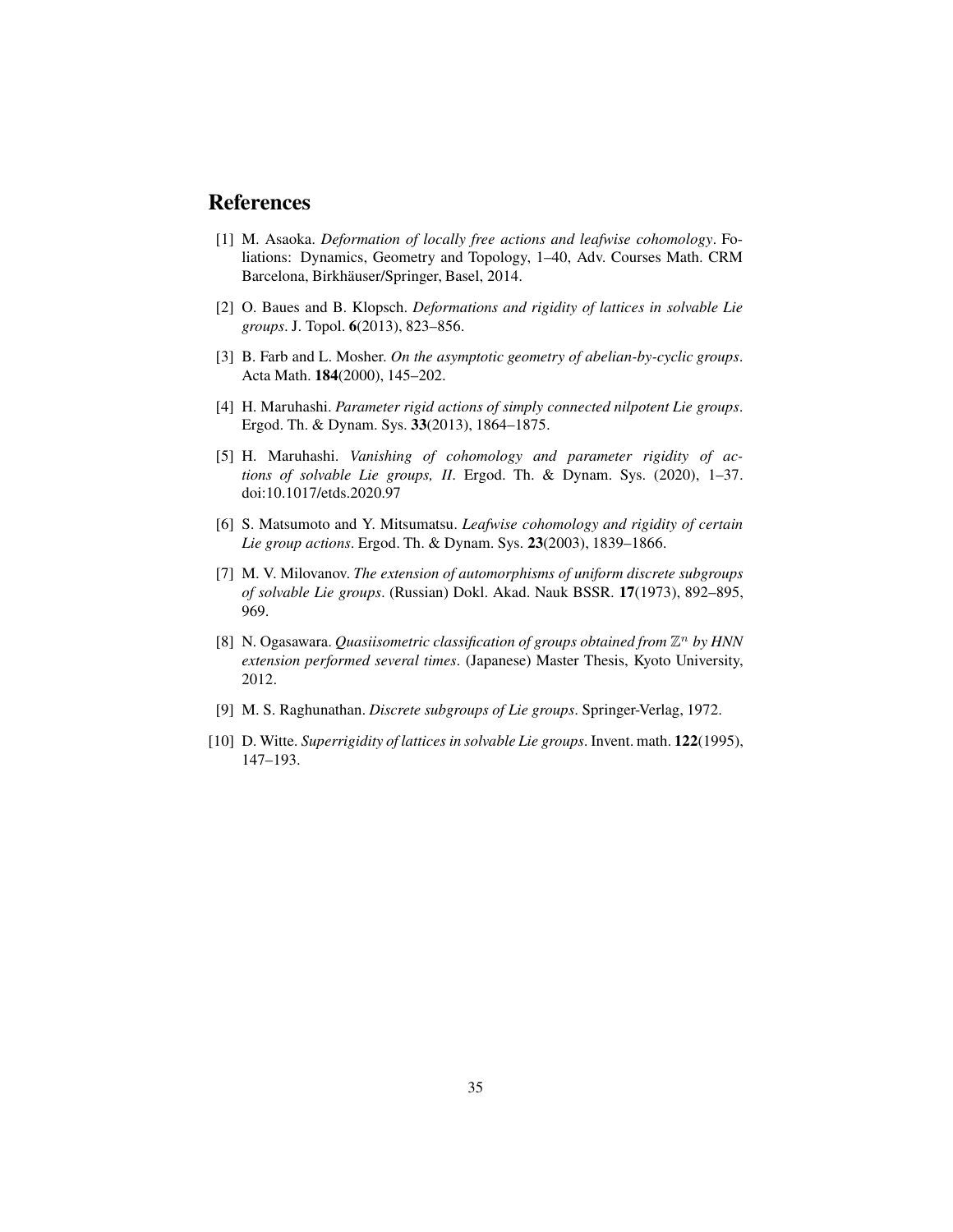## References

[1] M. Asaoka. *Deformation of locally free actions and leafwise cohomology*. Foliations: Dynamics, Geometry and Topology, 1–40, Adv. Courses Math. CRM Barcelona, Birkhäuser/Springer, Basel, 2014.

[2] O. Baues and B. Klopsch. *Deformations and rigidity of lattices in solvable Lie groups*. J. Topol. **6**(2013), 823–856.

[3] B. Farb and L. Mosher. *On the asymptotic geometry of abelian-by-cyclic groups*. Acta Math. **184**(2000), 145–202.

[4] H. Maruhashi. *Parameter rigid actions of simply connected nilpotent Lie groups*. Ergod. Th. & Dynam. Sys. **33**(2013), 1864–1875.

[5] H. Maruhashi. *Vanishing of cohomology and parameter rigidity of actions of solvable Lie groups, II*. Ergod. Th. & Dynam. Sys. (2020), 1–37. doi:10.1017/etds.2020.97

[6] S. Matsumoto and Y. Mitsumatsu. *Leafwise cohomology and rigidity of certain Lie group actions*. Ergod. Th. & Dynam. Sys. **23**(2003), 1839–1866.

[7] M. V. Milovanov. *The extension of automorphisms of uniform discrete subgroups of solvable Lie groups*. (Russian) Dokl. Akad. Nauk BSSR. **17**(1973), 892–895, 969.

[8] N. Ogasawara. *Quasiisometric classification of groups obtained from $\mathbb{Z}^n$ by HNN extension performed several times*. (Japanese) Master Thesis, Kyoto University, 2012.

[9] M. S. Raghunathan. *Discrete subgroups of Lie groups*. Springer-Verlag, 1972.

[10] D. Witte. *Superrigidity of lattices in solvable Lie groups*. Invent. math. **122**(1995), 147–193.